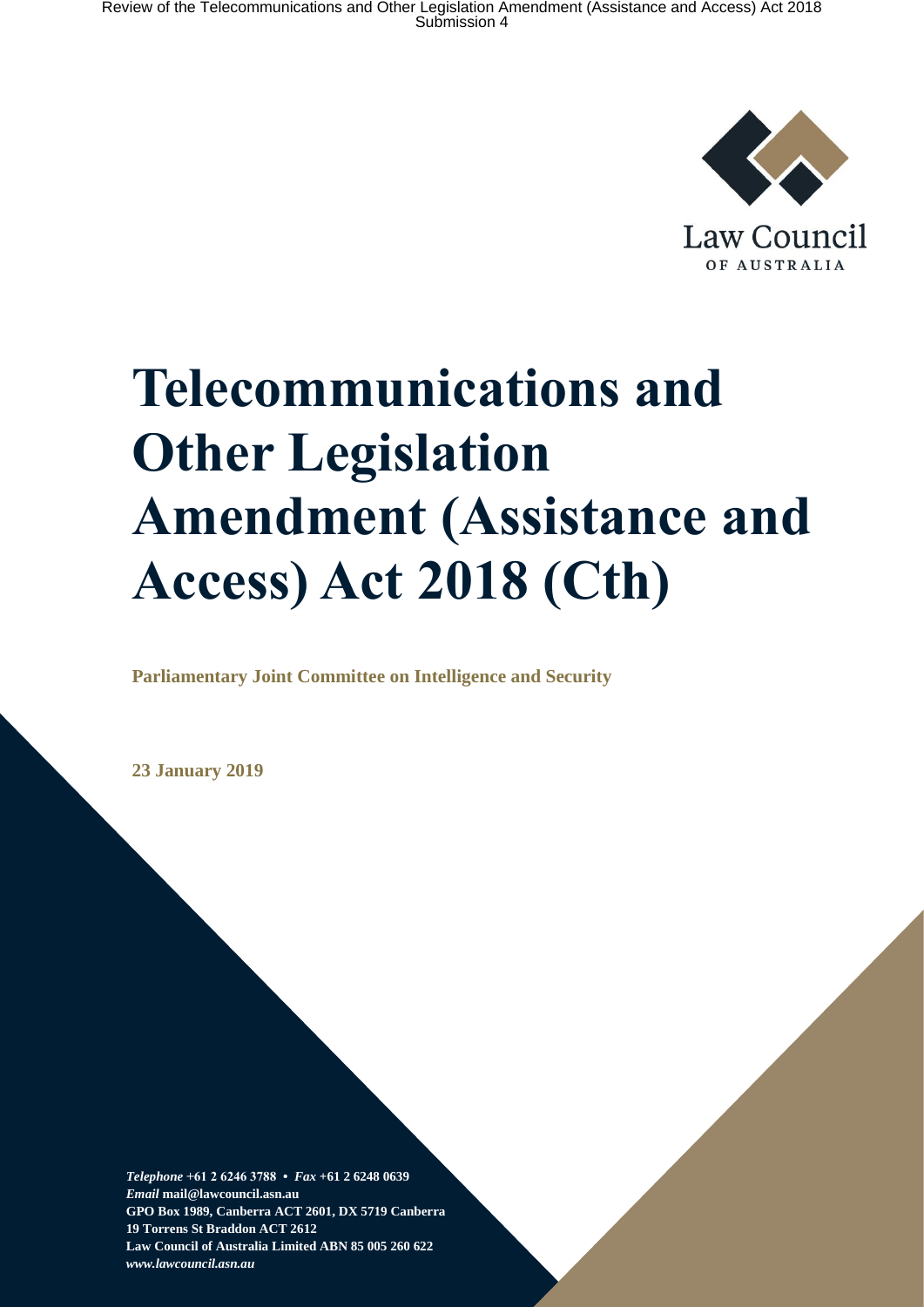Law Council

OF AUSTRALIA

# Telecommunications and Other Legislation Amendment (Assistance and Access) Act 2018 (Cth)

**Parliamentary Joint Committee on Intelligence and Security**

**23 January 2019**

***Telephone*** **+61 2 6246 3788 •** ***Fax*** **+61 2 6248 0639**
***Email*** **mail@lawcouncil.asn.au**
**GPO Box 1989, Canberra ACT 2601, DX 5719 Canberra**
**19 Torrens St Braddon ACT 2612**
**Law Council of Australia Limited ABN 85 005 260 622**
***www.lawcouncil.asn.au***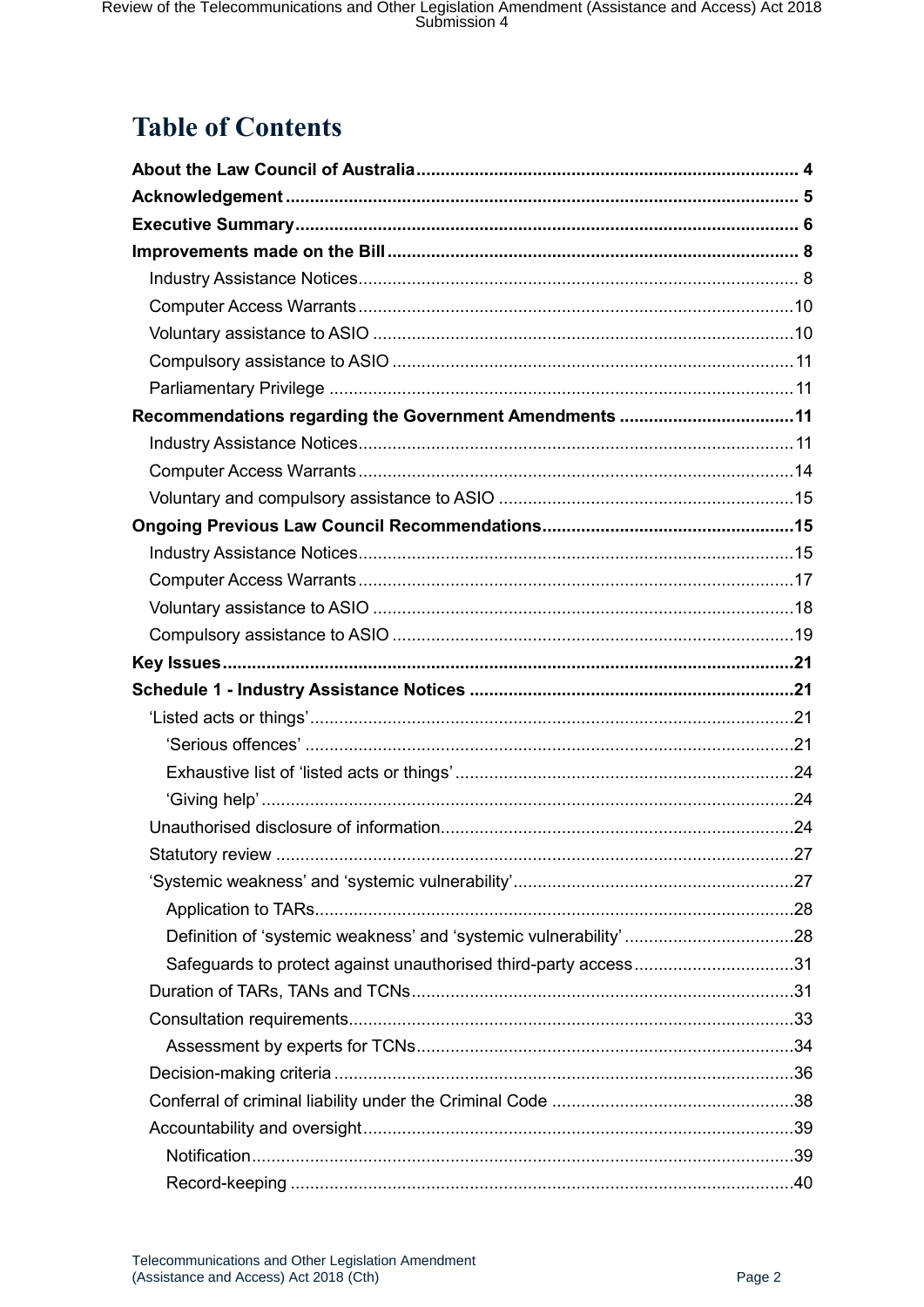# Table of Contents

**About the Law Council of Australia** .... 4

**Acknowledgement** .... 5

**Executive Summary** .... 6

**Improvements made on the Bill** .... 8

- Industry Assistance Notices .... 8
- Computer Access Warrants .... 10
- Voluntary assistance to ASIO .... 10
- Compulsory assistance to ASIO .... 11
- Parliamentary Privilege .... 11

**Recommendations regarding the Government Amendments** .... 11

- Industry Assistance Notices .... 11
- Computer Access Warrants .... 14
- Voluntary and compulsory assistance to ASIO .... 15

**Ongoing Previous Law Council Recommendations** .... 15

- Industry Assistance Notices .... 15
- Computer Access Warrants .... 17
- Voluntary assistance to ASIO .... 18
- Compulsory assistance to ASIO .... 19

**Key Issues** .... 21

**Schedule 1 - Industry Assistance Notices** .... 21

- 'Listed acts or things' .... 21
  - 'Serious offences' .... 21
  - Exhaustive list of 'listed acts or things' .... 24
  - 'Giving help' .... 24
- Unauthorised disclosure of information .... 24
- Statutory review .... 27
- 'Systemic weakness' and 'systemic vulnerability' .... 27
  - Application to TARs .... 28
  - Definition of 'systemic weakness' and 'systemic vulnerability' .... 28
  - Safeguards to protect against unauthorised third-party access .... 31
- Duration of TARs, TANs and TCNs .... 31
- Consultation requirements .... 33
  - Assessment by experts for TCNs .... 34
- Decision-making criteria .... 36
- Conferral of criminal liability under the Criminal Code .... 38
- Accountability and oversight .... 39
  - Notification .... 39
  - Record-keeping .... 40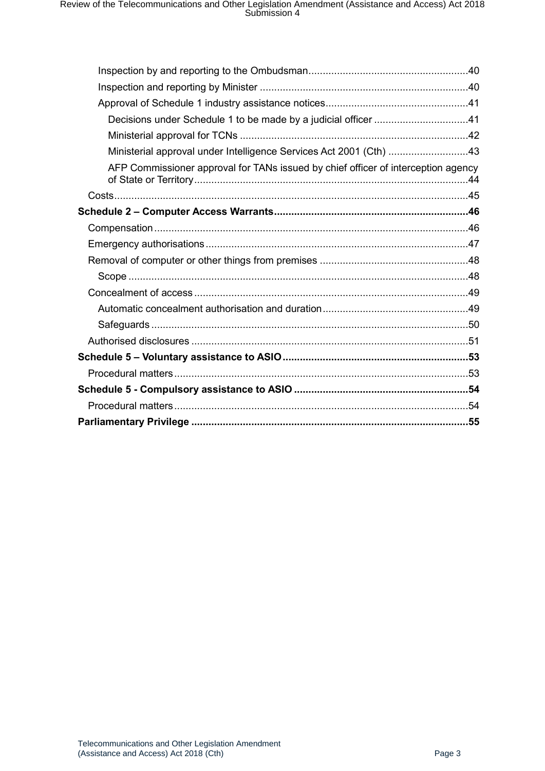Inspection by and reporting to the Ombudsman ........ 40

Inspection and reporting by Minister ........ 40

Approval of Schedule 1 industry assistance notices ........ 41

Decisions under Schedule 1 to be made by a judicial officer ........ 41

Ministerial approval for TCNs ........ 42

Ministerial approval under Intelligence Services Act 2001 (Cth) ........ 43

AFP Commissioner approval for TANs issued by chief officer of interception agency of State or Territory ........ 44

Costs ........ 45

**Schedule 2 – Computer Access Warrants ........ 46**

Compensation ........ 46

Emergency authorisations ........ 47

Removal of computer or other things from premises ........ 48

Scope ........ 48

Concealment of access ........ 49

Automatic concealment authorisation and duration ........ 49

Safeguards ........ 50

Authorised disclosures ........ 51

**Schedule 5 – Voluntary assistance to ASIO ........ 53**

Procedural matters ........ 53

**Schedule 5 - Compulsory assistance to ASIO ........ 54**

Procedural matters ........ 54

**Parliamentary Privilege ........ 55**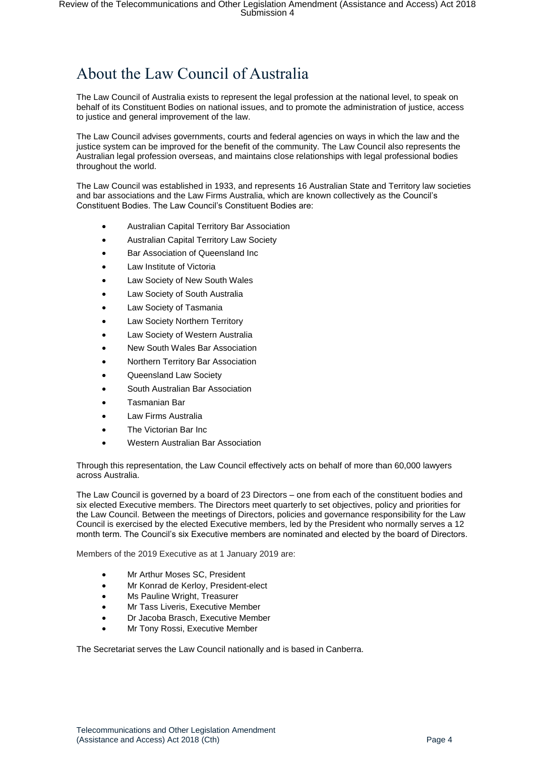# About the Law Council of Australia

The Law Council of Australia exists to represent the legal profession at the national level, to speak on behalf of its Constituent Bodies on national issues, and to promote the administration of justice, access to justice and general improvement of the law.

The Law Council advises governments, courts and federal agencies on ways in which the law and the justice system can be improved for the benefit of the community. The Law Council also represents the Australian legal profession overseas, and maintains close relationships with legal professional bodies throughout the world.

The Law Council was established in 1933, and represents 16 Australian State and Territory law societies and bar associations and the Law Firms Australia, which are known collectively as the Council's Constituent Bodies. The Law Council's Constituent Bodies are:

- Australian Capital Territory Bar Association
- Australian Capital Territory Law Society
- Bar Association of Queensland Inc
- Law Institute of Victoria
- Law Society of New South Wales
- Law Society of South Australia
- Law Society of Tasmania
- Law Society Northern Territory
- Law Society of Western Australia
- New South Wales Bar Association
- Northern Territory Bar Association
- Queensland Law Society
- South Australian Bar Association
- Tasmanian Bar
- Law Firms Australia
- The Victorian Bar Inc
- Western Australian Bar Association

Through this representation, the Law Council effectively acts on behalf of more than 60,000 lawyers across Australia.

The Law Council is governed by a board of 23 Directors – one from each of the constituent bodies and six elected Executive members. The Directors meet quarterly to set objectives, policy and priorities for the Law Council. Between the meetings of Directors, policies and governance responsibility for the Law Council is exercised by the elected Executive members, led by the President who normally serves a 12 month term. The Council's six Executive members are nominated and elected by the board of Directors.

Members of the 2019 Executive as at 1 January 2019 are:

- Mr Arthur Moses SC, President
- Mr Konrad de Kerloy, President-elect
- Ms Pauline Wright, Treasurer
- Mr Tass Liveris, Executive Member
- Dr Jacoba Brasch, Executive Member
- Mr Tony Rossi, Executive Member

The Secretariat serves the Law Council nationally and is based in Canberra.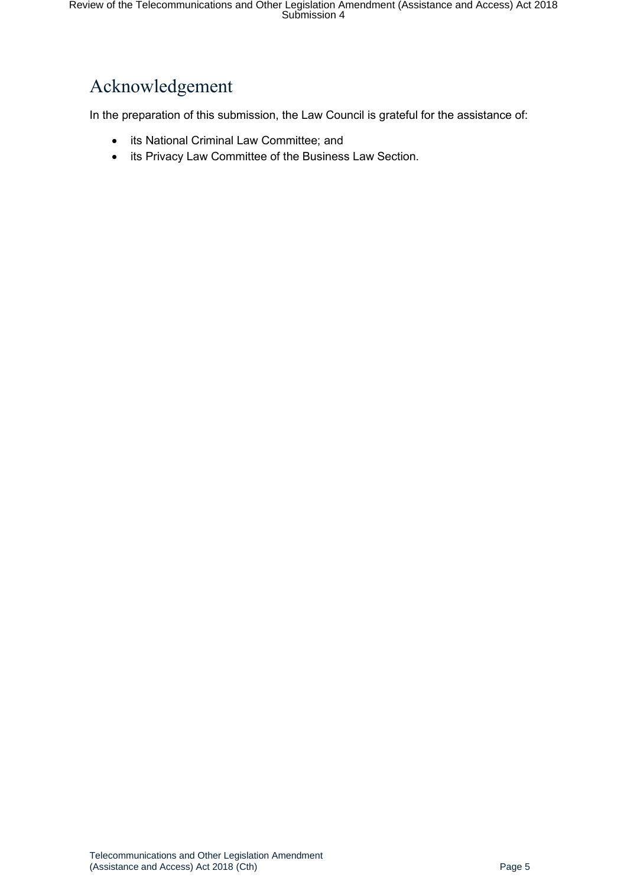# Acknowledgement

In the preparation of this submission, the Law Council is grateful for the assistance of:

- its National Criminal Law Committee; and
- its Privacy Law Committee of the Business Law Section.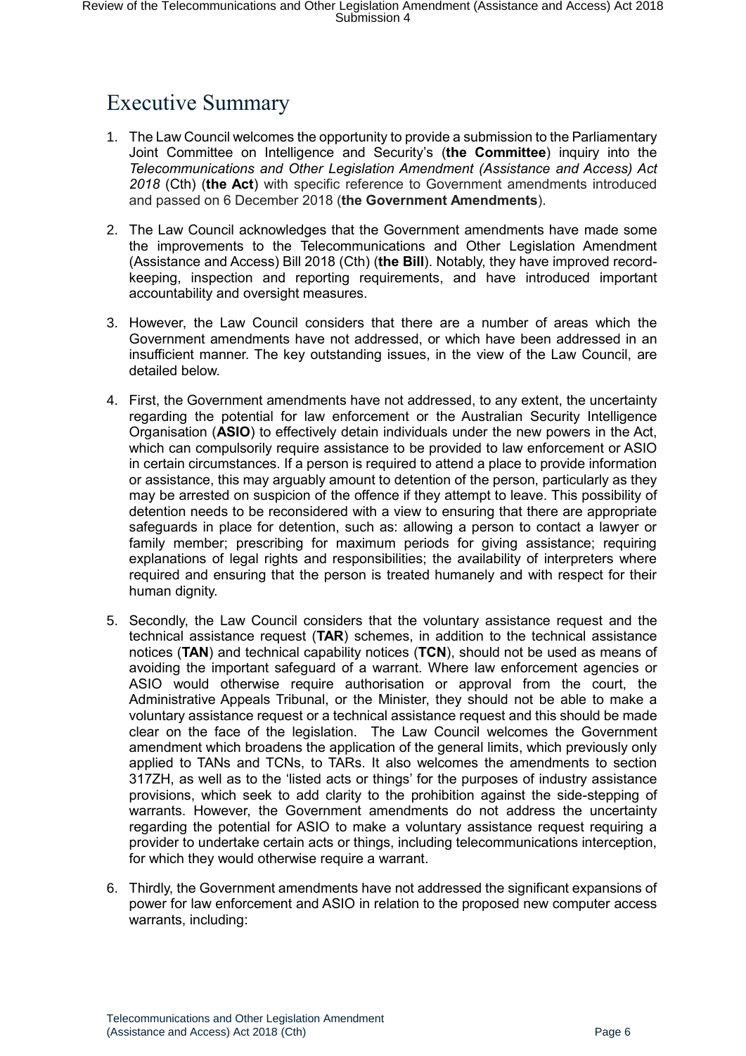# Executive Summary

1. The Law Council welcomes the opportunity to provide a submission to the Parliamentary Joint Committee on Intelligence and Security's (**the Committee**) inquiry into the *Telecommunications and Other Legislation Amendment (Assistance and Access) Act 2018* (Cth) (**the Act**) with specific reference to Government amendments introduced and passed on 6 December 2018 (**the Government Amendments**).

2. The Law Council acknowledges that the Government amendments have made some the improvements to the Telecommunications and Other Legislation Amendment (Assistance and Access) Bill 2018 (Cth) (**the Bill**). Notably, they have improved record-keeping, inspection and reporting requirements, and have introduced important accountability and oversight measures.

3. However, the Law Council considers that there are a number of areas which the Government amendments have not addressed, or which have been addressed in an insufficient manner. The key outstanding issues, in the view of the Law Council, are detailed below.

4. First, the Government amendments have not addressed, to any extent, the uncertainty regarding the potential for law enforcement or the Australian Security Intelligence Organisation (**ASIO**) to effectively detain individuals under the new powers in the Act, which can compulsorily require assistance to be provided to law enforcement or ASIO in certain circumstances. If a person is required to attend a place to provide information or assistance, this may arguably amount to detention of the person, particularly as they may be arrested on suspicion of the offence if they attempt to leave. This possibility of detention needs to be reconsidered with a view to ensuring that there are appropriate safeguards in place for detention, such as: allowing a person to contact a lawyer or family member; prescribing for maximum periods for giving assistance; requiring explanations of legal rights and responsibilities; the availability of interpreters where required and ensuring that the person is treated humanely and with respect for their human dignity.

5. Secondly, the Law Council considers that the voluntary assistance request and the technical assistance request (**TAR**) schemes, in addition to the technical assistance notices (**TAN**) and technical capability notices (**TCN**), should not be used as means of avoiding the important safeguard of a warrant. Where law enforcement agencies or ASIO would otherwise require authorisation or approval from the court, the Administrative Appeals Tribunal, or the Minister, they should not be able to make a voluntary assistance request or a technical assistance request and this should be made clear on the face of the legislation. The Law Council welcomes the Government amendment which broadens the application of the general limits, which previously only applied to TANs and TCNs, to TARs. It also welcomes the amendments to section 317ZH, as well as to the 'listed acts or things' for the purposes of industry assistance provisions, which seek to add clarity to the prohibition against the side-stepping of warrants. However, the Government amendments do not address the uncertainty regarding the potential for ASIO to make a voluntary assistance request requiring a provider to undertake certain acts or things, including telecommunications interception, for which they would otherwise require a warrant.

6. Thirdly, the Government amendments have not addressed the significant expansions of power for law enforcement and ASIO in relation to the proposed new computer access warrants, including: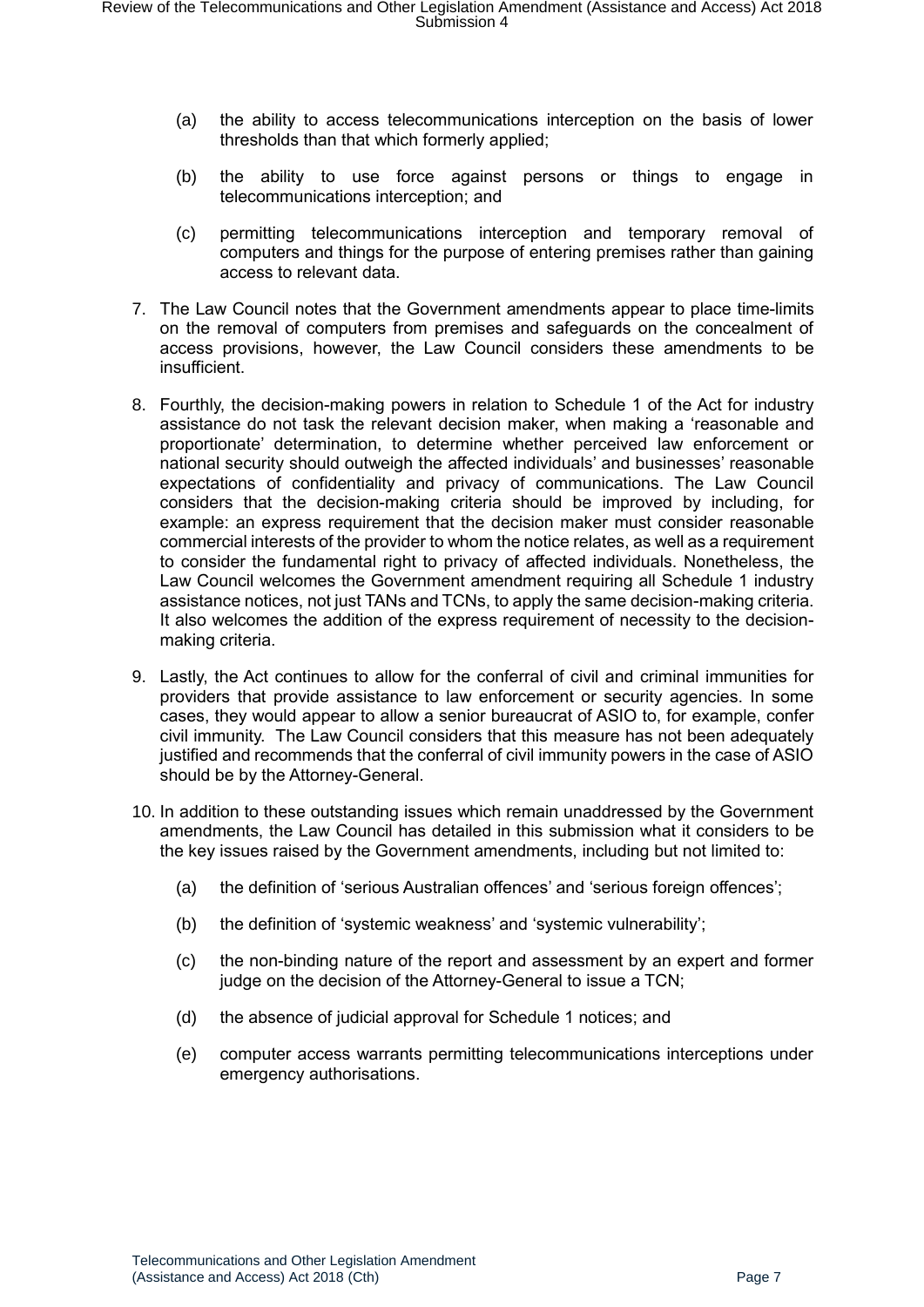(a) the ability to access telecommunications interception on the basis of lower thresholds than that which formerly applied;

(b) the ability to use force against persons or things to engage in telecommunications interception; and

(c) permitting telecommunications interception and temporary removal of computers and things for the purpose of entering premises rather than gaining access to relevant data.

7. The Law Council notes that the Government amendments appear to place time-limits on the removal of computers from premises and safeguards on the concealment of access provisions, however, the Law Council considers these amendments to be insufficient.

8. Fourthly, the decision-making powers in relation to Schedule 1 of the Act for industry assistance do not task the relevant decision maker, when making a 'reasonable and proportionate' determination, to determine whether perceived law enforcement or national security should outweigh the affected individuals' and businesses' reasonable expectations of confidentiality and privacy of communications. The Law Council considers that the decision-making criteria should be improved by including, for example: an express requirement that the decision maker must consider reasonable commercial interests of the provider to whom the notice relates, as well as a requirement to consider the fundamental right to privacy of affected individuals. Nonetheless, the Law Council welcomes the Government amendment requiring all Schedule 1 industry assistance notices, not just TANs and TCNs, to apply the same decision-making criteria. It also welcomes the addition of the express requirement of necessity to the decision-making criteria.

9. Lastly, the Act continues to allow for the conferral of civil and criminal immunities for providers that provide assistance to law enforcement or security agencies. In some cases, they would appear to allow a senior bureaucrat of ASIO to, for example, confer civil immunity. The Law Council considers that this measure has not been adequately justified and recommends that the conferral of civil immunity powers in the case of ASIO should be by the Attorney-General.

10. In addition to these outstanding issues which remain unaddressed by the Government amendments, the Law Council has detailed in this submission what it considers to be the key issues raised by the Government amendments, including but not limited to:

    (a) the definition of 'serious Australian offences' and 'serious foreign offences';

    (b) the definition of 'systemic weakness' and 'systemic vulnerability';

    (c) the non-binding nature of the report and assessment by an expert and former judge on the decision of the Attorney-General to issue a TCN;

    (d) the absence of judicial approval for Schedule 1 notices; and

    (e) computer access warrants permitting telecommunications interceptions under emergency authorisations.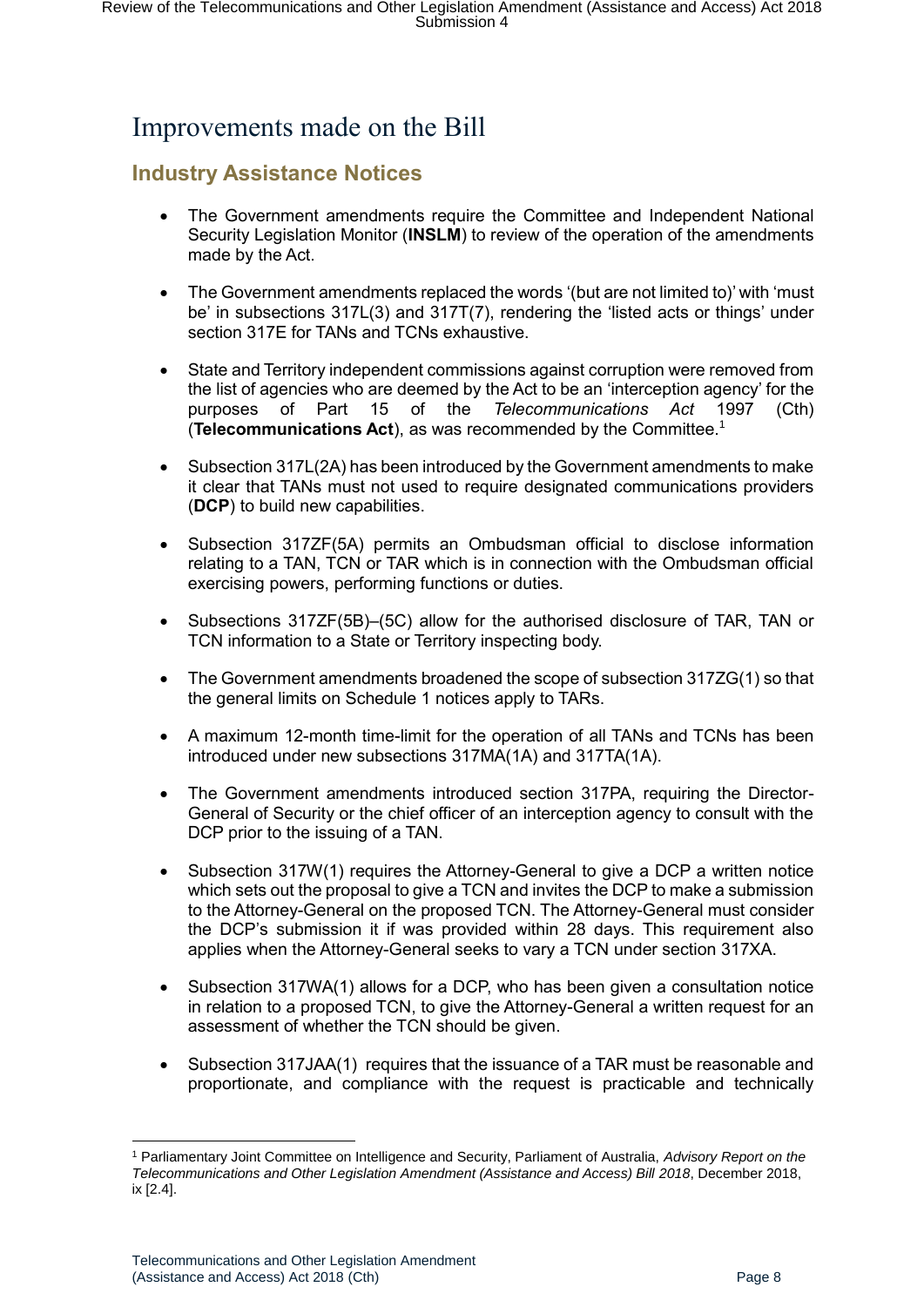# Improvements made on the Bill

## Industry Assistance Notices

- The Government amendments require the Committee and Independent National Security Legislation Monitor (**INSLM**) to review of the operation of the amendments made by the Act.
- The Government amendments replaced the words '(but are not limited to)' with 'must be' in subsections 317L(3) and 317T(7), rendering the 'listed acts or things' under section 317E for TANs and TCNs exhaustive.
- State and Territory independent commissions against corruption were removed from the list of agencies who are deemed by the Act to be an 'interception agency' for the purposes of Part 15 of the *Telecommunications Act* 1997 (Cth) (**Telecommunications Act**), as was recommended by the Committee.[1]
- Subsection 317L(2A) has been introduced by the Government amendments to make it clear that TANs must not used to require designated communications providers (**DCP**) to build new capabilities.
- Subsection 317ZF(5A) permits an Ombudsman official to disclose information relating to a TAN, TCN or TAR which is in connection with the Ombudsman official exercising powers, performing functions or duties.
- Subsections 317ZF(5B)–(5C) allow for the authorised disclosure of TAR, TAN or TCN information to a State or Territory inspecting body.
- The Government amendments broadened the scope of subsection 317ZG(1) so that the general limits on Schedule 1 notices apply to TARs.
- A maximum 12-month time-limit for the operation of all TANs and TCNs has been introduced under new subsections 317MA(1A) and 317TA(1A).
- The Government amendments introduced section 317PA, requiring the Director-General of Security or the chief officer of an interception agency to consult with the DCP prior to the issuing of a TAN.
- Subsection 317W(1) requires the Attorney-General to give a DCP a written notice which sets out the proposal to give a TCN and invites the DCP to make a submission to the Attorney-General on the proposed TCN. The Attorney-General must consider the DCP's submission it if was provided within 28 days. This requirement also applies when the Attorney-General seeks to vary a TCN under section 317XA.
- Subsection 317WA(1) allows for a DCP, who has been given a consultation notice in relation to a proposed TCN, to give the Attorney-General a written request for an assessment of whether the TCN should be given.
- Subsection 317JAA(1) requires that the issuance of a TAR must be reasonable and proportionate, and compliance with the request is practicable and technically

[1] Parliamentary Joint Committee on Intelligence and Security, Parliament of Australia, *Advisory Report on the Telecommunications and Other Legislation Amendment (Assistance and Access) Bill 2018*, December 2018, ix [2.4].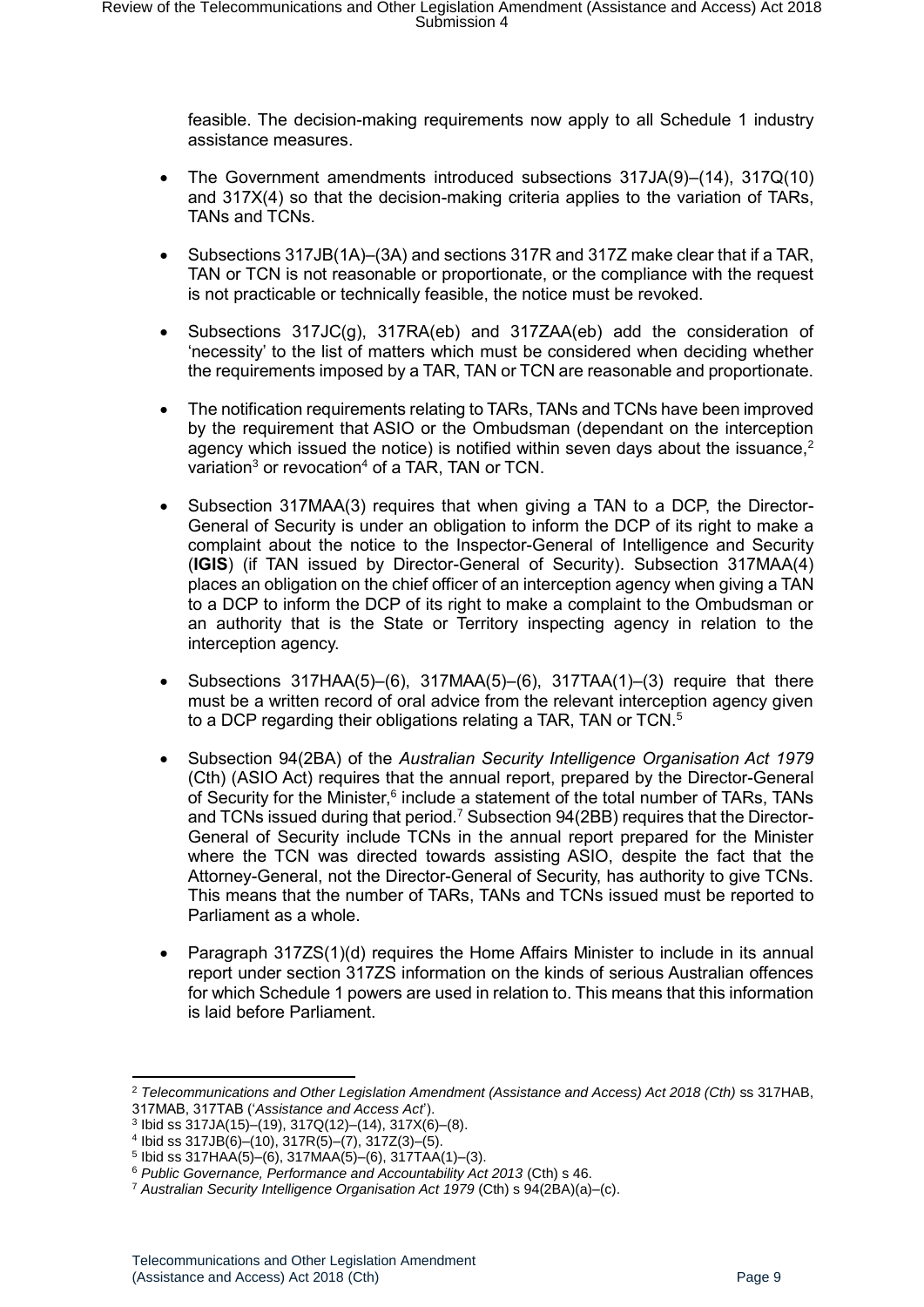feasible. The decision-making requirements now apply to all Schedule 1 industry assistance measures.

- The Government amendments introduced subsections 317JA(9)–(14), 317Q(10) and 317X(4) so that the decision-making criteria applies to the variation of TARs, TANs and TCNs.
- Subsections 317JB(1A)–(3A) and sections 317R and 317Z make clear that if a TAR, TAN or TCN is not reasonable or proportionate, or the compliance with the request is not practicable or technically feasible, the notice must be revoked.
- Subsections 317JC(g), 317RA(eb) and 317ZAA(eb) add the consideration of 'necessity' to the list of matters which must be considered when deciding whether the requirements imposed by a TAR, TAN or TCN are reasonable and proportionate.
- The notification requirements relating to TARs, TANs and TCNs have been improved by the requirement that ASIO or the Ombudsman (dependant on the interception agency which issued the notice) is notified within seven days about the issuance,[2] variation[3] or revocation[4] of a TAR, TAN or TCN.
- Subsection 317MAA(3) requires that when giving a TAN to a DCP, the Director-General of Security is under an obligation to inform the DCP of its right to make a complaint about the notice to the Inspector-General of Intelligence and Security (**IGIS**) (if TAN issued by Director-General of Security). Subsection 317MAA(4) places an obligation on the chief officer of an interception agency when giving a TAN to a DCP to inform the DCP of its right to make a complaint to the Ombudsman or an authority that is the State or Territory inspecting agency in relation to the interception agency.
- Subsections 317HAA(5)–(6), 317MAA(5)–(6), 317TAA(1)–(3) require that there must be a written record of oral advice from the relevant interception agency given to a DCP regarding their obligations relating a TAR, TAN or TCN.[5]
- Subsection 94(2BA) of the *Australian Security Intelligence Organisation Act 1979* (Cth) (ASIO Act) requires that the annual report, prepared by the Director-General of Security for the Minister,[6] include a statement of the total number of TARs, TANs and TCNs issued during that period.[7] Subsection 94(2BB) requires that the Director-General of Security include TCNs in the annual report prepared for the Minister where the TCN was directed towards assisting ASIO, despite the fact that the Attorney-General, not the Director-General of Security, has authority to give TCNs. This means that the number of TARs, TANs and TCNs issued must be reported to Parliament as a whole.
- Paragraph 317ZS(1)(d) requires the Home Affairs Minister to include in its annual report under section 317ZS information on the kinds of serious Australian offences for which Schedule 1 powers are used in relation to. This means that this information is laid before Parliament.

---

[2] *Telecommunications and Other Legislation Amendment (Assistance and Access) Act 2018 (Cth)* ss 317HAB, 317MAB, 317TAB ('*Assistance and Access Act*').

[3] Ibid ss 317JA(15)–(19), 317Q(12)–(14), 317X(6)–(8).

[4] Ibid ss 317JB(6)–(10), 317R(5)–(7), 317Z(3)–(5).

[5] Ibid ss 317HAA(5)–(6), 317MAA(5)–(6), 317TAA(1)–(3).

[6] *Public Governance, Performance and Accountability Act 2013* (Cth) s 46.

[7] *Australian Security Intelligence Organisation Act 1979* (Cth) s 94(2BA)(a)–(c).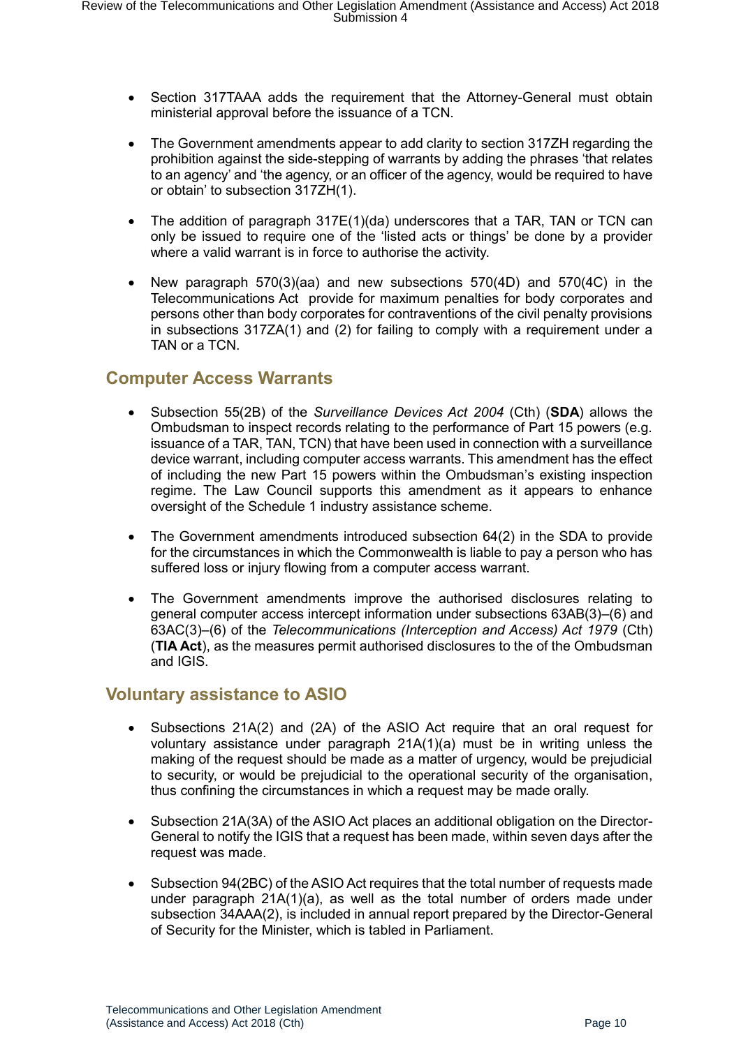- Section 317TAAA adds the requirement that the Attorney-General must obtain ministerial approval before the issuance of a TCN.

- The Government amendments appear to add clarity to section 317ZH regarding the prohibition against the side-stepping of warrants by adding the phrases 'that relates to an agency' and 'the agency, or an officer of the agency, would be required to have or obtain' to subsection 317ZH(1).

- The addition of paragraph 317E(1)(da) underscores that a TAR, TAN or TCN can only be issued to require one of the 'listed acts or things' be done by a provider where a valid warrant is in force to authorise the activity.

- New paragraph 570(3)(aa) and new subsections 570(4D) and 570(4C) in the Telecommunications Act provide for maximum penalties for body corporates and persons other than body corporates for contraventions of the civil penalty provisions in subsections 317ZA(1) and (2) for failing to comply with a requirement under a TAN or a TCN.

## Computer Access Warrants

- Subsection 55(2B) of the *Surveillance Devices Act 2004* (Cth) (**SDA**) allows the Ombudsman to inspect records relating to the performance of Part 15 powers (e.g. issuance of a TAR, TAN, TCN) that have been used in connection with a surveillance device warrant, including computer access warrants. This amendment has the effect of including the new Part 15 powers within the Ombudsman's existing inspection regime. The Law Council supports this amendment as it appears to enhance oversight of the Schedule 1 industry assistance scheme.

- The Government amendments introduced subsection 64(2) in the SDA to provide for the circumstances in which the Commonwealth is liable to pay a person who has suffered loss or injury flowing from a computer access warrant.

- The Government amendments improve the authorised disclosures relating to general computer access intercept information under subsections 63AB(3)–(6) and 63AC(3)–(6) of the *Telecommunications (Interception and Access) Act 1979* (Cth) (**TIA Act**), as the measures permit authorised disclosures to the of the Ombudsman and IGIS.

## Voluntary assistance to ASIO

- Subsections 21A(2) and (2A) of the ASIO Act require that an oral request for voluntary assistance under paragraph 21A(1)(a) must be in writing unless the making of the request should be made as a matter of urgency, would be prejudicial to security, or would be prejudicial to the operational security of the organisation, thus confining the circumstances in which a request may be made orally.

- Subsection 21A(3A) of the ASIO Act places an additional obligation on the Director-General to notify the IGIS that a request has been made, within seven days after the request was made.

- Subsection 94(2BC) of the ASIO Act requires that the total number of requests made under paragraph 21A(1)(a), as well as the total number of orders made under subsection 34AAA(2), is included in annual report prepared by the Director-General of Security for the Minister, which is tabled in Parliament.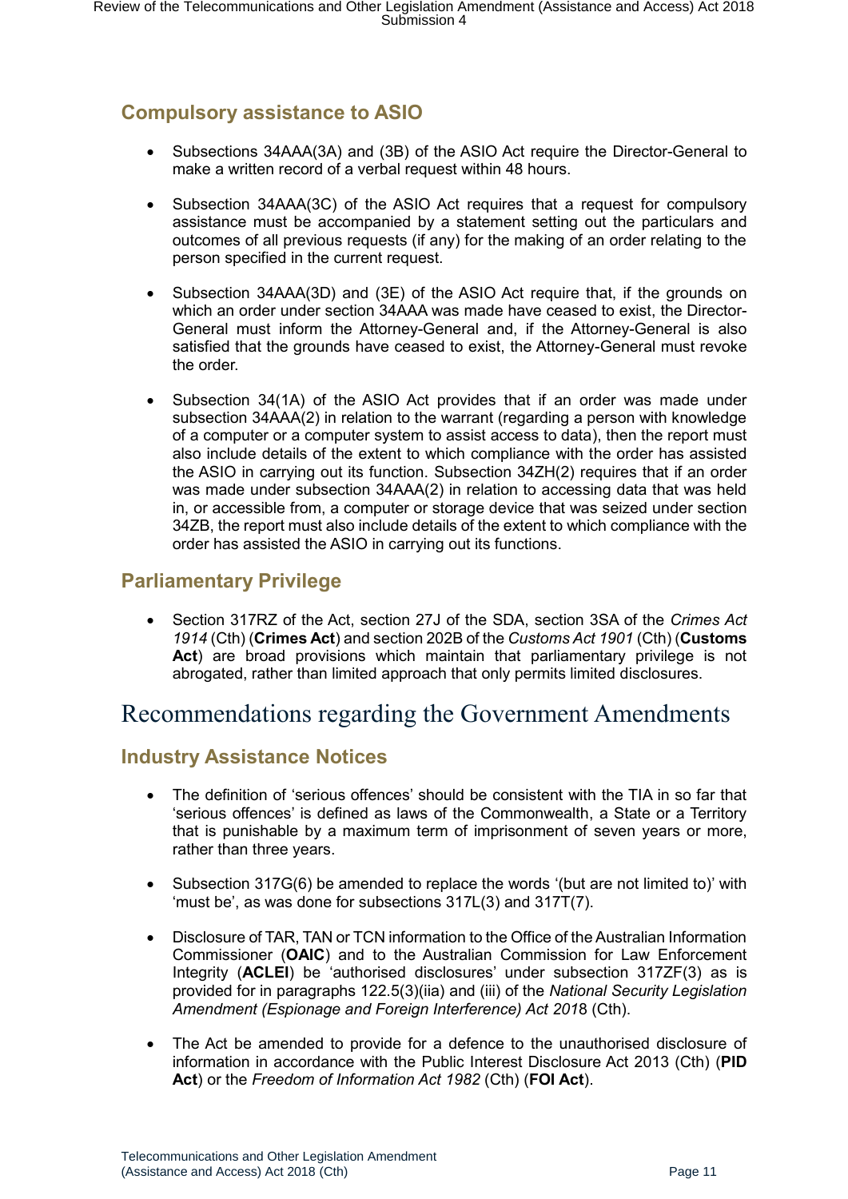## Compulsory assistance to ASIO

- Subsections 34AAA(3A) and (3B) of the ASIO Act require the Director-General to make a written record of a verbal request within 48 hours.
- Subsection 34AAA(3C) of the ASIO Act requires that a request for compulsory assistance must be accompanied by a statement setting out the particulars and outcomes of all previous requests (if any) for the making of an order relating to the person specified in the current request.
- Subsection 34AAA(3D) and (3E) of the ASIO Act require that, if the grounds on which an order under section 34AAA was made have ceased to exist, the Director-General must inform the Attorney-General and, if the Attorney-General is also satisfied that the grounds have ceased to exist, the Attorney-General must revoke the order.
- Subsection 34(1A) of the ASIO Act provides that if an order was made under subsection 34AAA(2) in relation to the warrant (regarding a person with knowledge of a computer or a computer system to assist access to data), then the report must also include details of the extent to which compliance with the order has assisted the ASIO in carrying out its function. Subsection 34ZH(2) requires that if an order was made under subsection 34AAA(2) in relation to accessing data that was held in, or accessible from, a computer or storage device that was seized under section 34ZB, the report must also include details of the extent to which compliance with the order has assisted the ASIO in carrying out its functions.

## Parliamentary Privilege

- Section 317RZ of the Act, section 27J of the SDA, section 3SA of the *Crimes Act 1914* (Cth) (**Crimes Act**) and section 202B of the *Customs Act 1901* (Cth) (**Customs Act**) are broad provisions which maintain that parliamentary privilege is not abrogated, rather than limited approach that only permits limited disclosures.

# Recommendations regarding the Government Amendments

## Industry Assistance Notices

- The definition of 'serious offences' should be consistent with the TIA in so far that 'serious offences' is defined as laws of the Commonwealth, a State or a Territory that is punishable by a maximum term of imprisonment of seven years or more, rather than three years.
- Subsection 317G(6) be amended to replace the words '(but are not limited to)' with 'must be', as was done for subsections 317L(3) and 317T(7).
- Disclosure of TAR, TAN or TCN information to the Office of the Australian Information Commissioner (**OAIC**) and to the Australian Commission for Law Enforcement Integrity (**ACLEI**) be 'authorised disclosures' under subsection 317ZF(3) as is provided for in paragraphs 122.5(3)(iia) and (iii) of the *National Security Legislation Amendment (Espionage and Foreign Interference) Act 2018* (Cth).
- The Act be amended to provide for a defence to the unauthorised disclosure of information in accordance with the Public Interest Disclosure Act 2013 (Cth) (**PID Act**) or the *Freedom of Information Act 1982* (Cth) (**FOI Act**).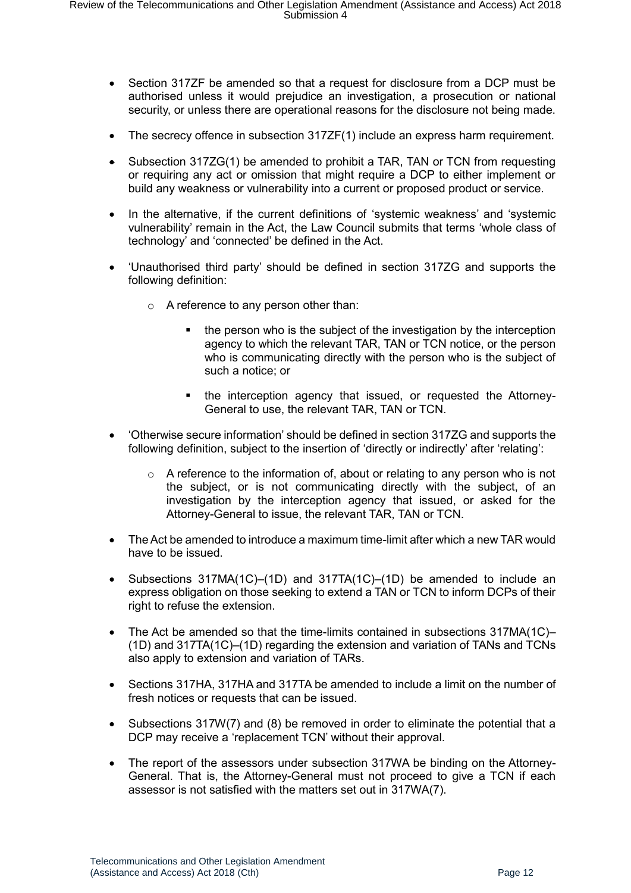- Section 317ZF be amended so that a request for disclosure from a DCP must be authorised unless it would prejudice an investigation, a prosecution or national security, or unless there are operational reasons for the disclosure not being made.

- The secrecy offence in subsection 317ZF(1) include an express harm requirement.

- Subsection 317ZG(1) be amended to prohibit a TAR, TAN or TCN from requesting or requiring any act or omission that might require a DCP to either implement or build any weakness or vulnerability into a current or proposed product or service.

- In the alternative, if the current definitions of 'systemic weakness' and 'systemic vulnerability' remain in the Act, the Law Council submits that terms 'whole class of technology' and 'connected' be defined in the Act.

- 'Unauthorised third party' should be defined in section 317ZG and supports the following definition:

  - A reference to any person other than:

    - the person who is the subject of the investigation by the interception agency to which the relevant TAR, TAN or TCN notice, or the person who is communicating directly with the person who is the subject of such a notice; or

    - the interception agency that issued, or requested the Attorney-General to use, the relevant TAR, TAN or TCN.

- 'Otherwise secure information' should be defined in section 317ZG and supports the following definition, subject to the insertion of 'directly or indirectly' after 'relating':

  - A reference to the information of, about or relating to any person who is not the subject, or is not communicating directly with the subject, of an investigation by the interception agency that issued, or asked for the Attorney-General to issue, the relevant TAR, TAN or TCN.

- The Act be amended to introduce a maximum time-limit after which a new TAR would have to be issued.

- Subsections 317MA(1C)–(1D) and 317TA(1C)–(1D) be amended to include an express obligation on those seeking to extend a TAN or TCN to inform DCPs of their right to refuse the extension.

- The Act be amended so that the time-limits contained in subsections 317MA(1C)–(1D) and 317TA(1C)–(1D) regarding the extension and variation of TANs and TCNs also apply to extension and variation of TARs.

- Sections 317HA, 317HA and 317TA be amended to include a limit on the number of fresh notices or requests that can be issued.

- Subsections 317W(7) and (8) be removed in order to eliminate the potential that a DCP may receive a 'replacement TCN' without their approval.

- The report of the assessors under subsection 317WA be binding on the Attorney-General. That is, the Attorney-General must not proceed to give a TCN if each assessor is not satisfied with the matters set out in 317WA(7).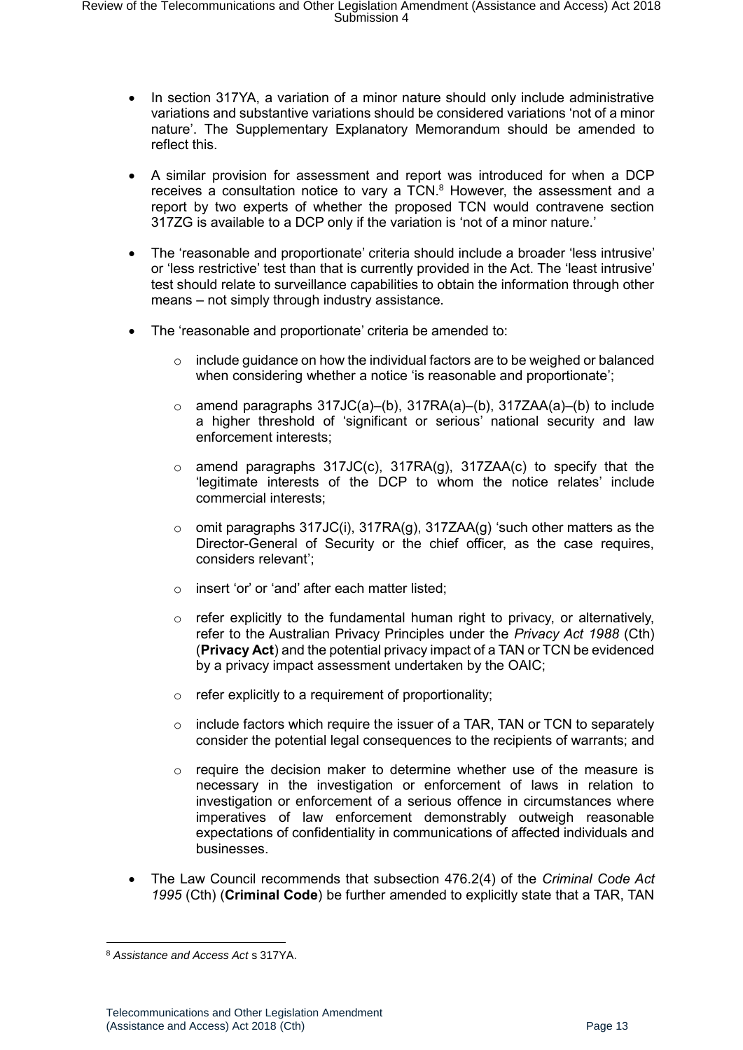- In section 317YA, a variation of a minor nature should only include administrative variations and substantive variations should be considered variations 'not of a minor nature'. The Supplementary Explanatory Memorandum should be amended to reflect this.

- A similar provision for assessment and report was introduced for when a DCP receives a consultation notice to vary a TCN.[8] However, the assessment and a report by two experts of whether the proposed TCN would contravene section 317ZG is available to a DCP only if the variation is 'not of a minor nature.'

- The 'reasonable and proportionate' criteria should include a broader 'less intrusive' or 'less restrictive' test than that is currently provided in the Act. The 'least intrusive' test should relate to surveillance capabilities to obtain the information through other means – not simply through industry assistance.

- The 'reasonable and proportionate' criteria be amended to:
  - include guidance on how the individual factors are to be weighed or balanced when considering whether a notice 'is reasonable and proportionate';
  - amend paragraphs 317JC(a)–(b), 317RA(a)–(b), 317ZAA(a)–(b) to include a higher threshold of 'significant or serious' national security and law enforcement interests;
  - amend paragraphs 317JC(c), 317RA(g), 317ZAA(c) to specify that the 'legitimate interests of the DCP to whom the notice relates' include commercial interests;
  - omit paragraphs 317JC(i), 317RA(g), 317ZAA(g) 'such other matters as the Director-General of Security or the chief officer, as the case requires, considers relevant';
  - insert 'or' or 'and' after each matter listed;
  - refer explicitly to the fundamental human right to privacy, or alternatively, refer to the Australian Privacy Principles under the *Privacy Act 1988* (Cth) (**Privacy Act**) and the potential privacy impact of a TAN or TCN be evidenced by a privacy impact assessment undertaken by the OAIC;
  - refer explicitly to a requirement of proportionality;
  - include factors which require the issuer of a TAR, TAN or TCN to separately consider the potential legal consequences to the recipients of warrants; and
  - require the decision maker to determine whether use of the measure is necessary in the investigation or enforcement of laws in relation to investigation or enforcement of a serious offence in circumstances where imperatives of law enforcement demonstrably outweigh reasonable expectations of confidentiality in communications of affected individuals and businesses.

- The Law Council recommends that subsection 476.2(4) of the *Criminal Code Act 1995* (Cth) (**Criminal Code**) be further amended to explicitly state that a TAR, TAN

---

[8] *Assistance and Access Act* s 317YA.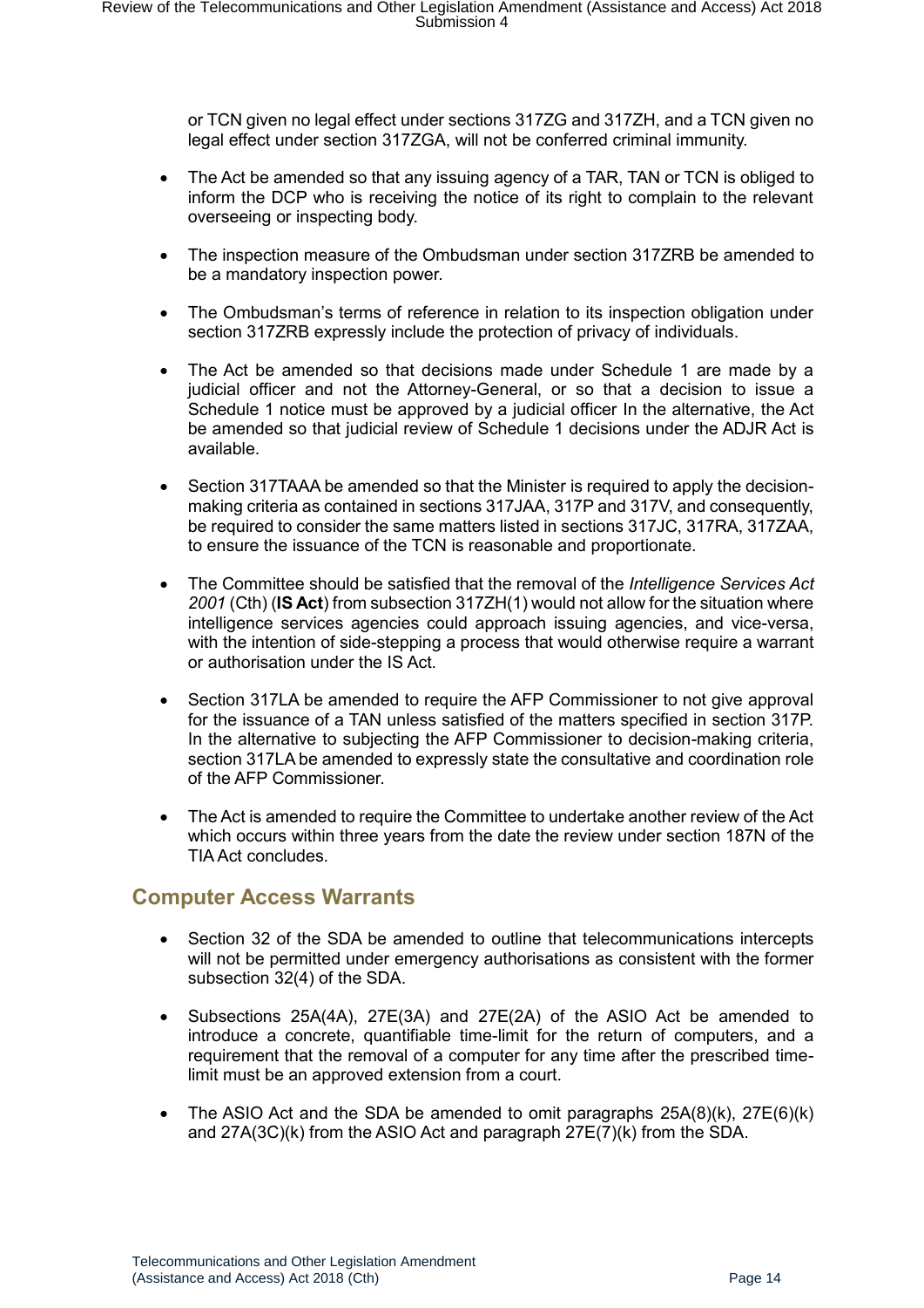or TCN given no legal effect under sections 317ZG and 317ZH, and a TCN given no legal effect under section 317ZGA, will not be conferred criminal immunity.

- The Act be amended so that any issuing agency of a TAR, TAN or TCN is obliged to inform the DCP who is receiving the notice of its right to complain to the relevant overseeing or inspecting body.

- The inspection measure of the Ombudsman under section 317ZRB be amended to be a mandatory inspection power.

- The Ombudsman's terms of reference in relation to its inspection obligation under section 317ZRB expressly include the protection of privacy of individuals.

- The Act be amended so that decisions made under Schedule 1 are made by a judicial officer and not the Attorney-General, or so that a decision to issue a Schedule 1 notice must be approved by a judicial officer In the alternative, the Act be amended so that judicial review of Schedule 1 decisions under the ADJR Act is available.

- Section 317TAAA be amended so that the Minister is required to apply the decision-making criteria as contained in sections 317JAA, 317P and 317V, and consequently, be required to consider the same matters listed in sections 317JC, 317RA, 317ZAA, to ensure the issuance of the TCN is reasonable and proportionate.

- The Committee should be satisfied that the removal of the *Intelligence Services Act 2001* (Cth) (**IS Act**) from subsection 317ZH(1) would not allow for the situation where intelligence services agencies could approach issuing agencies, and vice-versa, with the intention of side-stepping a process that would otherwise require a warrant or authorisation under the IS Act.

- Section 317LA be amended to require the AFP Commissioner to not give approval for the issuance of a TAN unless satisfied of the matters specified in section 317P. In the alternative to subjecting the AFP Commissioner to decision-making criteria, section 317LA be amended to expressly state the consultative and coordination role of the AFP Commissioner.

- The Act is amended to require the Committee to undertake another review of the Act which occurs within three years from the date the review under section 187N of the TIA Act concludes.

## Computer Access Warrants

- Section 32 of the SDA be amended to outline that telecommunications intercepts will not be permitted under emergency authorisations as consistent with the former subsection 32(4) of the SDA.

- Subsections 25A(4A), 27E(3A) and 27E(2A) of the ASIO Act be amended to introduce a concrete, quantifiable time-limit for the return of computers, and a requirement that the removal of a computer for any time after the prescribed time-limit must be an approved extension from a court.

- The ASIO Act and the SDA be amended to omit paragraphs 25A(8)(k), 27E(6)(k) and 27A(3C)(k) from the ASIO Act and paragraph 27E(7)(k) from the SDA.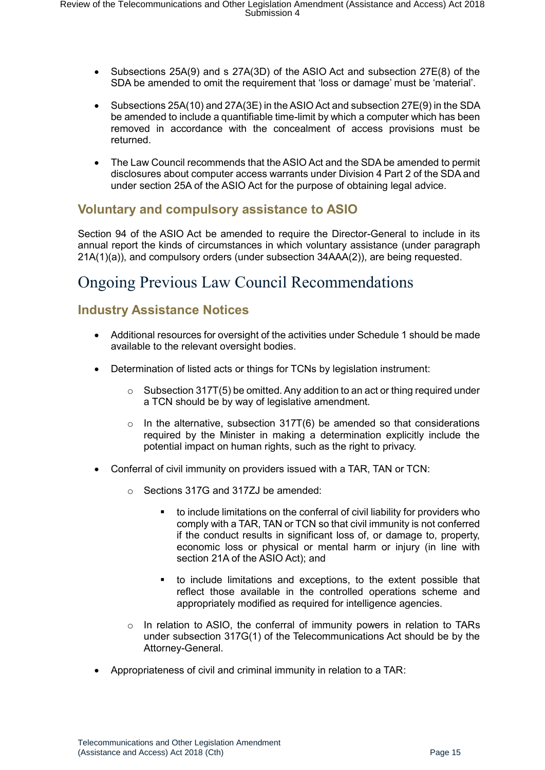- Subsections 25A(9) and s 27A(3D) of the ASIO Act and subsection 27E(8) of the SDA be amended to omit the requirement that 'loss or damage' must be 'material'.
- Subsections 25A(10) and 27A(3E) in the ASIO Act and subsection 27E(9) in the SDA be amended to include a quantifiable time-limit by which a computer which has been removed in accordance with the concealment of access provisions must be returned.
- The Law Council recommends that the ASIO Act and the SDA be amended to permit disclosures about computer access warrants under Division 4 Part 2 of the SDA and under section 25A of the ASIO Act for the purpose of obtaining legal advice.

### Voluntary and compulsory assistance to ASIO

Section 94 of the ASIO Act be amended to require the Director-General to include in its annual report the kinds of circumstances in which voluntary assistance (under paragraph 21A(1)(a)), and compulsory orders (under subsection 34AAA(2)), are being requested.

## Ongoing Previous Law Council Recommendations

### Industry Assistance Notices

- Additional resources for oversight of the activities under Schedule 1 should be made available to the relevant oversight bodies.
- Determination of listed acts or things for TCNs by legislation instrument:
    - Subsection 317T(5) be omitted. Any addition to an act or thing required under a TCN should be by way of legislative amendment.
    - In the alternative, subsection 317T(6) be amended so that considerations required by the Minister in making a determination explicitly include the potential impact on human rights, such as the right to privacy.
- Conferral of civil immunity on providers issued with a TAR, TAN or TCN:
    - Sections 317G and 317ZJ be amended:
        - to include limitations on the conferral of civil liability for providers who comply with a TAR, TAN or TCN so that civil immunity is not conferred if the conduct results in significant loss of, or damage to, property, economic loss or physical or mental harm or injury (in line with section 21A of the ASIO Act); and
        - to include limitations and exceptions, to the extent possible that reflect those available in the controlled operations scheme and appropriately modified as required for intelligence agencies.
    - In relation to ASIO, the conferral of immunity powers in relation to TARs under subsection 317G(1) of the Telecommunications Act should be by the Attorney-General.
- Appropriateness of civil and criminal immunity in relation to a TAR: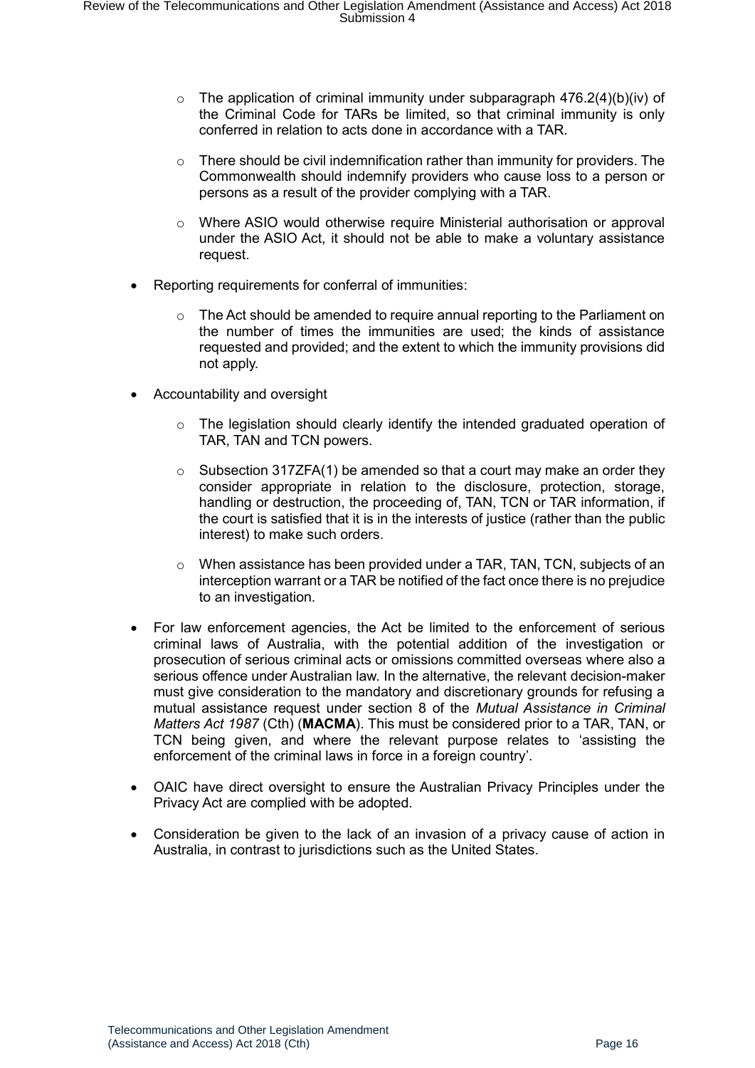- The application of criminal immunity under subparagraph 476.2(4)(b)(iv) of the Criminal Code for TARs be limited, so that criminal immunity is only conferred in relation to acts done in accordance with a TAR.
  - There should be civil indemnification rather than immunity for providers. The Commonwealth should indemnify providers who cause loss to a person or persons as a result of the provider complying with a TAR.
  - Where ASIO would otherwise require Ministerial authorisation or approval under the ASIO Act, it should not be able to make a voluntary assistance request.
- Reporting requirements for conferral of immunities:
  - The Act should be amended to require annual reporting to the Parliament on the number of times the immunities are used; the kinds of assistance requested and provided; and the extent to which the immunity provisions did not apply.
- Accountability and oversight
  - The legislation should clearly identify the intended graduated operation of TAR, TAN and TCN powers.
  - Subsection 317ZFA(1) be amended so that a court may make an order they consider appropriate in relation to the disclosure, protection, storage, handling or destruction, the proceeding of, TAN, TCN or TAR information, if the court is satisfied that it is in the interests of justice (rather than the public interest) to make such orders.
  - When assistance has been provided under a TAR, TAN, TCN, subjects of an interception warrant or a TAR be notified of the fact once there is no prejudice to an investigation.
- For law enforcement agencies, the Act be limited to the enforcement of serious criminal laws of Australia, with the potential addition of the investigation or prosecution of serious criminal acts or omissions committed overseas where also a serious offence under Australian law. In the alternative, the relevant decision-maker must give consideration to the mandatory and discretionary grounds for refusing a mutual assistance request under section 8 of the *Mutual Assistance in Criminal Matters Act 1987* (Cth) (**MACMA**). This must be considered prior to a TAR, TAN, or TCN being given, and where the relevant purpose relates to 'assisting the enforcement of the criminal laws in force in a foreign country'.
- OAIC have direct oversight to ensure the Australian Privacy Principles under the Privacy Act are complied with be adopted.
- Consideration be given to the lack of an invasion of a privacy cause of action in Australia, in contrast to jurisdictions such as the United States.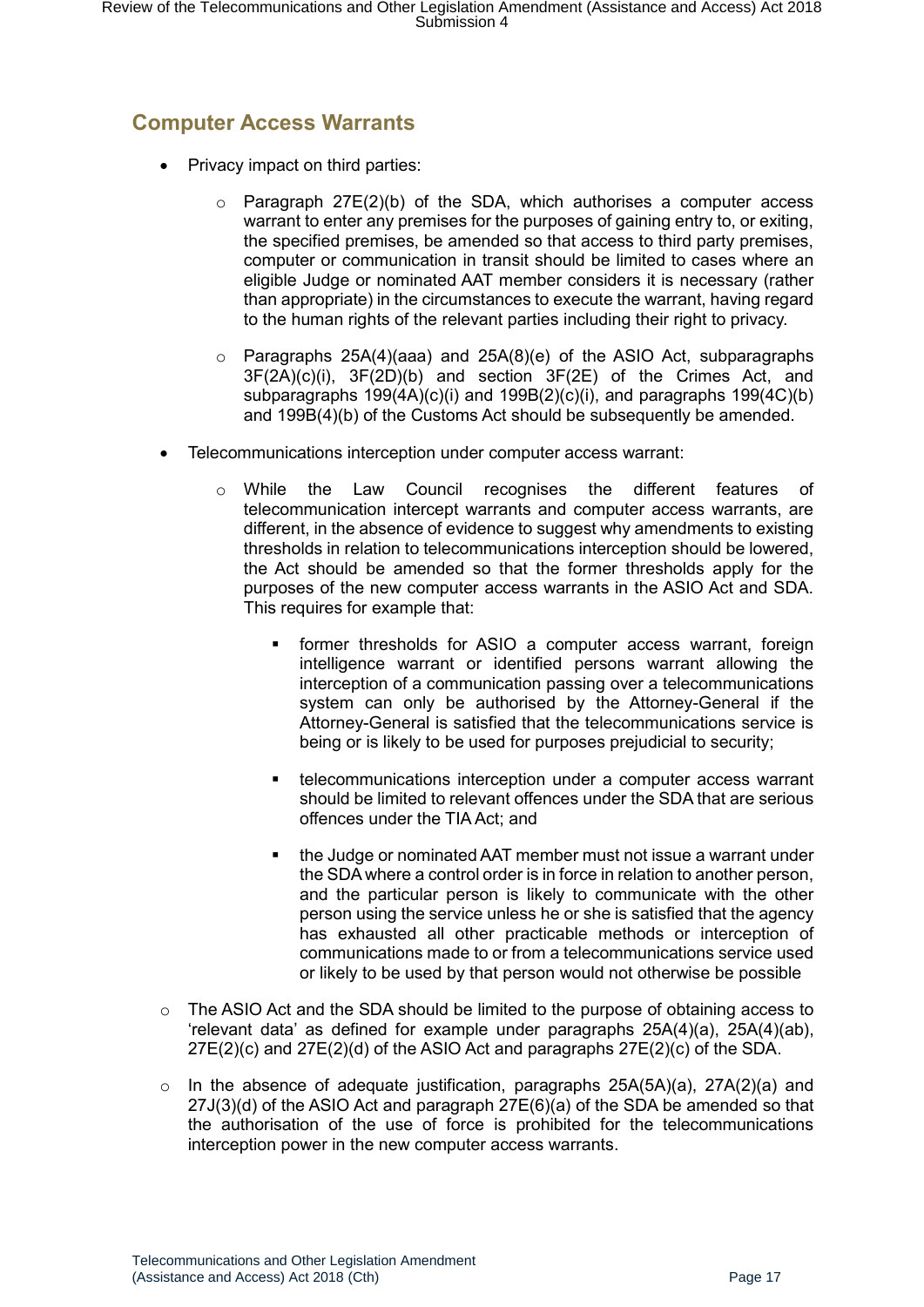## Computer Access Warrants

- Privacy impact on third parties:
    - Paragraph 27E(2)(b) of the SDA, which authorises a computer access warrant to enter any premises for the purposes of gaining entry to, or exiting, the specified premises, be amended so that access to third party premises, computer or communication in transit should be limited to cases where an eligible Judge or nominated AAT member considers it is necessary (rather than appropriate) in the circumstances to execute the warrant, having regard to the human rights of the relevant parties including their right to privacy.
    - Paragraphs 25A(4)(aaa) and 25A(8)(e) of the ASIO Act, subparagraphs 3F(2A)(c)(i), 3F(2D)(b) and section 3F(2E) of the Crimes Act, and subparagraphs 199(4A)(c)(i) and 199B(2)(c)(i), and paragraphs 199(4C)(b) and 199B(4)(b) of the Customs Act should be subsequently be amended.
- Telecommunications interception under computer access warrant:
    - While the Law Council recognises the different features of telecommunication intercept warrants and computer access warrants, are different, in the absence of evidence to suggest why amendments to existing thresholds in relation to telecommunications interception should be lowered, the Act should be amended so that the former thresholds apply for the purposes of the new computer access warrants in the ASIO Act and SDA. This requires for example that:
        - former thresholds for ASIO a computer access warrant, foreign intelligence warrant or identified persons warrant allowing the interception of a communication passing over a telecommunications system can only be authorised by the Attorney-General if the Attorney-General is satisfied that the telecommunications service is being or is likely to be used for purposes prejudicial to security;
        - telecommunications interception under a computer access warrant should be limited to relevant offences under the SDA that are serious offences under the TIA Act; and
        - the Judge or nominated AAT member must not issue a warrant under the SDA where a control order is in force in relation to another person, and the particular person is likely to communicate with the other person using the service unless he or she is satisfied that the agency has exhausted all other practicable methods or interception of communications made to or from a telecommunications service used or likely to be used by that person would not otherwise be possible
    - The ASIO Act and the SDA should be limited to the purpose of obtaining access to 'relevant data' as defined for example under paragraphs 25A(4)(a), 25A(4)(ab), 27E(2)(c) and 27E(2)(d) of the ASIO Act and paragraphs 27E(2)(c) of the SDA.
    - In the absence of adequate justification, paragraphs 25A(5A)(a), 27A(2)(a) and 27J(3)(d) of the ASIO Act and paragraph 27E(6)(a) of the SDA be amended so that the authorisation of the use of force is prohibited for the telecommunications interception power in the new computer access warrants.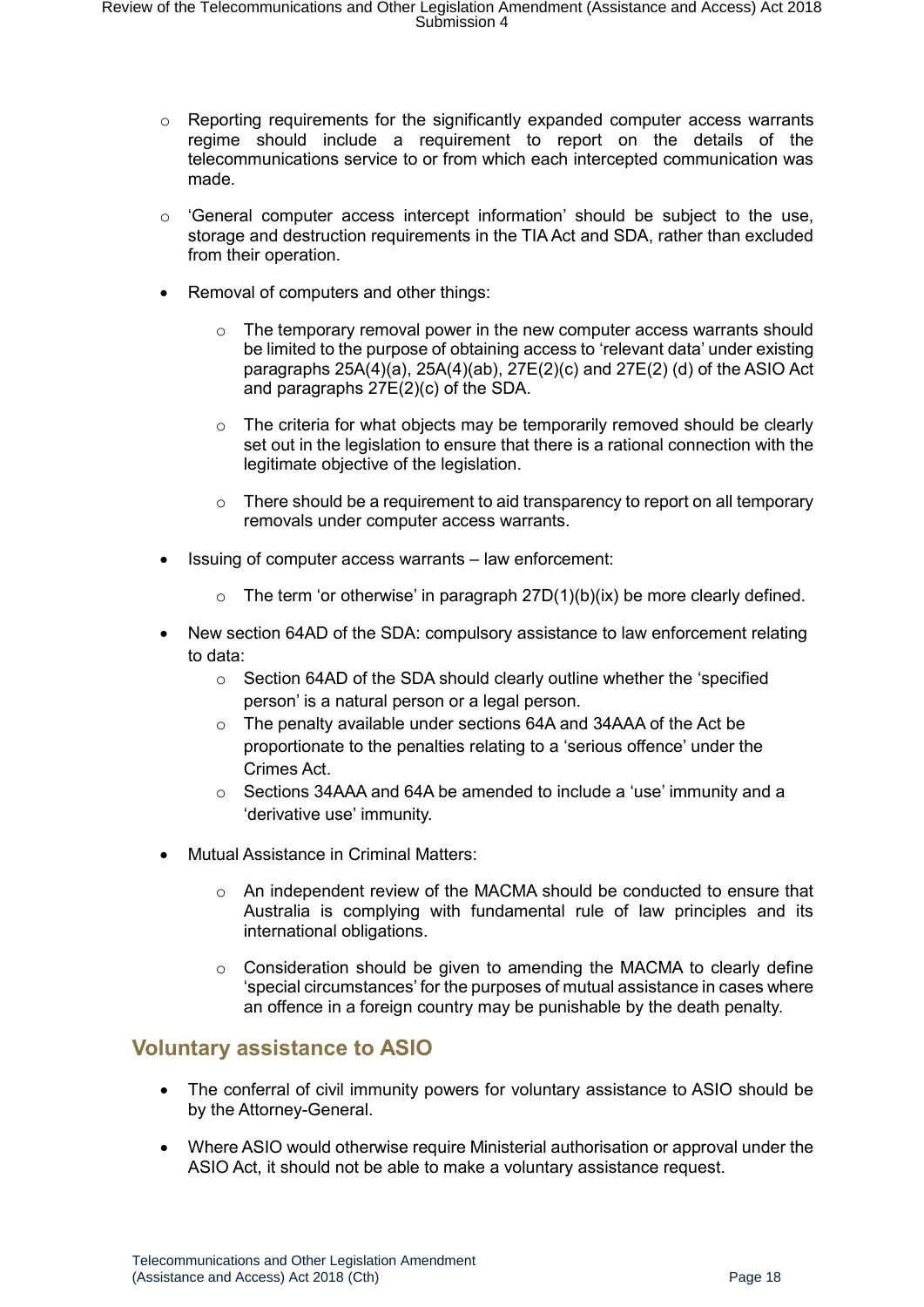- Reporting requirements for the significantly expanded computer access warrants regime should include a requirement to report on the details of the telecommunications service to or from which each intercepted communication was made.
- 'General computer access intercept information' should be subject to the use, storage and destruction requirements in the TIA Act and SDA, rather than excluded from their operation.

- Removal of computers and other things:
  - The temporary removal power in the new computer access warrants should be limited to the purpose of obtaining access to 'relevant data' under existing paragraphs 25A(4)(a), 25A(4)(ab), 27E(2)(c) and 27E(2) (d) of the ASIO Act and paragraphs 27E(2)(c) of the SDA.
  - The criteria for what objects may be temporarily removed should be clearly set out in the legislation to ensure that there is a rational connection with the legitimate objective of the legislation.
  - There should be a requirement to aid transparency to report on all temporary removals under computer access warrants.
- Issuing of computer access warrants – law enforcement:
  - The term 'or otherwise' in paragraph 27D(1)(b)(ix) be more clearly defined.
- New section 64AD of the SDA: compulsory assistance to law enforcement relating to data:
  - Section 64AD of the SDA should clearly outline whether the 'specified person' is a natural person or a legal person.
  - The penalty available under sections 64A and 34AAA of the Act be proportionate to the penalties relating to a 'serious offence' under the Crimes Act.
  - Sections 34AAA and 64A be amended to include a 'use' immunity and a 'derivative use' immunity.
- Mutual Assistance in Criminal Matters:
  - An independent review of the MACMA should be conducted to ensure that Australia is complying with fundamental rule of law principles and its international obligations.
  - Consideration should be given to amending the MACMA to clearly define 'special circumstances' for the purposes of mutual assistance in cases where an offence in a foreign country may be punishable by the death penalty.

## Voluntary assistance to ASIO

- The conferral of civil immunity powers for voluntary assistance to ASIO should be by the Attorney-General.
- Where ASIO would otherwise require Ministerial authorisation or approval under the ASIO Act, it should not be able to make a voluntary assistance request.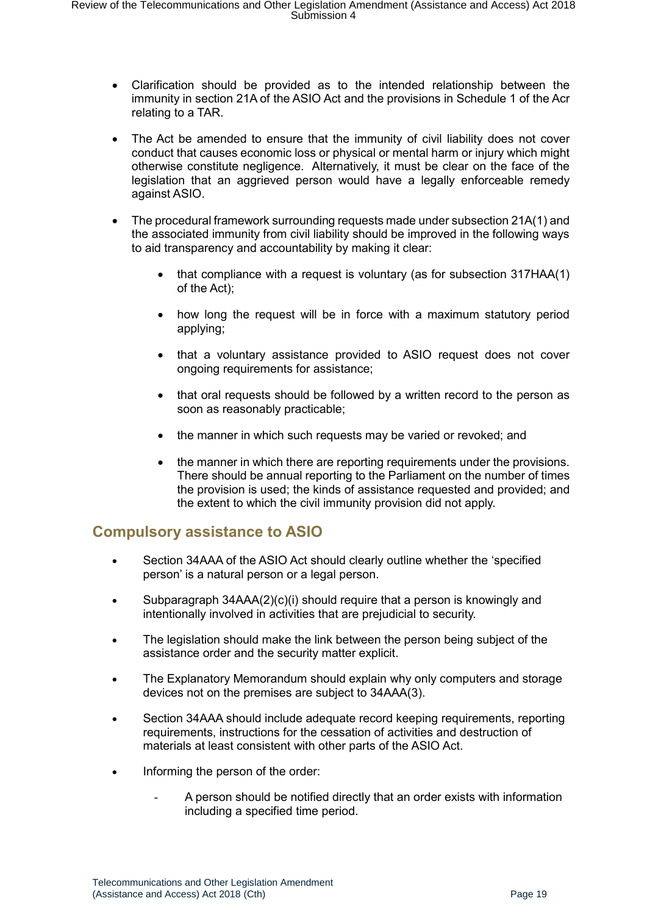- Clarification should be provided as to the intended relationship between the immunity in section 21A of the ASIO Act and the provisions in Schedule 1 of the Acr relating to a TAR.
- The Act be amended to ensure that the immunity of civil liability does not cover conduct that causes economic loss or physical or mental harm or injury which might otherwise constitute negligence. Alternatively, it must be clear on the face of the legislation that an aggrieved person would have a legally enforceable remedy against ASIO.
- The procedural framework surrounding requests made under subsection 21A(1) and the associated immunity from civil liability should be improved in the following ways to aid transparency and accountability by making it clear:
    - that compliance with a request is voluntary (as for subsection 317HAA(1) of the Act);
    - how long the request will be in force with a maximum statutory period applying;
    - that a voluntary assistance provided to ASIO request does not cover ongoing requirements for assistance;
    - that oral requests should be followed by a written record to the person as soon as reasonably practicable;
    - the manner in which such requests may be varied or revoked; and
    - the manner in which there are reporting requirements under the provisions. There should be annual reporting to the Parliament on the number of times the provision is used; the kinds of assistance requested and provided; and the extent to which the civil immunity provision did not apply.

## Compulsory assistance to ASIO

- Section 34AAA of the ASIO Act should clearly outline whether the 'specified person' is a natural person or a legal person.
- Subparagraph 34AAA(2)(c)(i) should require that a person is knowingly and intentionally involved in activities that are prejudicial to security.
- The legislation should make the link between the person being subject of the assistance order and the security matter explicit.
- The Explanatory Memorandum should explain why only computers and storage devices not on the premises are subject to 34AAA(3).
- Section 34AAA should include adequate record keeping requirements, reporting requirements, instructions for the cessation of activities and destruction of materials at least consistent with other parts of the ASIO Act.
- Informing the person of the order:
    - A person should be notified directly that an order exists with information including a specified time period.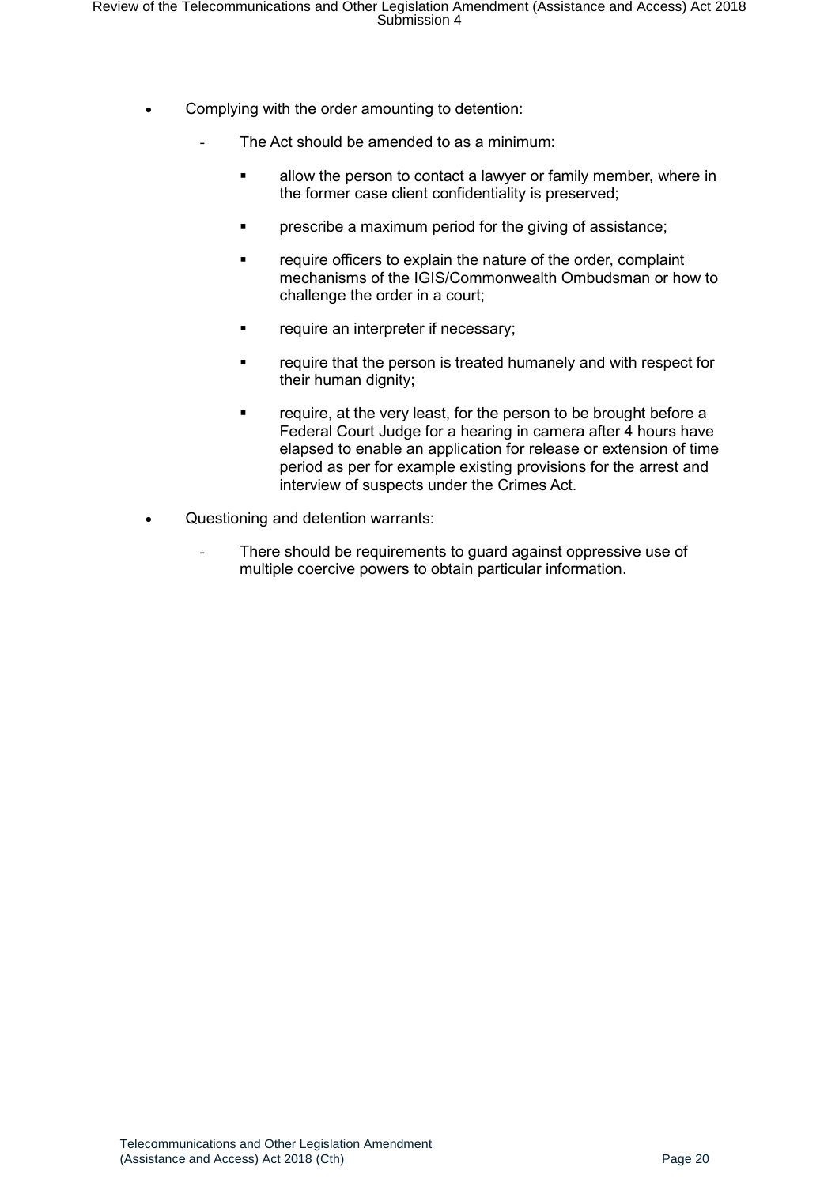- Complying with the order amounting to detention:
  - The Act should be amended to as a minimum:
    - allow the person to contact a lawyer or family member, where in the former case client confidentiality is preserved;
    - prescribe a maximum period for the giving of assistance;
    - require officers to explain the nature of the order, complaint mechanisms of the IGIS/Commonwealth Ombudsman or how to challenge the order in a court;
    - require an interpreter if necessary;
    - require that the person is treated humanely and with respect for their human dignity;
    - require, at the very least, for the person to be brought before a Federal Court Judge for a hearing in camera after 4 hours have elapsed to enable an application for release or extension of time period as per for example existing provisions for the arrest and interview of suspects under the Crimes Act.
- Questioning and detention warrants:
  - There should be requirements to guard against oppressive use of multiple coercive powers to obtain particular information.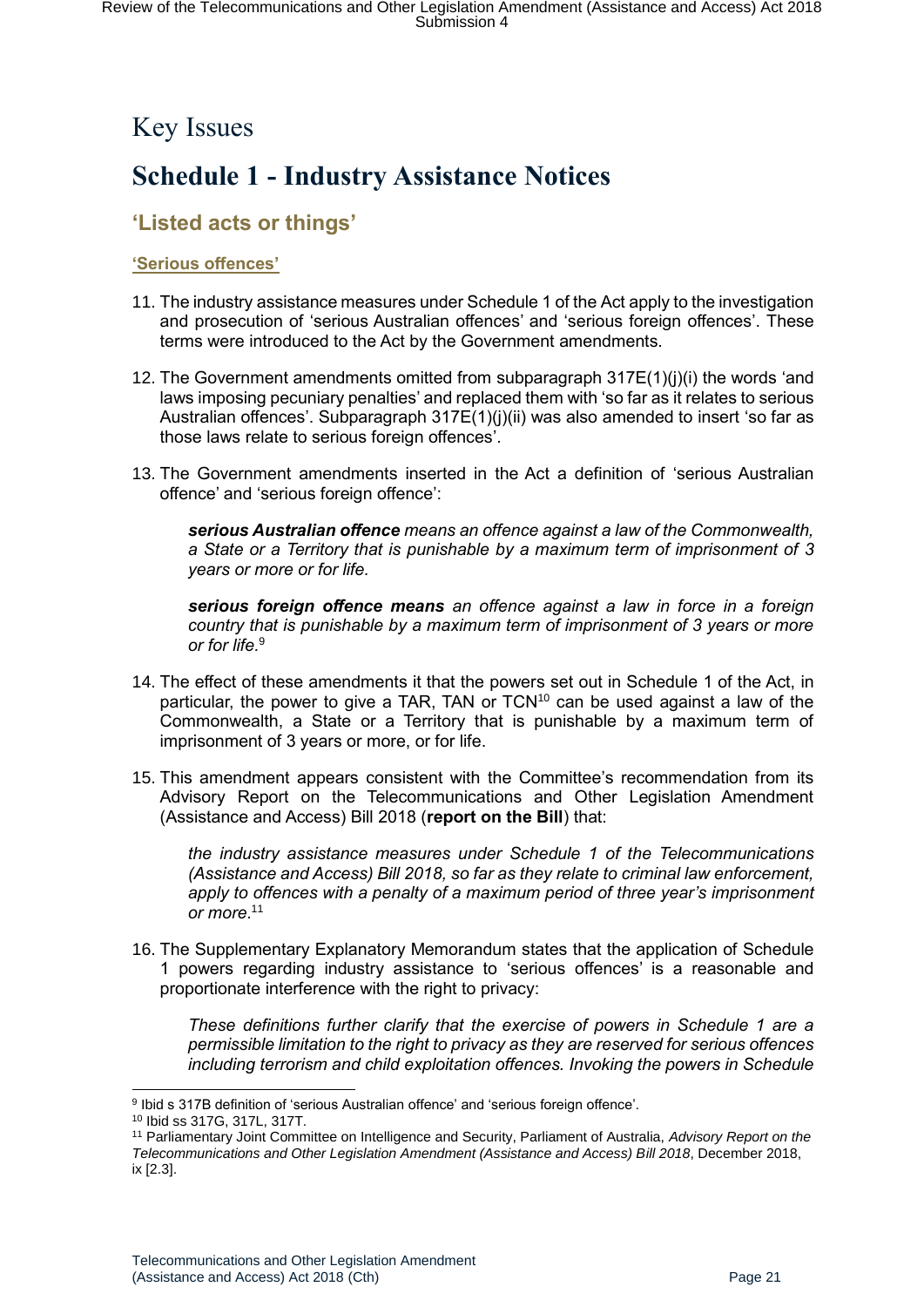# Key Issues

## Schedule 1 - Industry Assistance Notices

### 'Listed acts or things'

#### 'Serious offences'

11. The industry assistance measures under Schedule 1 of the Act apply to the investigation and prosecution of 'serious Australian offences' and 'serious foreign offences'. These terms were introduced to the Act by the Government amendments.

12. The Government amendments omitted from subparagraph 317E(1)(j)(i) the words 'and laws imposing pecuniary penalties' and replaced them with 'so far as it relates to serious Australian offences'. Subparagraph 317E(1)(j)(ii) was also amended to insert 'so far as those laws relate to serious foreign offences'.

13. The Government amendments inserted in the Act a definition of 'serious Australian offence' and 'serious foreign offence':

    ***serious Australian offence*** *means an offence against a law of the Commonwealth, a State or a Territory that is punishable by a maximum term of imprisonment of 3 years or more or for life.*

    ***serious foreign offence means*** *an offence against a law in force in a foreign country that is punishable by a maximum term of imprisonment of 3 years or more or for life.*[9]

14. The effect of these amendments it that the powers set out in Schedule 1 of the Act, in particular, the power to give a TAR, TAN or TCN[10] can be used against a law of the Commonwealth, a State or a Territory that is punishable by a maximum term of imprisonment of 3 years or more, or for life.

15. This amendment appears consistent with the Committee's recommendation from its Advisory Report on the Telecommunications and Other Legislation Amendment (Assistance and Access) Bill 2018 (**report on the Bill**) that:

    *the industry assistance measures under Schedule 1 of the Telecommunications (Assistance and Access) Bill 2018, so far as they relate to criminal law enforcement, apply to offences with a penalty of a maximum period of three year's imprisonment or more.*[11]

16. The Supplementary Explanatory Memorandum states that the application of Schedule 1 powers regarding industry assistance to 'serious offences' is a reasonable and proportionate interference with the right to privacy:

    *These definitions further clarify that the exercise of powers in Schedule 1 are a permissible limitation to the right to privacy as they are reserved for serious offences including terrorism and child exploitation offences. Invoking the powers in Schedule*

---

[9] Ibid s 317B definition of 'serious Australian offence' and 'serious foreign offence'.

[10] Ibid ss 317G, 317L, 317T.

[11] Parliamentary Joint Committee on Intelligence and Security, Parliament of Australia, *Advisory Report on the Telecommunications and Other Legislation Amendment (Assistance and Access) Bill 2018*, December 2018, ix [2.3].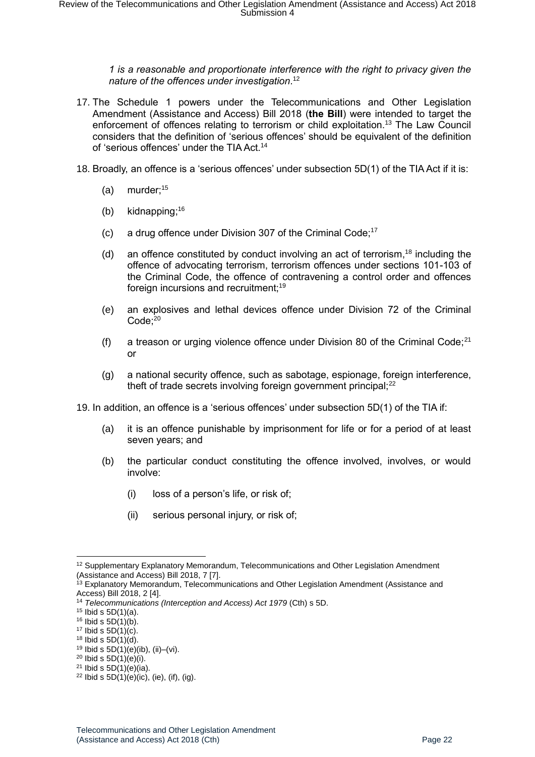*1 is a reasonable and proportionate interference with the right to privacy given the nature of the offences under investigation.*[12]

17. The Schedule 1 powers under the Telecommunications and Other Legislation Amendment (Assistance and Access) Bill 2018 (**the Bill**) were intended to target the enforcement of offences relating to terrorism or child exploitation.[13] The Law Council considers that the definition of 'serious offences' should be equivalent of the definition of 'serious offences' under the TIA Act.[14]

18. Broadly, an offence is a 'serious offences' under subsection 5D(1) of the TIA Act if it is:

    (a) murder;[15]

    (b) kidnapping;[16]

    (c) a drug offence under Division 307 of the Criminal Code;[17]

    (d) an offence constituted by conduct involving an act of terrorism,[18] including the offence of advocating terrorism, terrorism offences under sections 101-103 of the Criminal Code, the offence of contravening a control order and offences foreign incursions and recruitment;[19]

    (e) an explosives and lethal devices offence under Division 72 of the Criminal Code;[20]

    (f) a treason or urging violence offence under Division 80 of the Criminal Code;[21] or

    (g) a national security offence, such as sabotage, espionage, foreign interference, theft of trade secrets involving foreign government principal;[22]

19. In addition, an offence is a 'serious offences' under subsection 5D(1) of the TIA if:

    (a) it is an offence punishable by imprisonment for life or for a period of at least seven years; and

    (b) the particular conduct constituting the offence involved, involves, or would involve:

        (i) loss of a person's life, or risk of;

        (ii) serious personal injury, or risk of;

---

[12] Supplementary Explanatory Memorandum, Telecommunications and Other Legislation Amendment (Assistance and Access) Bill 2018, 7 [7].

[13] Explanatory Memorandum, Telecommunications and Other Legislation Amendment (Assistance and Access) Bill 2018, 2 [4].

[14] *Telecommunications (Interception and Access) Act 1979* (Cth) s 5D.

[15] Ibid s 5D(1)(a).

[16] Ibid s 5D(1)(b).

[17] Ibid s 5D(1)(c).

[18] Ibid s 5D(1)(d).

[19] Ibid s 5D(1)(e)(ib), (ii)–(vi).

[20] Ibid s 5D(1)(e)(i).

[21] Ibid s 5D(1)(e)(ia).

[22] Ibid s 5D(1)(e)(ic), (ie), (if), (ig).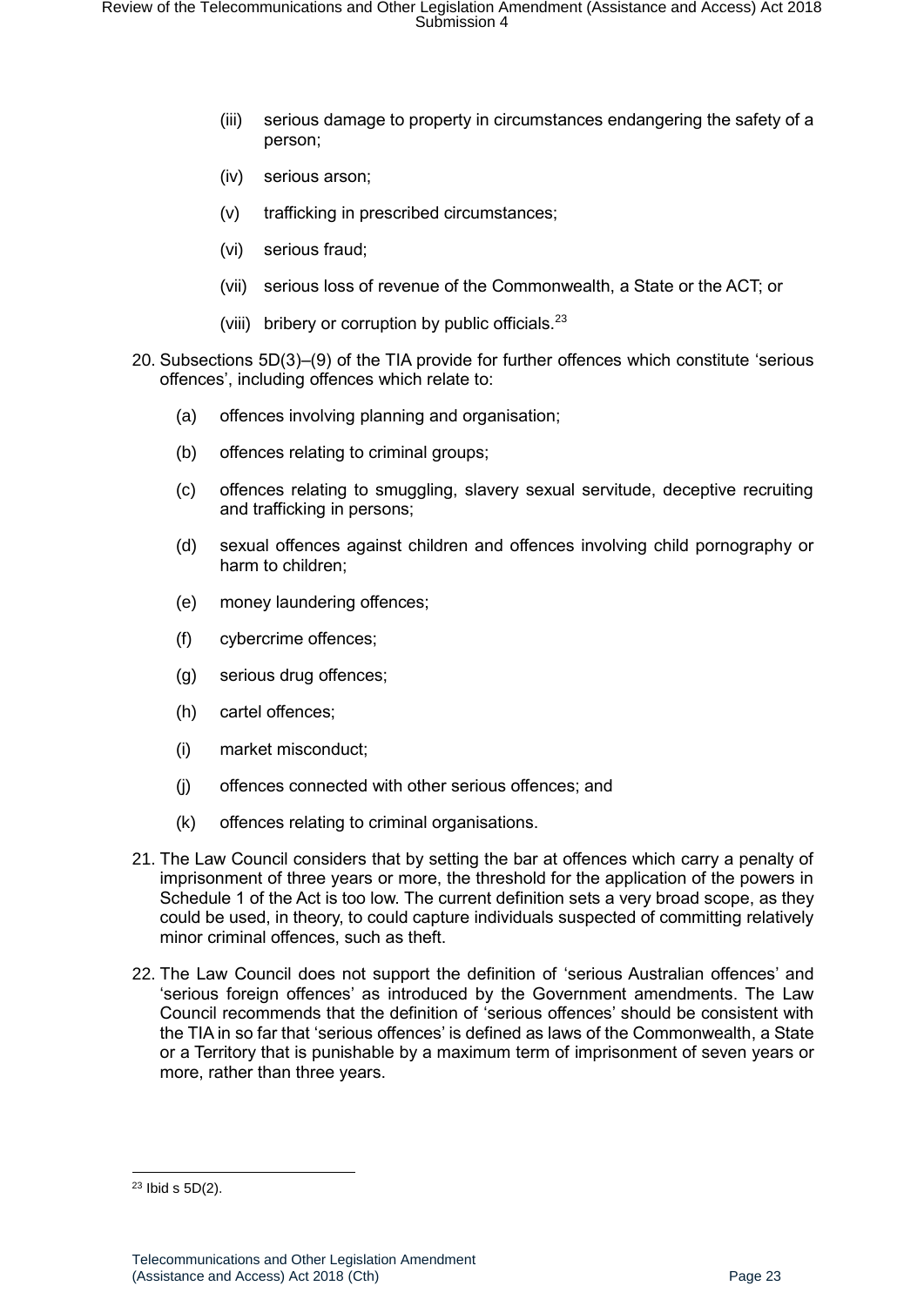(iii) serious damage to property in circumstances endangering the safety of a person;

(iv) serious arson;

(v) trafficking in prescribed circumstances;

(vi) serious fraud;

(vii) serious loss of revenue of the Commonwealth, a State or the ACT; or

(viii) bribery or corruption by public officials.[23]

20. Subsections 5D(3)–(9) of the TIA provide for further offences which constitute 'serious offences', including offences which relate to:

    (a) offences involving planning and organisation;

    (b) offences relating to criminal groups;

    (c) offences relating to smuggling, slavery sexual servitude, deceptive recruiting and trafficking in persons;

    (d) sexual offences against children and offences involving child pornography or harm to children;

    (e) money laundering offences;

    (f) cybercrime offences;

    (g) serious drug offences;

    (h) cartel offences;

    (i) market misconduct;

    (j) offences connected with other serious offences; and

    (k) offences relating to criminal organisations.

21. The Law Council considers that by setting the bar at offences which carry a penalty of imprisonment of three years or more, the threshold for the application of the powers in Schedule 1 of the Act is too low. The current definition sets a very broad scope, as they could be used, in theory, to could capture individuals suspected of committing relatively minor criminal offences, such as theft.

22. The Law Council does not support the definition of 'serious Australian offences' and 'serious foreign offences' as introduced by the Government amendments. The Law Council recommends that the definition of 'serious offences' should be consistent with the TIA in so far that 'serious offences' is defined as laws of the Commonwealth, a State or a Territory that is punishable by a maximum term of imprisonment of seven years or more, rather than three years.

---

[23] Ibid s 5D(2).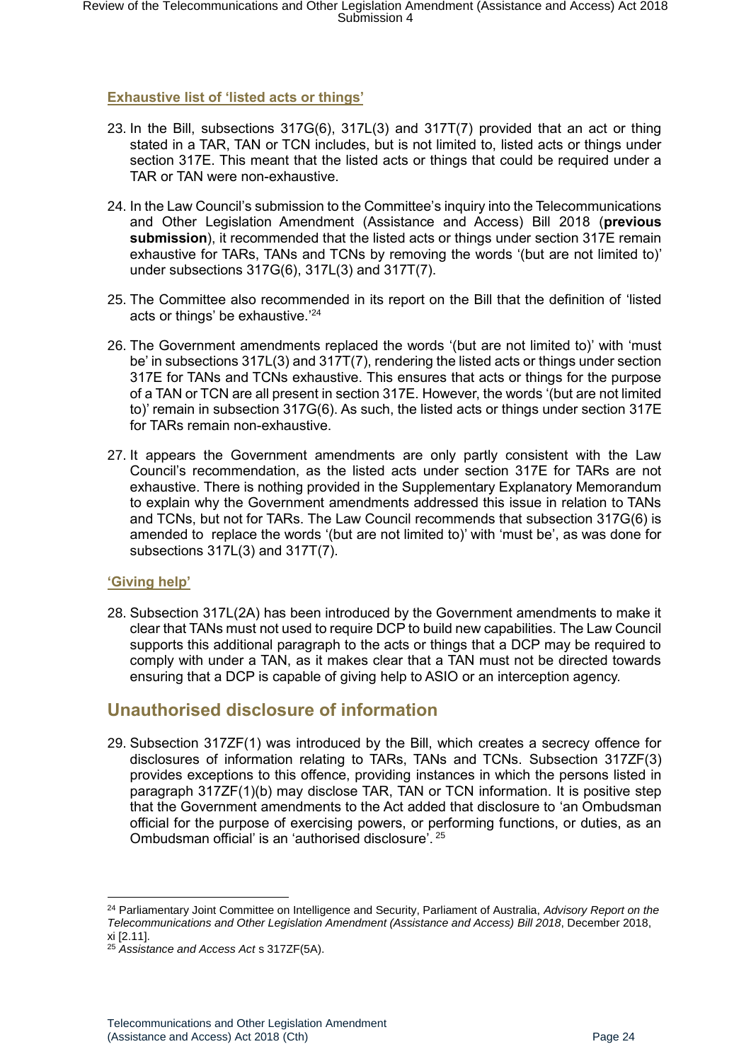### Exhaustive list of 'listed acts or things'

23. In the Bill, subsections 317G(6), 317L(3) and 317T(7) provided that an act or thing stated in a TAR, TAN or TCN includes, but is not limited to, listed acts or things under section 317E. This meant that the listed acts or things that could be required under a TAR or TAN were non-exhaustive.

24. In the Law Council's submission to the Committee's inquiry into the Telecommunications and Other Legislation Amendment (Assistance and Access) Bill 2018 (**previous submission**), it recommended that the listed acts or things under section 317E remain exhaustive for TARs, TANs and TCNs by removing the words '(but are not limited to)' under subsections 317G(6), 317L(3) and 317T(7).

25. The Committee also recommended in its report on the Bill that the definition of 'listed acts or things' be exhaustive.'[24]

26. The Government amendments replaced the words '(but are not limited to)' with 'must be' in subsections 317L(3) and 317T(7), rendering the listed acts or things under section 317E for TANs and TCNs exhaustive. This ensures that acts or things for the purpose of a TAN or TCN are all present in section 317E. However, the words '(but are not limited to)' remain in subsection 317G(6). As such, the listed acts or things under section 317E for TARs remain non-exhaustive.

27. It appears the Government amendments are only partly consistent with the Law Council's recommendation, as the listed acts under section 317E for TARs are not exhaustive. There is nothing provided in the Supplementary Explanatory Memorandum to explain why the Government amendments addressed this issue in relation to TANs and TCNs, but not for TARs. The Law Council recommends that subsection 317G(6) is amended to replace the words '(but are not limited to)' with 'must be', as was done for subsections 317L(3) and 317T(7).

### 'Giving help'

28. Subsection 317L(2A) has been introduced by the Government amendments to make it clear that TANs must not used to require DCP to build new capabilities. The Law Council supports this additional paragraph to the acts or things that a DCP may be required to comply with under a TAN, as it makes clear that a TAN must not be directed towards ensuring that a DCP is capable of giving help to ASIO or an interception agency.

## Unauthorised disclosure of information

29. Subsection 317ZF(1) was introduced by the Bill, which creates a secrecy offence for disclosures of information relating to TARs, TANs and TCNs. Subsection 317ZF(3) provides exceptions to this offence, providing instances in which the persons listed in paragraph 317ZF(1)(b) may disclose TAR, TAN or TCN information. It is positive step that the Government amendments to the Act added that disclosure to 'an Ombudsman official for the purpose of exercising powers, or performing functions, or duties, as an Ombudsman official' is an 'authorised disclosure'.[25]

---

[24] Parliamentary Joint Committee on Intelligence and Security, Parliament of Australia, *Advisory Report on the Telecommunications and Other Legislation Amendment (Assistance and Access) Bill 2018*, December 2018, xi [2.11].

[25] *Assistance and Access Act* s 317ZF(5A).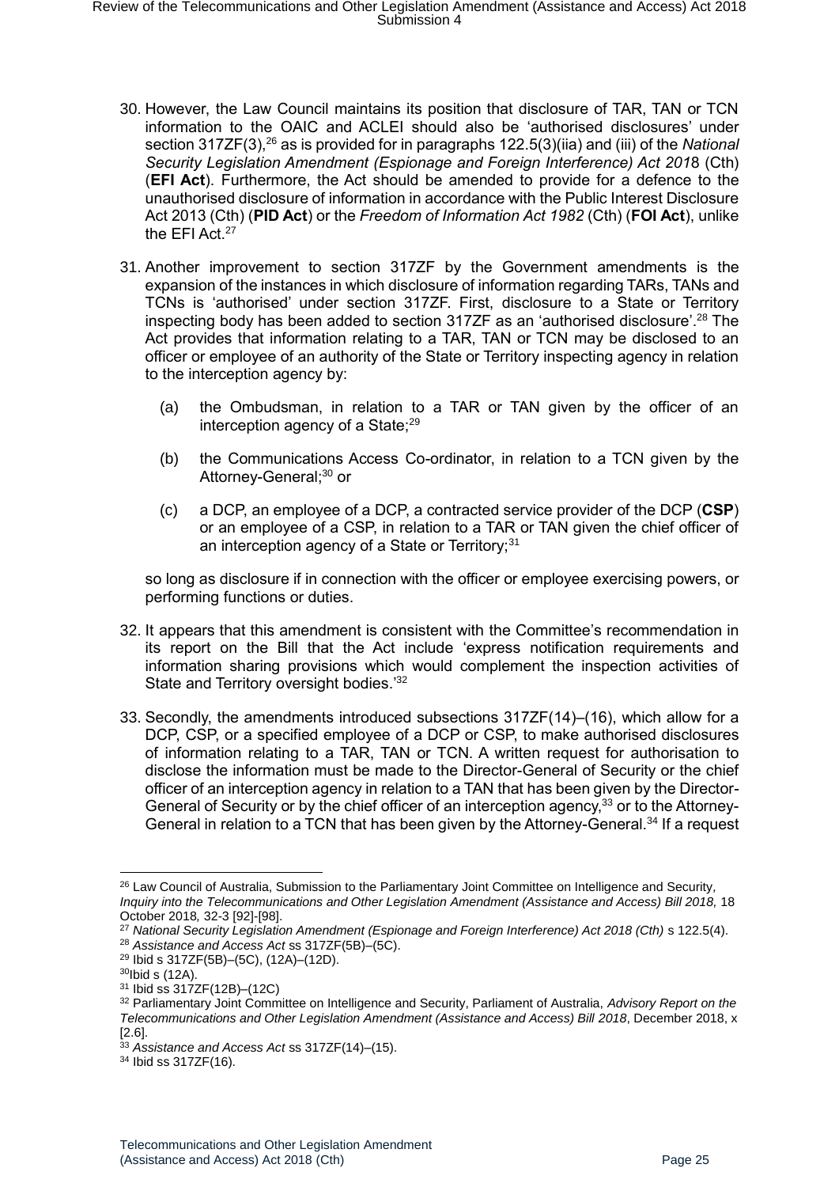30. However, the Law Council maintains its position that disclosure of TAR, TAN or TCN information to the OAIC and ACLEI should also be 'authorised disclosures' under section 317ZF(3),[26] as is provided for in paragraphs 122.5(3)(iia) and (iii) of the *National Security Legislation Amendment (Espionage and Foreign Interference) Act 2018* (Cth) (**EFI Act**). Furthermore, the Act should be amended to provide for a defence to the unauthorised disclosure of information in accordance with the Public Interest Disclosure Act 2013 (Cth) (**PID Act**) or the *Freedom of Information Act 1982* (Cth) (**FOI Act**), unlike the EFI Act.[27]

31. Another improvement to section 317ZF by the Government amendments is the expansion of the instances in which disclosure of information regarding TARs, TANs and TCNs is 'authorised' under section 317ZF. First, disclosure to a State or Territory inspecting body has been added to section 317ZF as an 'authorised disclosure'.[28] The Act provides that information relating to a TAR, TAN or TCN may be disclosed to an officer or employee of an authority of the State or Territory inspecting agency in relation to the interception agency by:

    (a) the Ombudsman, in relation to a TAR or TAN given by the officer of an interception agency of a State;[29]

    (b) the Communications Access Co-ordinator, in relation to a TCN given by the Attorney-General;[30] or

    (c) a DCP, an employee of a DCP, a contracted service provider of the DCP (**CSP**) or an employee of a CSP, in relation to a TAR or TAN given the chief officer of an interception agency of a State or Territory;[31]

    so long as disclosure if in connection with the officer or employee exercising powers, or performing functions or duties.

32. It appears that this amendment is consistent with the Committee's recommendation in its report on the Bill that the Act include 'express notification requirements and information sharing provisions which would complement the inspection activities of State and Territory oversight bodies.'[32]

33. Secondly, the amendments introduced subsections 317ZF(14)–(16), which allow for a DCP, CSP, or a specified employee of a DCP or CSP, to make authorised disclosures of information relating to a TAR, TAN or TCN. A written request for authorisation to disclose the information must be made to the Director-General of Security or the chief officer of an interception agency in relation to a TAN that has been given by the Director-General of Security or by the chief officer of an interception agency,[33] or to the Attorney-General in relation to a TCN that has been given by the Attorney-General.[34] If a request

---

[26] Law Council of Australia, Submission to the Parliamentary Joint Committee on Intelligence and Security, *Inquiry into the Telecommunications and Other Legislation Amendment (Assistance and Access) Bill 2018,* 18 October 2018, 32-3 [92]-[98].

[27] *National Security Legislation Amendment (Espionage and Foreign Interference) Act 2018 (Cth)* s 122.5(4).

[28] *Assistance and Access Act* ss 317ZF(5B)–(5C).

[29] Ibid s 317ZF(5B)–(5C), (12A)–(12D).

[30] Ibid s (12A).

[31] Ibid ss 317ZF(12B)–(12C)

[32] Parliamentary Joint Committee on Intelligence and Security, Parliament of Australia, *Advisory Report on the Telecommunications and Other Legislation Amendment (Assistance and Access) Bill 2018*, December 2018, x [2.6].

[33] *Assistance and Access Act* ss 317ZF(14)–(15).

[34] Ibid ss 317ZF(16).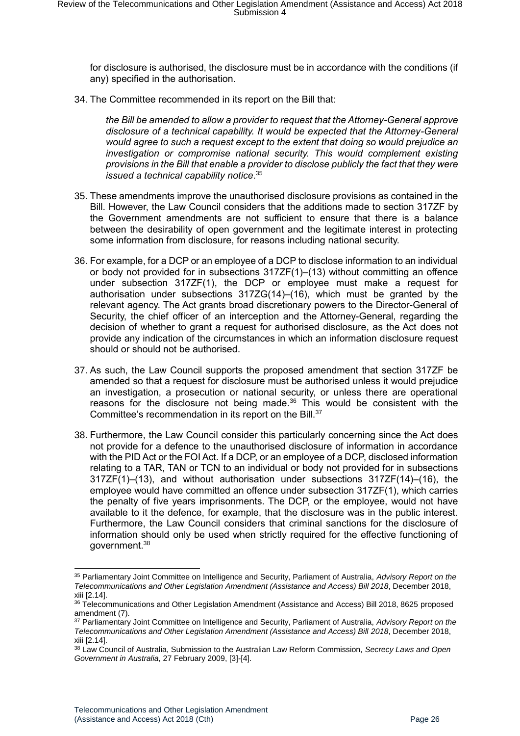for disclosure is authorised, the disclosure must be in accordance with the conditions (if any) specified in the authorisation.

34. The Committee recommended in its report on the Bill that:

    *the Bill be amended to allow a provider to request that the Attorney-General approve disclosure of a technical capability. It would be expected that the Attorney-General would agree to such a request except to the extent that doing so would prejudice an investigation or compromise national security. This would complement existing provisions in the Bill that enable a provider to disclose publicly the fact that they were issued a technical capability notice*.[35]

35. These amendments improve the unauthorised disclosure provisions as contained in the Bill. However, the Law Council considers that the additions made to section 317ZF by the Government amendments are not sufficient to ensure that there is a balance between the desirability of open government and the legitimate interest in protecting some information from disclosure, for reasons including national security.

36. For example, for a DCP or an employee of a DCP to disclose information to an individual or body not provided for in subsections 317ZF(1)–(13) without committing an offence under subsection 317ZF(1), the DCP or employee must make a request for authorisation under subsections 317ZG(14)–(16), which must be granted by the relevant agency. The Act grants broad discretionary powers to the Director-General of Security, the chief officer of an interception and the Attorney-General, regarding the decision of whether to grant a request for authorised disclosure, as the Act does not provide any indication of the circumstances in which an information disclosure request should or should not be authorised.

37. As such, the Law Council supports the proposed amendment that section 317ZF be amended so that a request for disclosure must be authorised unless it would prejudice an investigation, a prosecution or national security, or unless there are operational reasons for the disclosure not being made.[36] This would be consistent with the Committee's recommendation in its report on the Bill.[37]

38. Furthermore, the Law Council consider this particularly concerning since the Act does not provide for a defence to the unauthorised disclosure of information in accordance with the PID Act or the FOI Act. If a DCP, or an employee of a DCP, disclosed information relating to a TAR, TAN or TCN to an individual or body not provided for in subsections 317ZF(1)–(13), and without authorisation under subsections 317ZF(14)–(16), the employee would have committed an offence under subsection 317ZF(1), which carries the penalty of five years imprisonments. The DCP, or the employee, would not have available to it the defence, for example, that the disclosure was in the public interest. Furthermore, the Law Council considers that criminal sanctions for the disclosure of information should only be used when strictly required for the effective functioning of government.[38]

---

[35] Parliamentary Joint Committee on Intelligence and Security, Parliament of Australia, *Advisory Report on the Telecommunications and Other Legislation Amendment (Assistance and Access) Bill 2018*, December 2018, xiii [2.14].

[36] Telecommunications and Other Legislation Amendment (Assistance and Access) Bill 2018, 8625 proposed amendment (7).

[37] Parliamentary Joint Committee on Intelligence and Security, Parliament of Australia, *Advisory Report on the Telecommunications and Other Legislation Amendment (Assistance and Access) Bill 2018*, December 2018, xiii [2.14].

[38] Law Council of Australia, Submission to the Australian Law Reform Commission, *Secrecy Laws and Open Government in Australia*, 27 February 2009, [3]-[4].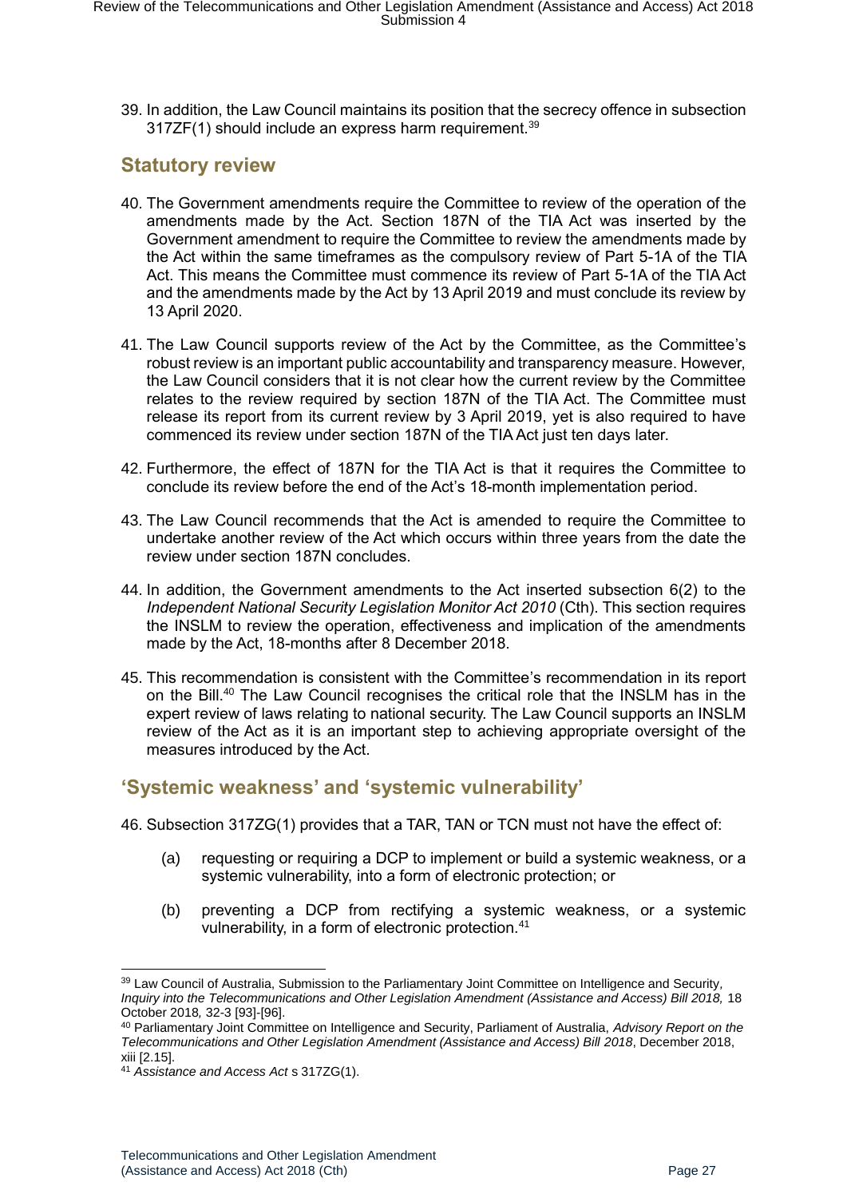39. In addition, the Law Council maintains its position that the secrecy offence in subsection 317ZF(1) should include an express harm requirement.[39]

## Statutory review

40. The Government amendments require the Committee to review of the operation of the amendments made by the Act. Section 187N of the TIA Act was inserted by the Government amendment to require the Committee to review the amendments made by the Act within the same timeframes as the compulsory review of Part 5-1A of the TIA Act. This means the Committee must commence its review of Part 5-1A of the TIA Act and the amendments made by the Act by 13 April 2019 and must conclude its review by 13 April 2020.

41. The Law Council supports review of the Act by the Committee, as the Committee's robust review is an important public accountability and transparency measure. However, the Law Council considers that it is not clear how the current review by the Committee relates to the review required by section 187N of the TIA Act. The Committee must release its report from its current review by 3 April 2019, yet is also required to have commenced its review under section 187N of the TIA Act just ten days later.

42. Furthermore, the effect of 187N for the TIA Act is that it requires the Committee to conclude its review before the end of the Act's 18-month implementation period.

43. The Law Council recommends that the Act is amended to require the Committee to undertake another review of the Act which occurs within three years from the date the review under section 187N concludes.

44. In addition, the Government amendments to the Act inserted subsection 6(2) to the *Independent National Security Legislation Monitor Act 2010* (Cth). This section requires the INSLM to review the operation, effectiveness and implication of the amendments made by the Act, 18-months after 8 December 2018.

45. This recommendation is consistent with the Committee's recommendation in its report on the Bill.[40] The Law Council recognises the critical role that the INSLM has in the expert review of laws relating to national security. The Law Council supports an INSLM review of the Act as it is an important step to achieving appropriate oversight of the measures introduced by the Act.

## 'Systemic weakness' and 'systemic vulnerability'

46. Subsection 317ZG(1) provides that a TAR, TAN or TCN must not have the effect of:

    (a) requesting or requiring a DCP to implement or build a systemic weakness, or a systemic vulnerability, into a form of electronic protection; or

    (b) preventing a DCP from rectifying a systemic weakness, or a systemic vulnerability, in a form of electronic protection.[41]

---

[39] Law Council of Australia, Submission to the Parliamentary Joint Committee on Intelligence and Security, *Inquiry into the Telecommunications and Other Legislation Amendment (Assistance and Access) Bill 2018,* 18 October 2018, 32-3 [93]-[96].

[40] Parliamentary Joint Committee on Intelligence and Security, Parliament of Australia, *Advisory Report on the Telecommunications and Other Legislation Amendment (Assistance and Access) Bill 2018*, December 2018, xiii [2.15].

[41] *Assistance and Access Act* s 317ZG(1).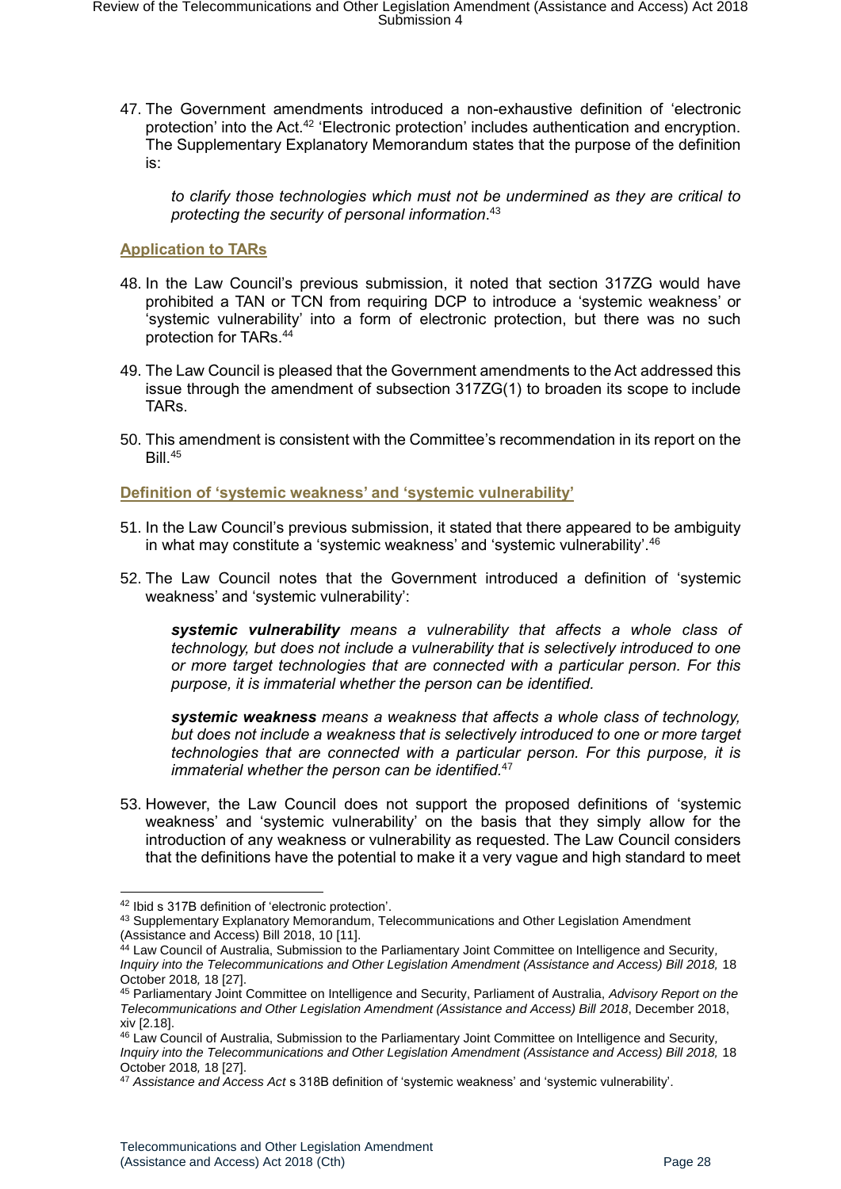47. The Government amendments introduced a non-exhaustive definition of 'electronic protection' into the Act.[42] 'Electronic protection' includes authentication and encryption. The Supplementary Explanatory Memorandum states that the purpose of the definition is:

> *to clarify those technologies which must not be undermined as they are critical to protecting the security of personal information.*[43]

### Application to TARs

48. In the Law Council's previous submission, it noted that section 317ZG would have prohibited a TAN or TCN from requiring DCP to introduce a 'systemic weakness' or 'systemic vulnerability' into a form of electronic protection, but there was no such protection for TARs.[44]

49. The Law Council is pleased that the Government amendments to the Act addressed this issue through the amendment of subsection 317ZG(1) to broaden its scope to include TARs.

50. This amendment is consistent with the Committee's recommendation in its report on the Bill.[45]

### Definition of 'systemic weakness' and 'systemic vulnerability'

51. In the Law Council's previous submission, it stated that there appeared to be ambiguity in what may constitute a 'systemic weakness' and 'systemic vulnerability'.[46]

52. The Law Council notes that the Government introduced a definition of 'systemic weakness' and 'systemic vulnerability':

> ***systemic vulnerability*** *means a vulnerability that affects a whole class of technology, but does not include a vulnerability that is selectively introduced to one or more target technologies that are connected with a particular person. For this purpose, it is immaterial whether the person can be identified.*
>
> ***systemic weakness*** *means a weakness that affects a whole class of technology, but does not include a weakness that is selectively introduced to one or more target technologies that are connected with a particular person. For this purpose, it is immaterial whether the person can be identified.*[47]

53. However, the Law Council does not support the proposed definitions of 'systemic weakness' and 'systemic vulnerability' on the basis that they simply allow for the introduction of any weakness or vulnerability as requested. The Law Council considers that the definitions have the potential to make it a very vague and high standard to meet

---

[42] Ibid s 317B definition of 'electronic protection'.

[43] Supplementary Explanatory Memorandum, Telecommunications and Other Legislation Amendment (Assistance and Access) Bill 2018, 10 [11].

[44] Law Council of Australia, Submission to the Parliamentary Joint Committee on Intelligence and Security, *Inquiry into the Telecommunications and Other Legislation Amendment (Assistance and Access) Bill 2018,* 18 October 2018, 18 [27].

[45] Parliamentary Joint Committee on Intelligence and Security, Parliament of Australia, *Advisory Report on the Telecommunications and Other Legislation Amendment (Assistance and Access) Bill 2018*, December 2018, xiv [2.18].

[46] Law Council of Australia, Submission to the Parliamentary Joint Committee on Intelligence and Security, *Inquiry into the Telecommunications and Other Legislation Amendment (Assistance and Access) Bill 2018,* 18 October 2018, 18 [27].

[47] *Assistance and Access Act* s 318B definition of 'systemic weakness' and 'systemic vulnerability'.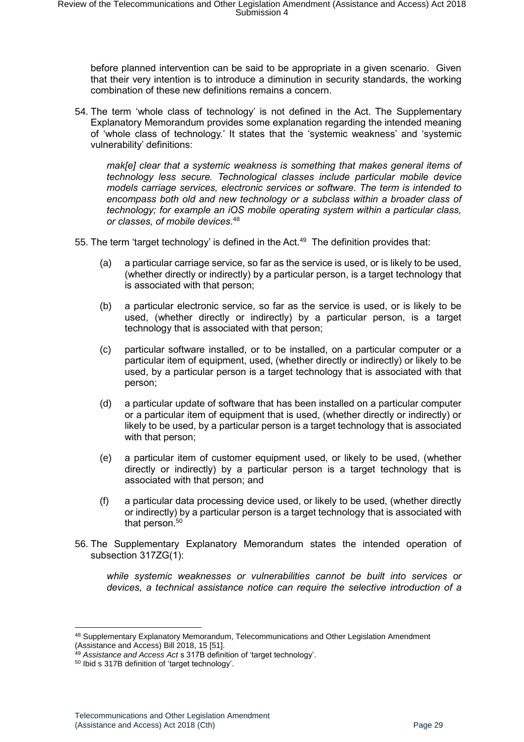before planned intervention can be said to be appropriate in a given scenario. Given that their very intention is to introduce a diminution in security standards, the working combination of these new definitions remains a concern.

54. The term 'whole class of technology' is not defined in the Act. The Supplementary Explanatory Memorandum provides some explanation regarding the intended meaning of 'whole class of technology.' It states that the 'systemic weakness' and 'systemic vulnerability' definitions:

   > *mak[e] clear that a systemic weakness is something that makes general items of technology less secure. Technological classes include particular mobile device models carriage services, electronic services or software. The term is intended to encompass both old and new technology or a subclass within a broader class of technology; for example an iOS mobile operating system within a particular class, or classes, of mobile devices*.[48]

55. The term 'target technology' is defined in the Act.[49] The definition provides that:

   (a) a particular carriage service, so far as the service is used, or is likely to be used, (whether directly or indirectly) by a particular person, is a target technology that is associated with that person;

   (b) a particular electronic service, so far as the service is used, or is likely to be used, (whether directly or indirectly) by a particular person, is a target technology that is associated with that person;

   (c) particular software installed, or to be installed, on a particular computer or a particular item of equipment, used, (whether directly or indirectly) or likely to be used, by a particular person is a target technology that is associated with that person;

   (d) a particular update of software that has been installed on a particular computer or a particular item of equipment that is used, (whether directly or indirectly) or likely to be used, by a particular person is a target technology that is associated with that person;

   (e) a particular item of customer equipment used, or likely to be used, (whether directly or indirectly) by a particular person is a target technology that is associated with that person; and

   (f) a particular data processing device used, or likely to be used, (whether directly or indirectly) by a particular person is a target technology that is associated with that person.[50]

56. The Supplementary Explanatory Memorandum states the intended operation of subsection 317ZG(1):

   > *while systemic weaknesses or vulnerabilities cannot be built into services or devices, a technical assistance notice can require the selective introduction of a*

---

[48] Supplementary Explanatory Memorandum, Telecommunications and Other Legislation Amendment (Assistance and Access) Bill 2018, 15 [51].

[49] *Assistance and Access Act* s 317B definition of 'target technology'.

[50] Ibid s 317B definition of 'target technology'.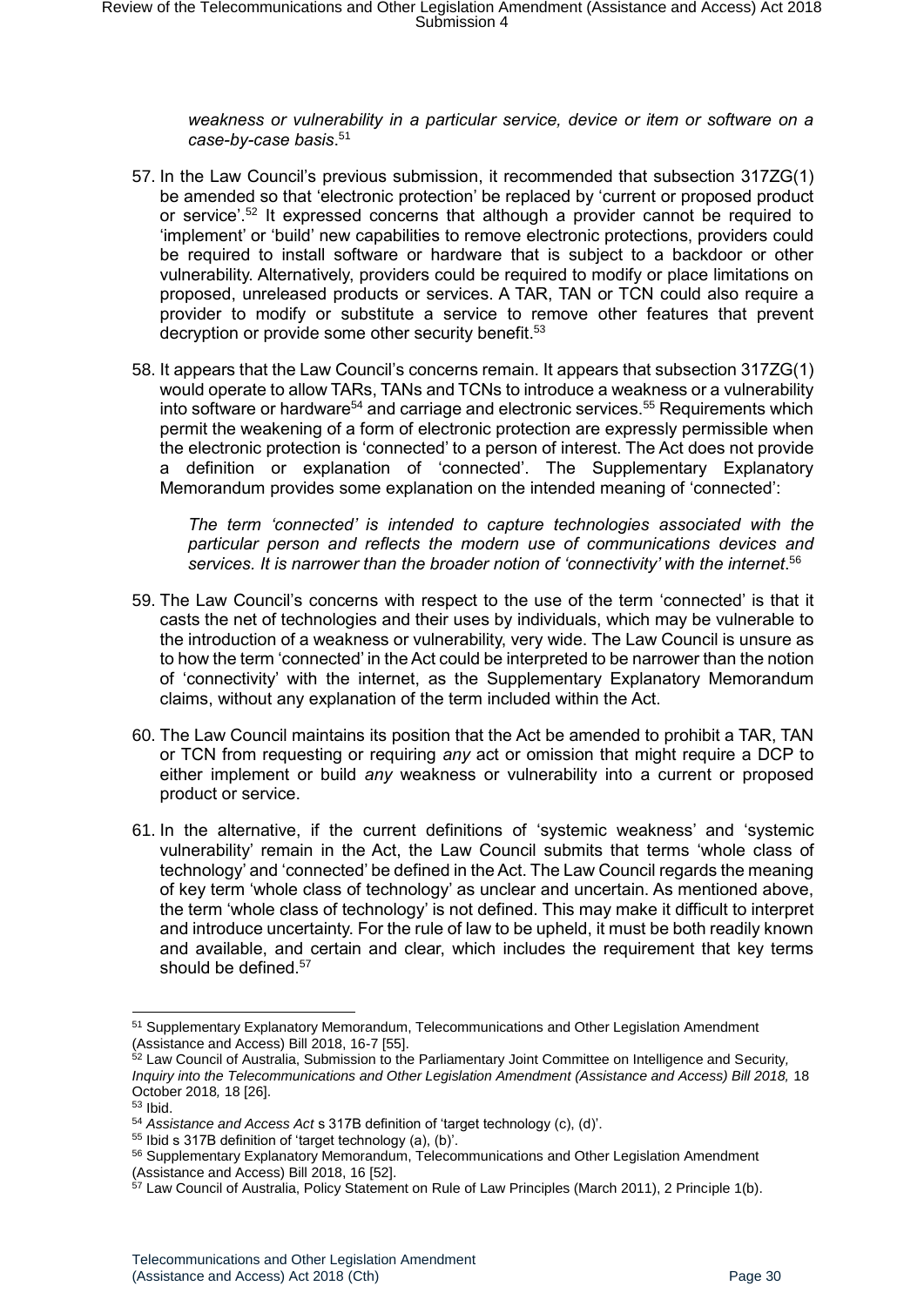*weakness or vulnerability in a particular service, device or item or software on a case-by-case basis*.[51]

57. In the Law Council's previous submission, it recommended that subsection 317ZG(1) be amended so that 'electronic protection' be replaced by 'current or proposed product or service'.[52] It expressed concerns that although a provider cannot be required to 'implement' or 'build' new capabilities to remove electronic protections, providers could be required to install software or hardware that is subject to a backdoor or other vulnerability. Alternatively, providers could be required to modify or place limitations on proposed, unreleased products or services. A TAR, TAN or TCN could also require a provider to modify or substitute a service to remove other features that prevent decryption or provide some other security benefit.[53]

58. It appears that the Law Council's concerns remain. It appears that subsection 317ZG(1) would operate to allow TARs, TANs and TCNs to introduce a weakness or a vulnerability into software or hardware[54] and carriage and electronic services.[55] Requirements which permit the weakening of a form of electronic protection are expressly permissible when the electronic protection is 'connected' to a person of interest. The Act does not provide a definition or explanation of 'connected'. The Supplementary Explanatory Memorandum provides some explanation on the intended meaning of 'connected':

    *The term 'connected' is intended to capture technologies associated with the particular person and reflects the modern use of communications devices and services. It is narrower than the broader notion of 'connectivity' with the internet*.[56]

59. The Law Council's concerns with respect to the use of the term 'connected' is that it casts the net of technologies and their uses by individuals, which may be vulnerable to the introduction of a weakness or vulnerability, very wide. The Law Council is unsure as to how the term 'connected' in the Act could be interpreted to be narrower than the notion of 'connectivity' with the internet, as the Supplementary Explanatory Memorandum claims, without any explanation of the term included within the Act.

60. The Law Council maintains its position that the Act be amended to prohibit a TAR, TAN or TCN from requesting or requiring *any* act or omission that might require a DCP to either implement or build *any* weakness or vulnerability into a current or proposed product or service.

61. In the alternative, if the current definitions of 'systemic weakness' and 'systemic vulnerability' remain in the Act, the Law Council submits that terms 'whole class of technology' and 'connected' be defined in the Act. The Law Council regards the meaning of key term 'whole class of technology' as unclear and uncertain. As mentioned above, the term 'whole class of technology' is not defined. This may make it difficult to interpret and introduce uncertainty. For the rule of law to be upheld, it must be both readily known and available, and certain and clear, which includes the requirement that key terms should be defined.[57]

---

[51] Supplementary Explanatory Memorandum, Telecommunications and Other Legislation Amendment (Assistance and Access) Bill 2018, 16-7 [55].

[52] Law Council of Australia, Submission to the Parliamentary Joint Committee on Intelligence and Security, *Inquiry into the Telecommunications and Other Legislation Amendment (Assistance and Access) Bill 2018,* 18 October 2018, 18 [26].

[53] Ibid.

[54] *Assistance and Access Act* s 317B definition of 'target technology (c), (d)'.

[55] Ibid s 317B definition of 'target technology (a), (b)'.

[56] Supplementary Explanatory Memorandum, Telecommunications and Other Legislation Amendment (Assistance and Access) Bill 2018, 16 [52].

[57] Law Council of Australia, Policy Statement on Rule of Law Principles (March 2011), 2 Principle 1(b).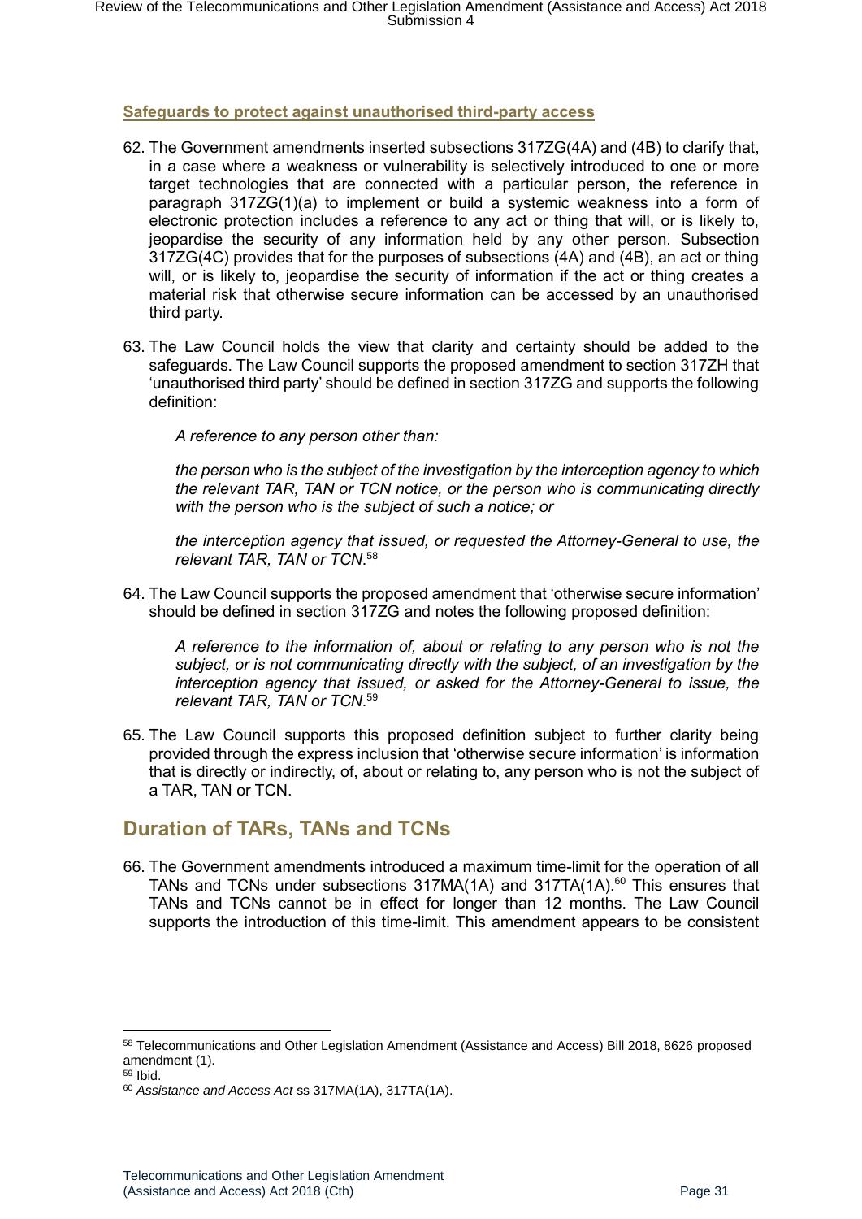**Safeguards to protect against unauthorised third-party access**

62. The Government amendments inserted subsections 317ZG(4A) and (4B) to clarify that, in a case where a weakness or vulnerability is selectively introduced to one or more target technologies that are connected with a particular person, the reference in paragraph 317ZG(1)(a) to implement or build a systemic weakness into a form of electronic protection includes a reference to any act or thing that will, or is likely to, jeopardise the security of any information held by any other person. Subsection 317ZG(4C) provides that for the purposes of subsections (4A) and (4B), an act or thing will, or is likely to, jeopardise the security of information if the act or thing creates a material risk that otherwise secure information can be accessed by an unauthorised third party.

63. The Law Council holds the view that clarity and certainty should be added to the safeguards. The Law Council supports the proposed amendment to section 317ZH that 'unauthorised third party' should be defined in section 317ZG and supports the following definition:

    *A reference to any person other than:*

    *the person who is the subject of the investigation by the interception agency to which the relevant TAR, TAN or TCN notice, or the person who is communicating directly with the person who is the subject of such a notice; or*

    *the interception agency that issued, or requested the Attorney-General to use, the relevant TAR, TAN or TCN.*[58]

64. The Law Council supports the proposed amendment that 'otherwise secure information' should be defined in section 317ZG and notes the following proposed definition:

    *A reference to the information of, about or relating to any person who is not the subject, or is not communicating directly with the subject, of an investigation by the interception agency that issued, or asked for the Attorney-General to issue, the relevant TAR, TAN or TCN.*[59]

65. The Law Council supports this proposed definition subject to further clarity being provided through the express inclusion that 'otherwise secure information' is information that is directly or indirectly, of, about or relating to, any person who is not the subject of a TAR, TAN or TCN.

## Duration of TARs, TANs and TCNs

66. The Government amendments introduced a maximum time-limit for the operation of all TANs and TCNs under subsections 317MA(1A) and 317TA(1A).[60] This ensures that TANs and TCNs cannot be in effect for longer than 12 months. The Law Council supports the introduction of this time-limit. This amendment appears to be consistent

---

[58] Telecommunications and Other Legislation Amendment (Assistance and Access) Bill 2018, 8626 proposed amendment (1).

[59] Ibid.

[60] *Assistance and Access Act* ss 317MA(1A), 317TA(1A).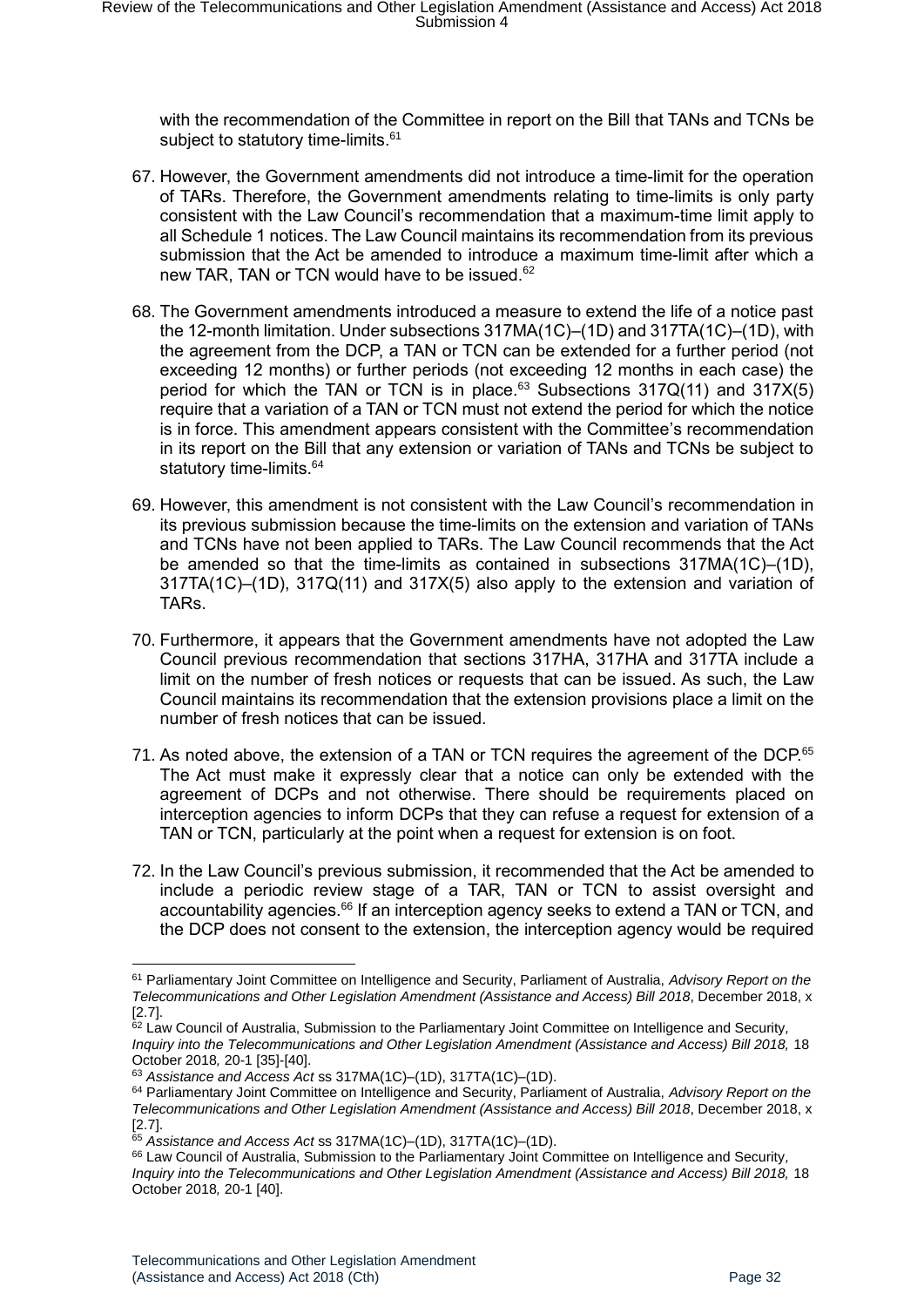with the recommendation of the Committee in report on the Bill that TANs and TCNs be subject to statutory time-limits.[61]

67. However, the Government amendments did not introduce a time-limit for the operation of TARs. Therefore, the Government amendments relating to time-limits is only party consistent with the Law Council's recommendation that a maximum-time limit apply to all Schedule 1 notices. The Law Council maintains its recommendation from its previous submission that the Act be amended to introduce a maximum time-limit after which a new TAR, TAN or TCN would have to be issued.[62]

68. The Government amendments introduced a measure to extend the life of a notice past the 12-month limitation. Under subsections 317MA(1C)–(1D) and 317TA(1C)–(1D), with the agreement from the DCP, a TAN or TCN can be extended for a further period (not exceeding 12 months) or further periods (not exceeding 12 months in each case) the period for which the TAN or TCN is in place.[63] Subsections 317Q(11) and 317X(5) require that a variation of a TAN or TCN must not extend the period for which the notice is in force. This amendment appears consistent with the Committee's recommendation in its report on the Bill that any extension or variation of TANs and TCNs be subject to statutory time-limits.[64]

69. However, this amendment is not consistent with the Law Council's recommendation in its previous submission because the time-limits on the extension and variation of TANs and TCNs have not been applied to TARs. The Law Council recommends that the Act be amended so that the time-limits as contained in subsections 317MA(1C)–(1D), 317TA(1C)–(1D), 317Q(11) and 317X(5) also apply to the extension and variation of TARs.

70. Furthermore, it appears that the Government amendments have not adopted the Law Council previous recommendation that sections 317HA, 317HA and 317TA include a limit on the number of fresh notices or requests that can be issued. As such, the Law Council maintains its recommendation that the extension provisions place a limit on the number of fresh notices that can be issued.

71. As noted above, the extension of a TAN or TCN requires the agreement of the DCP.[65] The Act must make it expressly clear that a notice can only be extended with the agreement of DCPs and not otherwise. There should be requirements placed on interception agencies to inform DCPs that they can refuse a request for extension of a TAN or TCN, particularly at the point when a request for extension is on foot.

72. In the Law Council's previous submission, it recommended that the Act be amended to include a periodic review stage of a TAR, TAN or TCN to assist oversight and accountability agencies.[66] If an interception agency seeks to extend a TAN or TCN, and the DCP does not consent to the extension, the interception agency would be required

---

[61] Parliamentary Joint Committee on Intelligence and Security, Parliament of Australia, *Advisory Report on the Telecommunications and Other Legislation Amendment (Assistance and Access) Bill 2018*, December 2018, x [2.7].

[62] Law Council of Australia, Submission to the Parliamentary Joint Committee on Intelligence and Security, *Inquiry into the Telecommunications and Other Legislation Amendment (Assistance and Access) Bill 2018,* 18 October 2018*,* 20-1 [35]-[40].

[63] *Assistance and Access Act* ss 317MA(1C)–(1D), 317TA(1C)–(1D).

[64] Parliamentary Joint Committee on Intelligence and Security, Parliament of Australia, *Advisory Report on the Telecommunications and Other Legislation Amendment (Assistance and Access) Bill 2018*, December 2018, x [2.7].

[65] *Assistance and Access Act* ss 317MA(1C)–(1D), 317TA(1C)–(1D).

[66] Law Council of Australia, Submission to the Parliamentary Joint Committee on Intelligence and Security, *Inquiry into the Telecommunications and Other Legislation Amendment (Assistance and Access) Bill 2018,* 18 October 2018*,* 20-1 [40].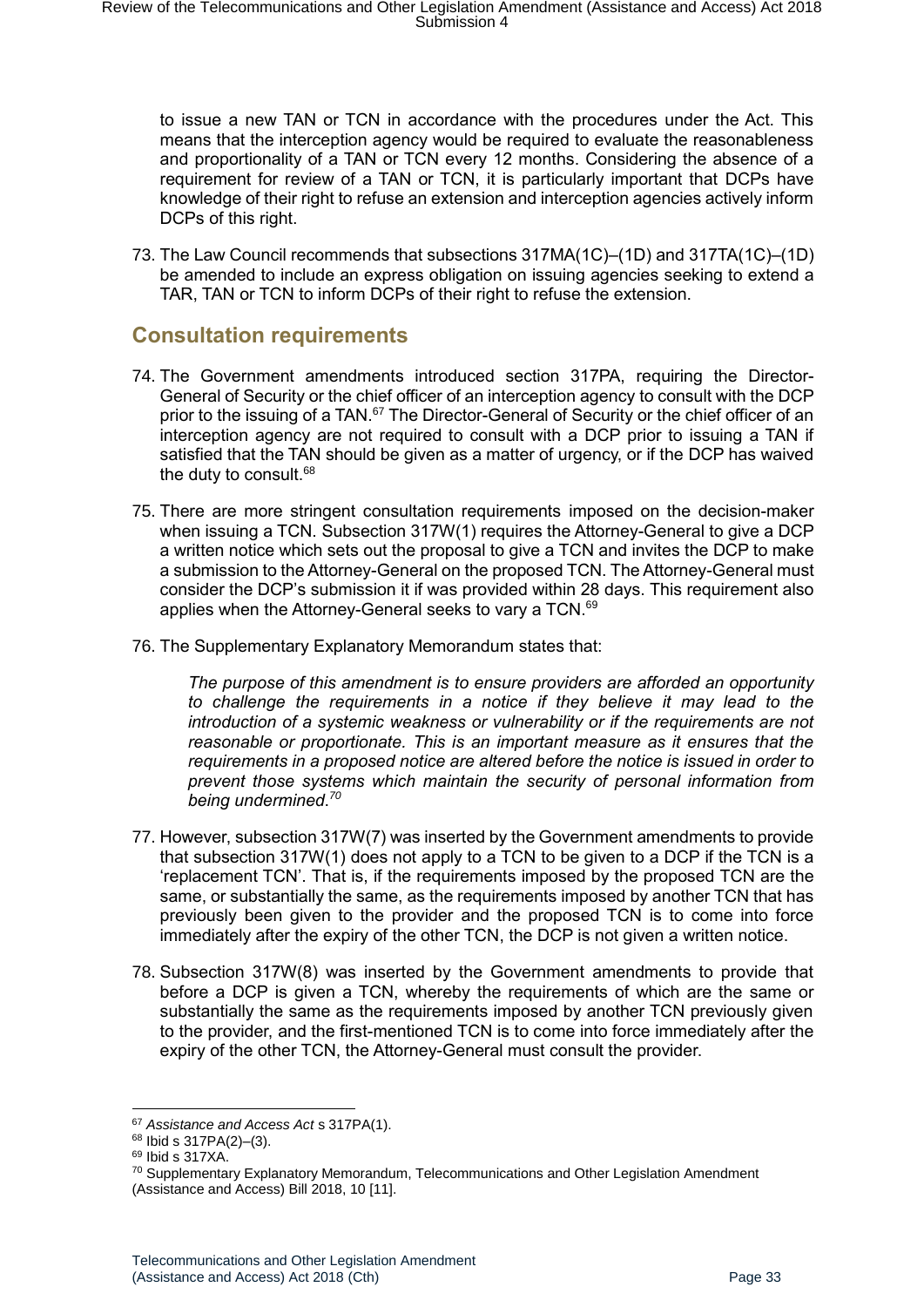to issue a new TAN or TCN in accordance with the procedures under the Act. This means that the interception agency would be required to evaluate the reasonableness and proportionality of a TAN or TCN every 12 months. Considering the absence of a requirement for review of a TAN or TCN, it is particularly important that DCPs have knowledge of their right to refuse an extension and interception agencies actively inform DCPs of this right.

73. The Law Council recommends that subsections 317MA(1C)–(1D) and 317TA(1C)–(1D) be amended to include an express obligation on issuing agencies seeking to extend a TAR, TAN or TCN to inform DCPs of their right to refuse the extension.

## Consultation requirements

74. The Government amendments introduced section 317PA, requiring the Director-General of Security or the chief officer of an interception agency to consult with the DCP prior to the issuing of a TAN.[67] The Director-General of Security or the chief officer of an interception agency are not required to consult with a DCP prior to issuing a TAN if satisfied that the TAN should be given as a matter of urgency, or if the DCP has waived the duty to consult.[68]

75. There are more stringent consultation requirements imposed on the decision-maker when issuing a TCN. Subsection 317W(1) requires the Attorney-General to give a DCP a written notice which sets out the proposal to give a TCN and invites the DCP to make a submission to the Attorney-General on the proposed TCN. The Attorney-General must consider the DCP's submission it if was provided within 28 days. This requirement also applies when the Attorney-General seeks to vary a TCN.[69]

76. The Supplementary Explanatory Memorandum states that:

> *The purpose of this amendment is to ensure providers are afforded an opportunity to challenge the requirements in a notice if they believe it may lead to the introduction of a systemic weakness or vulnerability or if the requirements are not reasonable or proportionate. This is an important measure as it ensures that the requirements in a proposed notice are altered before the notice is issued in order to prevent those systems which maintain the security of personal information from being undermined.*[70]

77. However, subsection 317W(7) was inserted by the Government amendments to provide that subsection 317W(1) does not apply to a TCN to be given to a DCP if the TCN is a 'replacement TCN'. That is, if the requirements imposed by the proposed TCN are the same, or substantially the same, as the requirements imposed by another TCN that has previously been given to the provider and the proposed TCN is to come into force immediately after the expiry of the other TCN, the DCP is not given a written notice.

78. Subsection 317W(8) was inserted by the Government amendments to provide that before a DCP is given a TCN, whereby the requirements of which are the same or substantially the same as the requirements imposed by another TCN previously given to the provider, and the first-mentioned TCN is to come into force immediately after the expiry of the other TCN, the Attorney-General must consult the provider.

---

[67] *Assistance and Access Act* s 317PA(1).

[68] Ibid s 317PA(2)–(3).

[69] Ibid s 317XA.

[70] Supplementary Explanatory Memorandum, Telecommunications and Other Legislation Amendment (Assistance and Access) Bill 2018, 10 [11].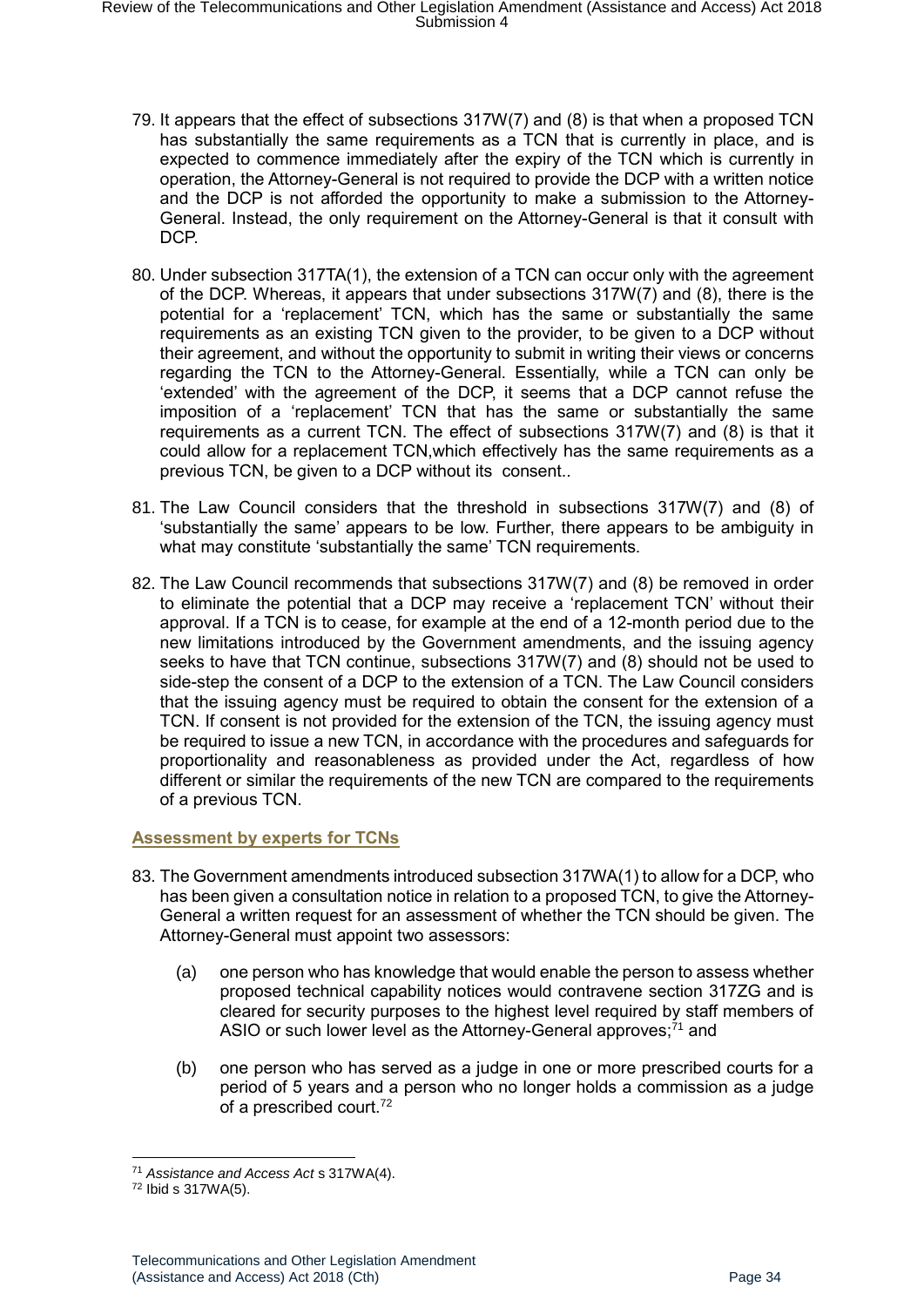79. It appears that the effect of subsections 317W(7) and (8) is that when a proposed TCN has substantially the same requirements as a TCN that is currently in place, and is expected to commence immediately after the expiry of the TCN which is currently in operation, the Attorney-General is not required to provide the DCP with a written notice and the DCP is not afforded the opportunity to make a submission to the Attorney-General. Instead, the only requirement on the Attorney-General is that it consult with DCP.

80. Under subsection 317TA(1), the extension of a TCN can occur only with the agreement of the DCP. Whereas, it appears that under subsections 317W(7) and (8), there is the potential for a 'replacement' TCN, which has the same or substantially the same requirements as an existing TCN given to the provider, to be given to a DCP without their agreement, and without the opportunity to submit in writing their views or concerns regarding the TCN to the Attorney-General. Essentially, while a TCN can only be 'extended' with the agreement of the DCP, it seems that a DCP cannot refuse the imposition of a 'replacement' TCN that has the same or substantially the same requirements as a current TCN. The effect of subsections 317W(7) and (8) is that it could allow for a replacement TCN,which effectively has the same requirements as a previous TCN, be given to a DCP without its consent..

81. The Law Council considers that the threshold in subsections 317W(7) and (8) of 'substantially the same' appears to be low. Further, there appears to be ambiguity in what may constitute 'substantially the same' TCN requirements.

82. The Law Council recommends that subsections 317W(7) and (8) be removed in order to eliminate the potential that a DCP may receive a 'replacement TCN' without their approval. If a TCN is to cease, for example at the end of a 12-month period due to the new limitations introduced by the Government amendments, and the issuing agency seeks to have that TCN continue, subsections 317W(7) and (8) should not be used to side-step the consent of a DCP to the extension of a TCN. The Law Council considers that the issuing agency must be required to obtain the consent for the extension of a TCN. If consent is not provided for the extension of the TCN, the issuing agency must be required to issue a new TCN, in accordance with the procedures and safeguards for proportionality and reasonableness as provided under the Act, regardless of how different or similar the requirements of the new TCN are compared to the requirements of a previous TCN.

### Assessment by experts for TCNs

83. The Government amendments introduced subsection 317WA(1) to allow for a DCP, who has been given a consultation notice in relation to a proposed TCN, to give the Attorney-General a written request for an assessment of whether the TCN should be given. The Attorney-General must appoint two assessors:

    (a) one person who has knowledge that would enable the person to assess whether proposed technical capability notices would contravene section 317ZG and is cleared for security purposes to the highest level required by staff members of ASIO or such lower level as the Attorney-General approves;[71] and

    (b) one person who has served as a judge in one or more prescribed courts for a period of 5 years and a person who no longer holds a commission as a judge of a prescribed court.[72]

---

[71] *Assistance and Access Act* s 317WA(4).

[72] Ibid s 317WA(5).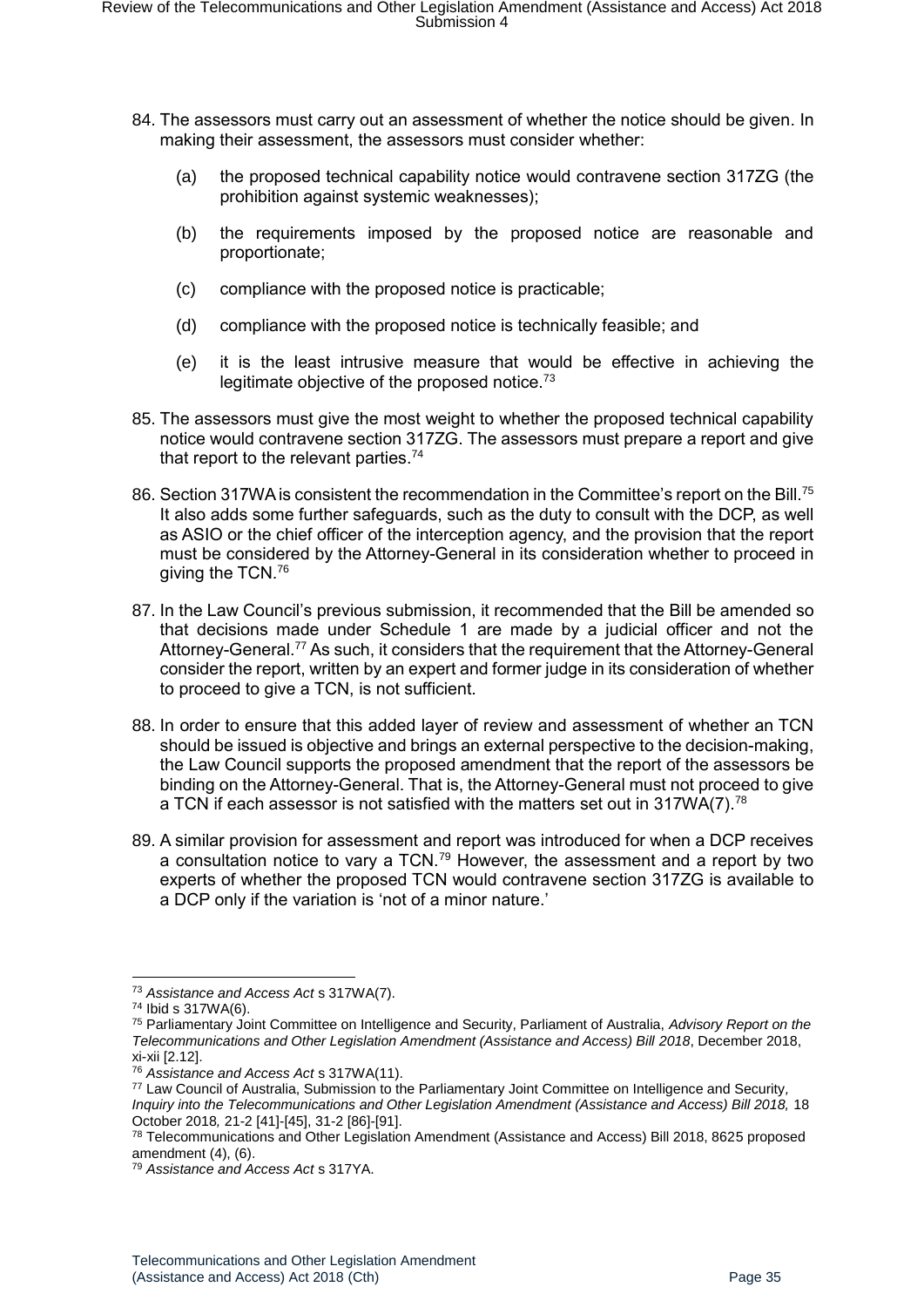84. The assessors must carry out an assessment of whether the notice should be given. In making their assessment, the assessors must consider whether:

    (a) the proposed technical capability notice would contravene section 317ZG (the prohibition against systemic weaknesses);

    (b) the requirements imposed by the proposed notice are reasonable and proportionate;

    (c) compliance with the proposed notice is practicable;

    (d) compliance with the proposed notice is technically feasible; and

    (e) it is the least intrusive measure that would be effective in achieving the legitimate objective of the proposed notice.[73]

85. The assessors must give the most weight to whether the proposed technical capability notice would contravene section 317ZG. The assessors must prepare a report and give that report to the relevant parties.[74]

86. Section 317WA is consistent the recommendation in the Committee's report on the Bill.[75] It also adds some further safeguards, such as the duty to consult with the DCP, as well as ASIO or the chief officer of the interception agency, and the provision that the report must be considered by the Attorney-General in its consideration whether to proceed in giving the TCN.[76]

87. In the Law Council's previous submission, it recommended that the Bill be amended so that decisions made under Schedule 1 are made by a judicial officer and not the Attorney-General.[77] As such, it considers that the requirement that the Attorney-General consider the report, written by an expert and former judge in its consideration of whether to proceed to give a TCN, is not sufficient.

88. In order to ensure that this added layer of review and assessment of whether an TCN should be issued is objective and brings an external perspective to the decision-making, the Law Council supports the proposed amendment that the report of the assessors be binding on the Attorney-General. That is, the Attorney-General must not proceed to give a TCN if each assessor is not satisfied with the matters set out in 317WA(7).[78]

89. A similar provision for assessment and report was introduced for when a DCP receives a consultation notice to vary a TCN.[79] However, the assessment and a report by two experts of whether the proposed TCN would contravene section 317ZG is available to a DCP only if the variation is 'not of a minor nature.'

---

[73] *Assistance and Access Act* s 317WA(7).

[74] Ibid s 317WA(6).

[75] Parliamentary Joint Committee on Intelligence and Security, Parliament of Australia, *Advisory Report on the Telecommunications and Other Legislation Amendment (Assistance and Access) Bill 2018*, December 2018, xi-xii [2.12].

[76] *Assistance and Access Act* s 317WA(11).

[77] Law Council of Australia, Submission to the Parliamentary Joint Committee on Intelligence and Security, *Inquiry into the Telecommunications and Other Legislation Amendment (Assistance and Access) Bill 2018,* 18 October 2018*,* 21-2 [41]-[45], 31-2 [86]-[91].

[78] Telecommunications and Other Legislation Amendment (Assistance and Access) Bill 2018, 8625 proposed amendment (4), (6).

[79] *Assistance and Access Act* s 317YA.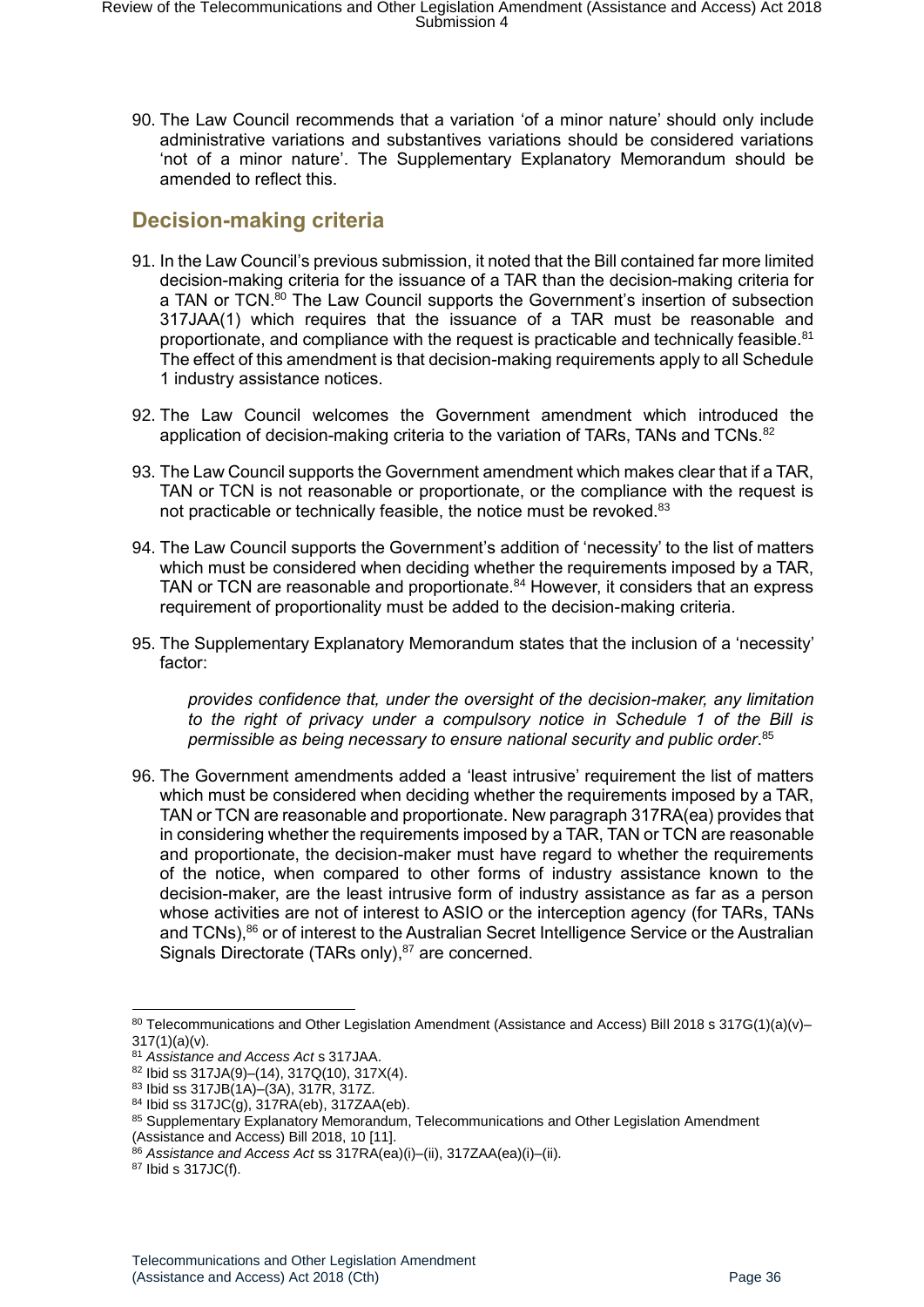90. The Law Council recommends that a variation 'of a minor nature' should only include administrative variations and substantives variations should be considered variations 'not of a minor nature'. The Supplementary Explanatory Memorandum should be amended to reflect this.

## Decision-making criteria

91. In the Law Council's previous submission, it noted that the Bill contained far more limited decision-making criteria for the issuance of a TAR than the decision-making criteria for a TAN or TCN.[80] The Law Council supports the Government's insertion of subsection 317JAA(1) which requires that the issuance of a TAR must be reasonable and proportionate, and compliance with the request is practicable and technically feasible.[81] The effect of this amendment is that decision-making requirements apply to all Schedule 1 industry assistance notices.

92. The Law Council welcomes the Government amendment which introduced the application of decision-making criteria to the variation of TARs, TANs and TCNs.[82]

93. The Law Council supports the Government amendment which makes clear that if a TAR, TAN or TCN is not reasonable or proportionate, or the compliance with the request is not practicable or technically feasible, the notice must be revoked.[83]

94. The Law Council supports the Government's addition of 'necessity' to the list of matters which must be considered when deciding whether the requirements imposed by a TAR, TAN or TCN are reasonable and proportionate.[84] However, it considers that an express requirement of proportionality must be added to the decision-making criteria.

95. The Supplementary Explanatory Memorandum states that the inclusion of a 'necessity' factor:

> *provides confidence that, under the oversight of the decision-maker, any limitation to the right of privacy under a compulsory notice in Schedule 1 of the Bill is permissible as being necessary to ensure national security and public order*.[85]

96. The Government amendments added a 'least intrusive' requirement the list of matters which must be considered when deciding whether the requirements imposed by a TAR, TAN or TCN are reasonable and proportionate. New paragraph 317RA(ea) provides that in considering whether the requirements imposed by a TAR, TAN or TCN are reasonable and proportionate, the decision-maker must have regard to whether the requirements of the notice, when compared to other forms of industry assistance known to the decision-maker, are the least intrusive form of industry assistance as far as a person whose activities are not of interest to ASIO or the interception agency (for TARs, TANs and TCNs),[86] or of interest to the Australian Secret Intelligence Service or the Australian Signals Directorate (TARs only),[87] are concerned.

---

[80] Telecommunications and Other Legislation Amendment (Assistance and Access) Bill 2018 s 317G(1)(a)(v)–317(1)(a)(v).

[81] *Assistance and Access Act* s 317JAA.

[82] Ibid ss 317JA(9)–(14), 317Q(10), 317X(4).

[83] Ibid ss 317JB(1A)–(3A), 317R, 317Z.

[84] Ibid ss 317JC(g), 317RA(eb), 317ZAA(eb).

[85] Supplementary Explanatory Memorandum, Telecommunications and Other Legislation Amendment (Assistance and Access) Bill 2018, 10 [11].

[86] *Assistance and Access Act* ss 317RA(ea)(i)–(ii), 317ZAA(ea)(i)–(ii).

[87] Ibid s 317JC(f).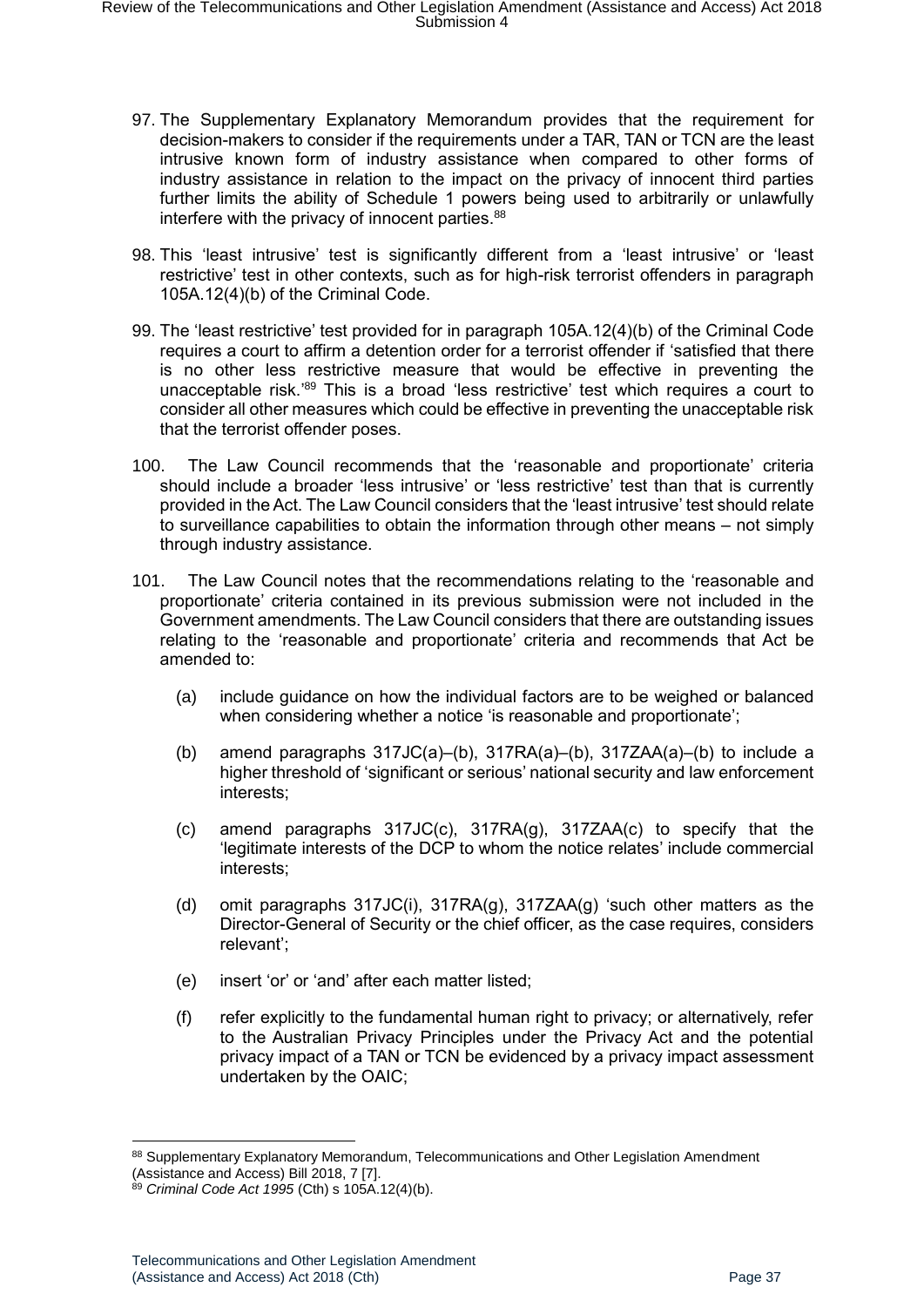97. The Supplementary Explanatory Memorandum provides that the requirement for decision-makers to consider if the requirements under a TAR, TAN or TCN are the least intrusive known form of industry assistance when compared to other forms of industry assistance in relation to the impact on the privacy of innocent third parties further limits the ability of Schedule 1 powers being used to arbitrarily or unlawfully interfere with the privacy of innocent parties.[88]

98. This 'least intrusive' test is significantly different from a 'least intrusive' or 'least restrictive' test in other contexts, such as for high-risk terrorist offenders in paragraph 105A.12(4)(b) of the Criminal Code.

99. The 'least restrictive' test provided for in paragraph 105A.12(4)(b) of the Criminal Code requires a court to affirm a detention order for a terrorist offender if 'satisfied that there is no other less restrictive measure that would be effective in preventing the unacceptable risk.'[89] This is a broad 'less restrictive' test which requires a court to consider all other measures which could be effective in preventing the unacceptable risk that the terrorist offender poses.

100. The Law Council recommends that the 'reasonable and proportionate' criteria should include a broader 'less intrusive' or 'less restrictive' test than that is currently provided in the Act. The Law Council considers that the 'least intrusive' test should relate to surveillance capabilities to obtain the information through other means – not simply through industry assistance.

101. The Law Council notes that the recommendations relating to the 'reasonable and proportionate' criteria contained in its previous submission were not included in the Government amendments. The Law Council considers that there are outstanding issues relating to the 'reasonable and proportionate' criteria and recommends that Act be amended to:

   (a) include guidance on how the individual factors are to be weighed or balanced when considering whether a notice 'is reasonable and proportionate';

   (b) amend paragraphs 317JC(a)–(b), 317RA(a)–(b), 317ZAA(a)–(b) to include a higher threshold of 'significant or serious' national security and law enforcement interests;

   (c) amend paragraphs 317JC(c), 317RA(g), 317ZAA(c) to specify that the 'legitimate interests of the DCP to whom the notice relates' include commercial interests;

   (d) omit paragraphs 317JC(i), 317RA(g), 317ZAA(g) 'such other matters as the Director-General of Security or the chief officer, as the case requires, considers relevant';

   (e) insert 'or' or 'and' after each matter listed;

   (f) refer explicitly to the fundamental human right to privacy; or alternatively, refer to the Australian Privacy Principles under the Privacy Act and the potential privacy impact of a TAN or TCN be evidenced by a privacy impact assessment undertaken by the OAIC;

---

[88] Supplementary Explanatory Memorandum, Telecommunications and Other Legislation Amendment (Assistance and Access) Bill 2018, 7 [7].

[89] *Criminal Code Act 1995* (Cth) s 105A.12(4)(b).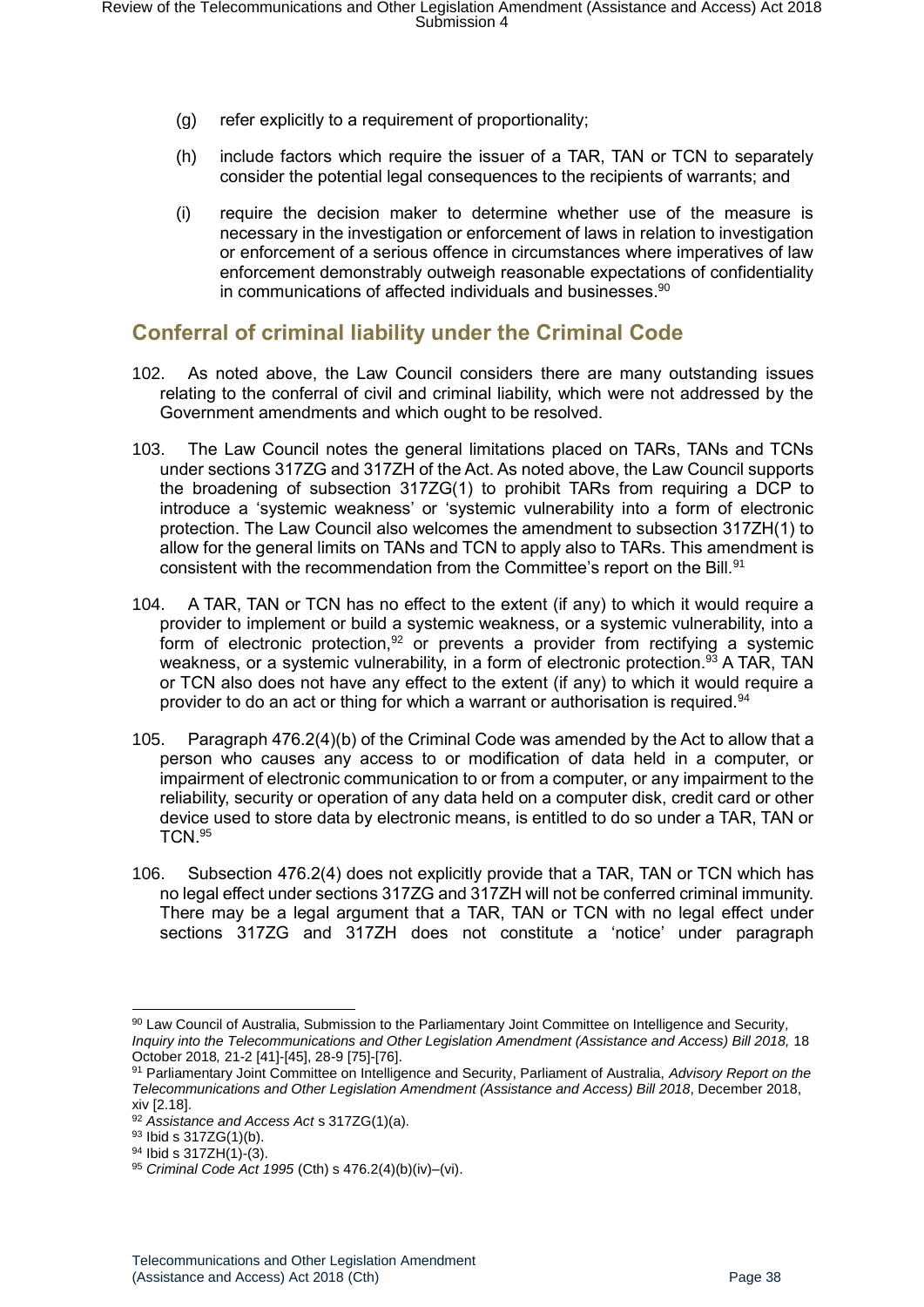(g) refer explicitly to a requirement of proportionality;

(h) include factors which require the issuer of a TAR, TAN or TCN to separately consider the potential legal consequences to the recipients of warrants; and

(i) require the decision maker to determine whether use of the measure is necessary in the investigation or enforcement of laws in relation to investigation or enforcement of a serious offence in circumstances where imperatives of law enforcement demonstrably outweigh reasonable expectations of confidentiality in communications of affected individuals and businesses.[90]

## Conferral of criminal liability under the Criminal Code

102. As noted above, the Law Council considers there are many outstanding issues relating to the conferral of civil and criminal liability, which were not addressed by the Government amendments and which ought to be resolved.

103. The Law Council notes the general limitations placed on TARs, TANs and TCNs under sections 317ZG and 317ZH of the Act. As noted above, the Law Council supports the broadening of subsection 317ZG(1) to prohibit TARs from requiring a DCP to introduce a 'systemic weakness' or 'systemic vulnerability into a form of electronic protection. The Law Council also welcomes the amendment to subsection 317ZH(1) to allow for the general limits on TANs and TCN to apply also to TARs. This amendment is consistent with the recommendation from the Committee's report on the Bill.[91]

104. A TAR, TAN or TCN has no effect to the extent (if any) to which it would require a provider to implement or build a systemic weakness, or a systemic vulnerability, into a form of electronic protection,[92] or prevents a provider from rectifying a systemic weakness, or a systemic vulnerability, in a form of electronic protection.[93] A TAR, TAN or TCN also does not have any effect to the extent (if any) to which it would require a provider to do an act or thing for which a warrant or authorisation is required.[94]

105. Paragraph 476.2(4)(b) of the Criminal Code was amended by the Act to allow that a person who causes any access to or modification of data held in a computer, or impairment of electronic communication to or from a computer, or any impairment to the reliability, security or operation of any data held on a computer disk, credit card or other device used to store data by electronic means, is entitled to do so under a TAR, TAN or TCN.[95]

106. Subsection 476.2(4) does not explicitly provide that a TAR, TAN or TCN which has no legal effect under sections 317ZG and 317ZH will not be conferred criminal immunity. There may be a legal argument that a TAR, TAN or TCN with no legal effect under sections 317ZG and 317ZH does not constitute a 'notice' under paragraph

---

[90] Law Council of Australia, Submission to the Parliamentary Joint Committee on Intelligence and Security, *Inquiry into the Telecommunications and Other Legislation Amendment (Assistance and Access) Bill 2018,* 18 October 2018*,* 21-2 [41]-[45], 28-9 [75]-[76].

[91] Parliamentary Joint Committee on Intelligence and Security, Parliament of Australia, *Advisory Report on the Telecommunications and Other Legislation Amendment (Assistance and Access) Bill 2018*, December 2018, xiv [2.18].

[92] *Assistance and Access Act* s 317ZG(1)(a).

[93] Ibid s 317ZG(1)(b).

[94] Ibid s 317ZH(1)-(3).

[95] *Criminal Code Act 1995* (Cth) s 476.2(4)(b)(iv)–(vi).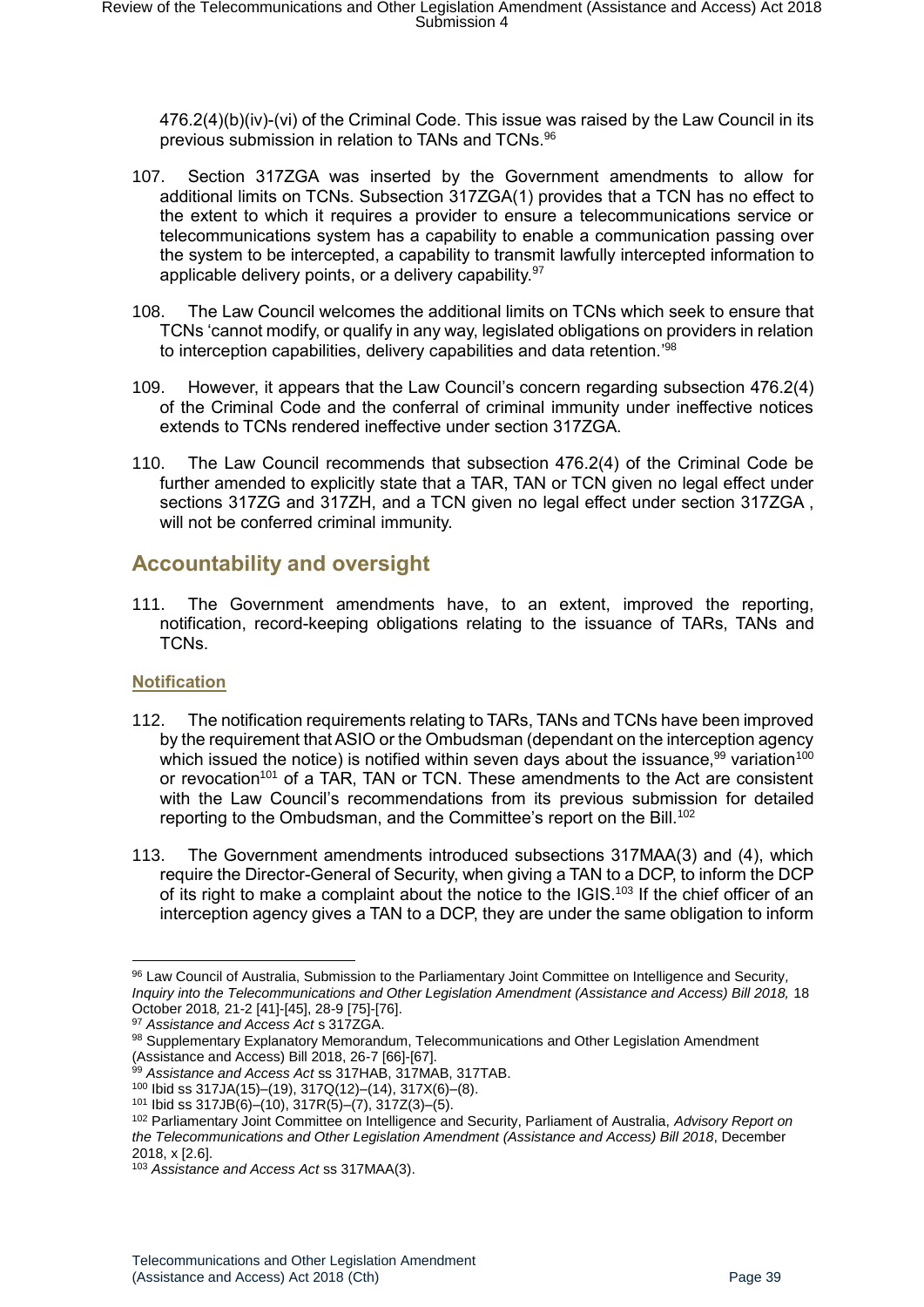476.2(4)(b)(iv)-(vi) of the Criminal Code. This issue was raised by the Law Council in its previous submission in relation to TANs and TCNs.[96]

107. Section 317ZGA was inserted by the Government amendments to allow for additional limits on TCNs. Subsection 317ZGA(1) provides that a TCN has no effect to the extent to which it requires a provider to ensure a telecommunications service or telecommunications system has a capability to enable a communication passing over the system to be intercepted, a capability to transmit lawfully intercepted information to applicable delivery points, or a delivery capability.[97]

108. The Law Council welcomes the additional limits on TCNs which seek to ensure that TCNs 'cannot modify, or qualify in any way, legislated obligations on providers in relation to interception capabilities, delivery capabilities and data retention.'[98]

109. However, it appears that the Law Council's concern regarding subsection 476.2(4) of the Criminal Code and the conferral of criminal immunity under ineffective notices extends to TCNs rendered ineffective under section 317ZGA.

110. The Law Council recommends that subsection 476.2(4) of the Criminal Code be further amended to explicitly state that a TAR, TAN or TCN given no legal effect under sections 317ZG and 317ZH, and a TCN given no legal effect under section 317ZGA , will not be conferred criminal immunity.

## Accountability and oversight

111. The Government amendments have, to an extent, improved the reporting, notification, record-keeping obligations relating to the issuance of TARs, TANs and TCNs.

### Notification

112. The notification requirements relating to TARs, TANs and TCNs have been improved by the requirement that ASIO or the Ombudsman (dependant on the interception agency which issued the notice) is notified within seven days about the issuance,[99] variation[100] or revocation[101] of a TAR, TAN or TCN. These amendments to the Act are consistent with the Law Council's recommendations from its previous submission for detailed reporting to the Ombudsman, and the Committee's report on the Bill.[102]

113. The Government amendments introduced subsections 317MAA(3) and (4), which require the Director-General of Security, when giving a TAN to a DCP, to inform the DCP of its right to make a complaint about the notice to the IGIS.[103] If the chief officer of an interception agency gives a TAN to a DCP, they are under the same obligation to inform

---

[96] Law Council of Australia, Submission to the Parliamentary Joint Committee on Intelligence and Security, *Inquiry into the Telecommunications and Other Legislation Amendment (Assistance and Access) Bill 2018,* 18 October 2018*,* 21-2 [41]-[45], 28-9 [75]-[76].

[97] *Assistance and Access Act* s 317ZGA.

[98] Supplementary Explanatory Memorandum, Telecommunications and Other Legislation Amendment (Assistance and Access) Bill 2018, 26-7 [66]-[67].

[99] *Assistance and Access Act* ss 317HAB, 317MAB, 317TAB.

[100] Ibid ss 317JA(15)–(19), 317Q(12)–(14), 317X(6)–(8).

[101] Ibid ss 317JB(6)–(10), 317R(5)–(7), 317Z(3)–(5).

[102] Parliamentary Joint Committee on Intelligence and Security, Parliament of Australia, *Advisory Report on the Telecommunications and Other Legislation Amendment (Assistance and Access) Bill 2018*, December 2018, x [2.6].

[103] *Assistance and Access Act* ss 317MAA(3).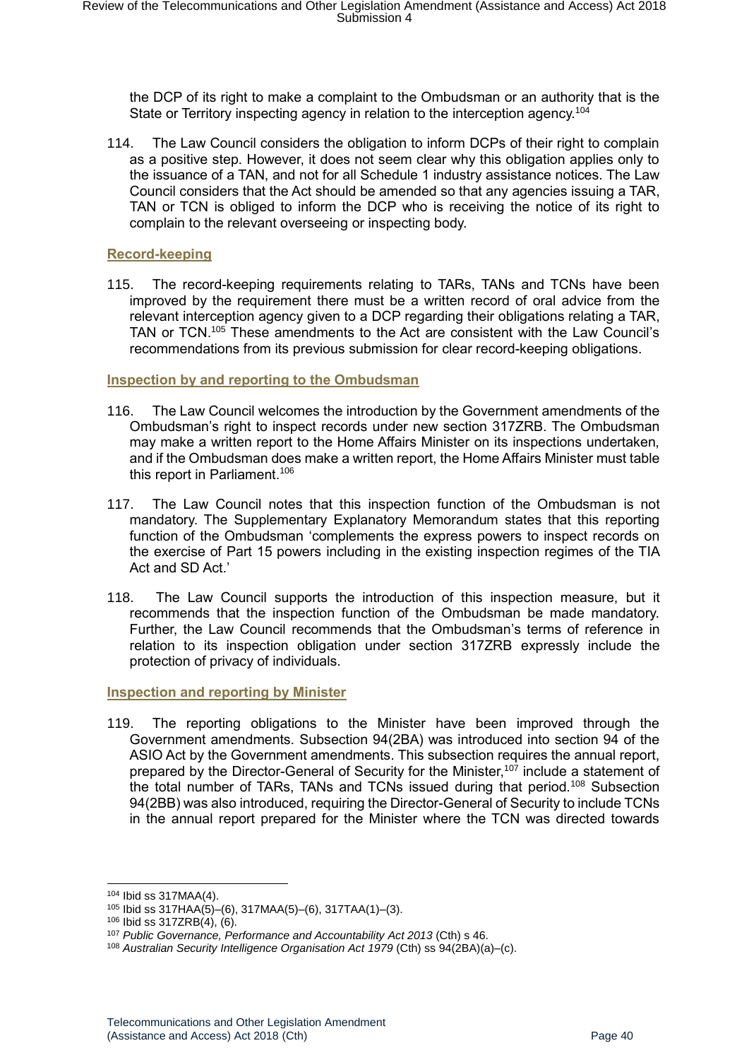the DCP of its right to make a complaint to the Ombudsman or an authority that is the State or Territory inspecting agency in relation to the interception agency.[104]

114. The Law Council considers the obligation to inform DCPs of their right to complain as a positive step. However, it does not seem clear why this obligation applies only to the issuance of a TAN, and not for all Schedule 1 industry assistance notices. The Law Council considers that the Act should be amended so that any agencies issuing a TAR, TAN or TCN is obliged to inform the DCP who is receiving the notice of its right to complain to the relevant overseeing or inspecting body.

### Record-keeping

115. The record-keeping requirements relating to TARs, TANs and TCNs have been improved by the requirement there must be a written record of oral advice from the relevant interception agency given to a DCP regarding their obligations relating a TAR, TAN or TCN.[105] These amendments to the Act are consistent with the Law Council's recommendations from its previous submission for clear record-keeping obligations.

### Inspection by and reporting to the Ombudsman

116. The Law Council welcomes the introduction by the Government amendments of the Ombudsman's right to inspect records under new section 317ZRB. The Ombudsman may make a written report to the Home Affairs Minister on its inspections undertaken, and if the Ombudsman does make a written report, the Home Affairs Minister must table this report in Parliament.[106]

117. The Law Council notes that this inspection function of the Ombudsman is not mandatory. The Supplementary Explanatory Memorandum states that this reporting function of the Ombudsman 'complements the express powers to inspect records on the exercise of Part 15 powers including in the existing inspection regimes of the TIA Act and SD Act.'

118. The Law Council supports the introduction of this inspection measure, but it recommends that the inspection function of the Ombudsman be made mandatory. Further, the Law Council recommends that the Ombudsman's terms of reference in relation to its inspection obligation under section 317ZRB expressly include the protection of privacy of individuals.

### Inspection and reporting by Minister

119. The reporting obligations to the Minister have been improved through the Government amendments. Subsection 94(2BA) was introduced into section 94 of the ASIO Act by the Government amendments. This subsection requires the annual report, prepared by the Director-General of Security for the Minister,[107] include a statement of the total number of TARs, TANs and TCNs issued during that period.[108] Subsection 94(2BB) was also introduced, requiring the Director-General of Security to include TCNs in the annual report prepared for the Minister where the TCN was directed towards

---

[104] Ibid ss 317MAA(4).

[105] Ibid ss 317HAA(5)–(6), 317MAA(5)–(6), 317TAA(1)–(3).

[106] Ibid ss 317ZRB(4), (6).

[107] *Public Governance, Performance and Accountability Act 2013* (Cth) s 46.

[108] *Australian Security Intelligence Organisation Act 1979* (Cth) ss 94(2BA)(a)–(c).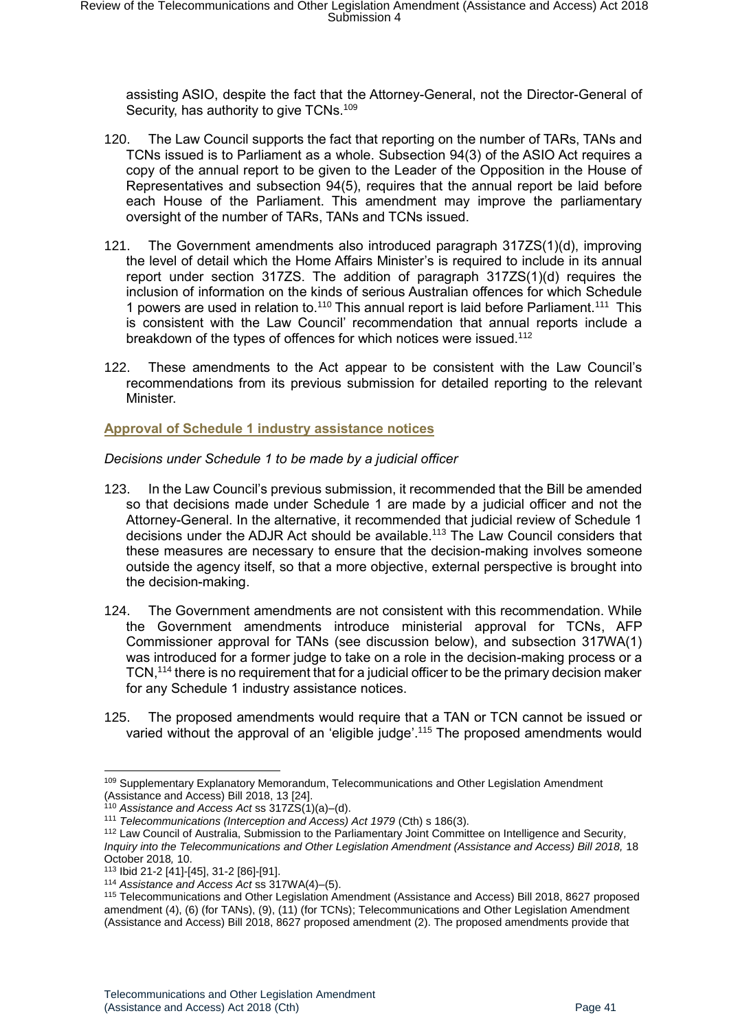assisting ASIO, despite the fact that the Attorney-General, not the Director-General of Security, has authority to give TCNs.[109]

120. The Law Council supports the fact that reporting on the number of TARs, TANs and TCNs issued is to Parliament as a whole. Subsection 94(3) of the ASIO Act requires a copy of the annual report to be given to the Leader of the Opposition in the House of Representatives and subsection 94(5), requires that the annual report be laid before each House of the Parliament. This amendment may improve the parliamentary oversight of the number of TARs, TANs and TCNs issued.

121. The Government amendments also introduced paragraph 317ZS(1)(d), improving the level of detail which the Home Affairs Minister's is required to include in its annual report under section 317ZS. The addition of paragraph 317ZS(1)(d) requires the inclusion of information on the kinds of serious Australian offences for which Schedule 1 powers are used in relation to.[110] This annual report is laid before Parliament.[111] This is consistent with the Law Council' recommendation that annual reports include a breakdown of the types of offences for which notices were issued.[112]

122. These amendments to the Act appear to be consistent with the Law Council's recommendations from its previous submission for detailed reporting to the relevant Minister.

**Approval of Schedule 1 industry assistance notices**

*Decisions under Schedule 1 to be made by a judicial officer*

123. In the Law Council's previous submission, it recommended that the Bill be amended so that decisions made under Schedule 1 are made by a judicial officer and not the Attorney-General. In the alternative, it recommended that judicial review of Schedule 1 decisions under the ADJR Act should be available.[113] The Law Council considers that these measures are necessary to ensure that the decision-making involves someone outside the agency itself, so that a more objective, external perspective is brought into the decision-making.

124. The Government amendments are not consistent with this recommendation. While the Government amendments introduce ministerial approval for TCNs, AFP Commissioner approval for TANs (see discussion below), and subsection 317WA(1) was introduced for a former judge to take on a role in the decision-making process or a TCN,[114] there is no requirement that for a judicial officer to be the primary decision maker for any Schedule 1 industry assistance notices.

125. The proposed amendments would require that a TAN or TCN cannot be issued or varied without the approval of an 'eligible judge'.[115] The proposed amendments would

---

[109] Supplementary Explanatory Memorandum, Telecommunications and Other Legislation Amendment (Assistance and Access) Bill 2018, 13 [24].

[110] *Assistance and Access Act* ss 317ZS(1)(a)–(d).

[111] *Telecommunications (Interception and Access) Act 1979* (Cth) s 186(3).

[112] Law Council of Australia, Submission to the Parliamentary Joint Committee on Intelligence and Security, *Inquiry into the Telecommunications and Other Legislation Amendment (Assistance and Access) Bill 2018,* 18 October 2018, 10.

[113] Ibid 21-2 [41]-[45], 31-2 [86]-[91].

[114] *Assistance and Access Act* ss 317WA(4)–(5).

[115] Telecommunications and Other Legislation Amendment (Assistance and Access) Bill 2018, 8627 proposed amendment (4), (6) (for TANs), (9), (11) (for TCNs); Telecommunications and Other Legislation Amendment (Assistance and Access) Bill 2018, 8627 proposed amendment (2). The proposed amendments provide that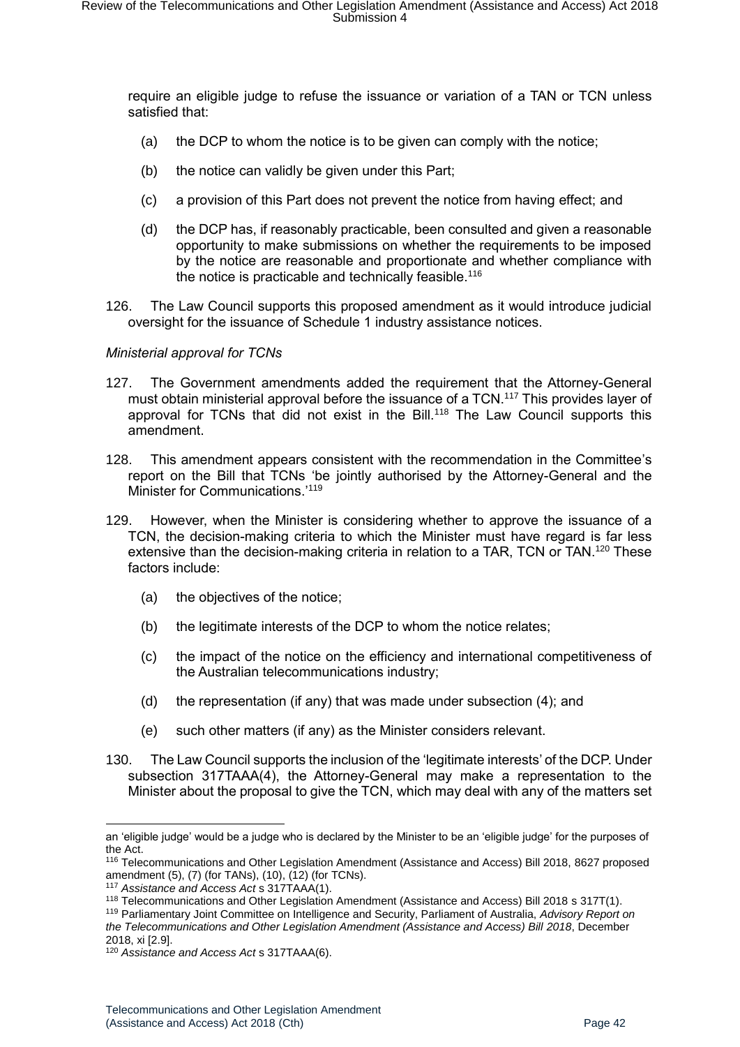require an eligible judge to refuse the issuance or variation of a TAN or TCN unless satisfied that:

(a) the DCP to whom the notice is to be given can comply with the notice;

(b) the notice can validly be given under this Part;

(c) a provision of this Part does not prevent the notice from having effect; and

(d) the DCP has, if reasonably practicable, been consulted and given a reasonable opportunity to make submissions on whether the requirements to be imposed by the notice are reasonable and proportionate and whether compliance with the notice is practicable and technically feasible.[116]

126. The Law Council supports this proposed amendment as it would introduce judicial oversight for the issuance of Schedule 1 industry assistance notices.

*Ministerial approval for TCNs*

127. The Government amendments added the requirement that the Attorney-General must obtain ministerial approval before the issuance of a TCN.[117] This provides layer of approval for TCNs that did not exist in the Bill.[118] The Law Council supports this amendment.

128. This amendment appears consistent with the recommendation in the Committee's report on the Bill that TCNs 'be jointly authorised by the Attorney-General and the Minister for Communications.'[119]

129. However, when the Minister is considering whether to approve the issuance of a TCN, the decision-making criteria to which the Minister must have regard is far less extensive than the decision-making criteria in relation to a TAR, TCN or TAN.[120] These factors include:

(a) the objectives of the notice;

(b) the legitimate interests of the DCP to whom the notice relates;

(c) the impact of the notice on the efficiency and international competitiveness of the Australian telecommunications industry;

(d) the representation (if any) that was made under subsection (4); and

(e) such other matters (if any) as the Minister considers relevant.

130. The Law Council supports the inclusion of the 'legitimate interests' of the DCP. Under subsection 317TAAA(4), the Attorney-General may make a representation to the Minister about the proposal to give the TCN, which may deal with any of the matters set

---

an 'eligible judge' would be a judge who is declared by the Minister to be an 'eligible judge' for the purposes of the Act.

[116] Telecommunications and Other Legislation Amendment (Assistance and Access) Bill 2018, 8627 proposed amendment (5), (7) (for TANs), (10), (12) (for TCNs).

[117] *Assistance and Access Act* s 317TAAA(1).

[118] Telecommunications and Other Legislation Amendment (Assistance and Access) Bill 2018 s 317T(1).

[119] Parliamentary Joint Committee on Intelligence and Security, Parliament of Australia, *Advisory Report on the Telecommunications and Other Legislation Amendment (Assistance and Access) Bill 2018*, December 2018, xi [2.9].

[120] *Assistance and Access Act* s 317TAAA(6).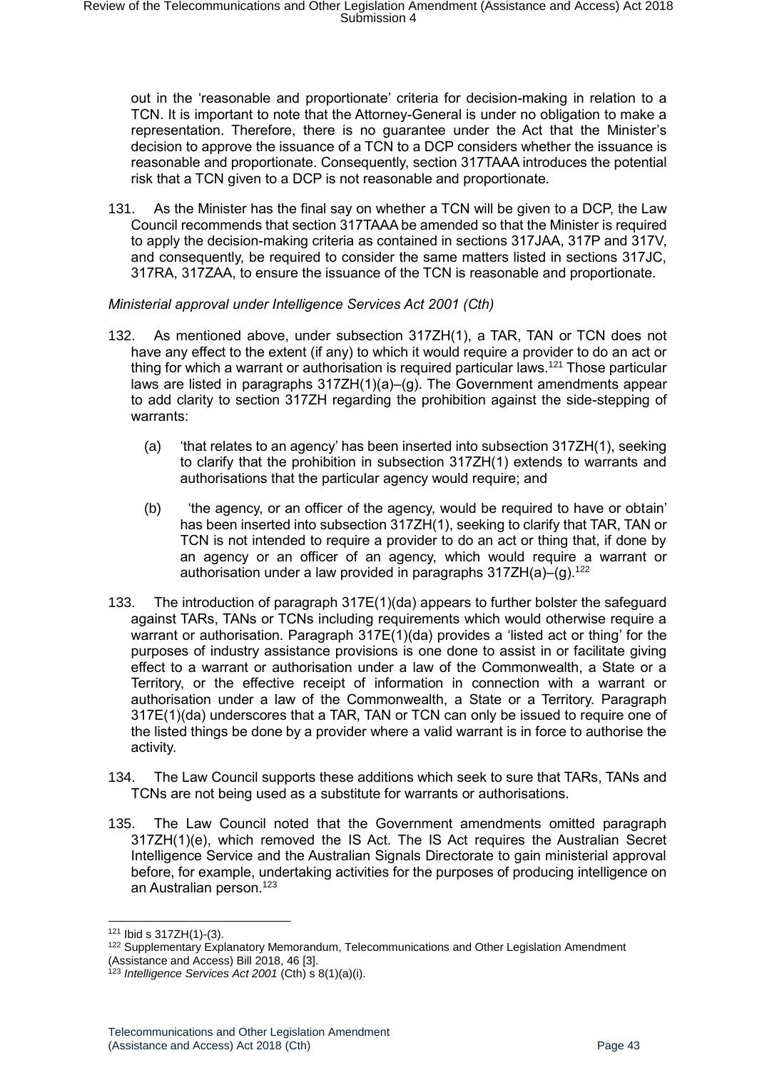out in the 'reasonable and proportionate' criteria for decision-making in relation to a TCN. It is important to note that the Attorney-General is under no obligation to make a representation. Therefore, there is no guarantee under the Act that the Minister's decision to approve the issuance of a TCN to a DCP considers whether the issuance is reasonable and proportionate. Consequently, section 317TAAA introduces the potential risk that a TCN given to a DCP is not reasonable and proportionate.

131. As the Minister has the final say on whether a TCN will be given to a DCP, the Law Council recommends that section 317TAAA be amended so that the Minister is required to apply the decision-making criteria as contained in sections 317JAA, 317P and 317V, and consequently, be required to consider the same matters listed in sections 317JC, 317RA, 317ZAA, to ensure the issuance of the TCN is reasonable and proportionate.

*Ministerial approval under Intelligence Services Act 2001 (Cth)*

132. As mentioned above, under subsection 317ZH(1), a TAR, TAN or TCN does not have any effect to the extent (if any) to which it would require a provider to do an act or thing for which a warrant or authorisation is required particular laws.[121] Those particular laws are listed in paragraphs 317ZH(1)(a)–(g). The Government amendments appear to add clarity to section 317ZH regarding the prohibition against the side-stepping of warrants:

   (a) 'that relates to an agency' has been inserted into subsection 317ZH(1), seeking to clarify that the prohibition in subsection 317ZH(1) extends to warrants and authorisations that the particular agency would require; and

   (b) 'the agency, or an officer of the agency, would be required to have or obtain' has been inserted into subsection 317ZH(1), seeking to clarify that TAR, TAN or TCN is not intended to require a provider to do an act or thing that, if done by an agency or an officer of an agency, which would require a warrant or authorisation under a law provided in paragraphs 317ZH(a)–(g).[122]

133. The introduction of paragraph 317E(1)(da) appears to further bolster the safeguard against TARs, TANs or TCNs including requirements which would otherwise require a warrant or authorisation. Paragraph 317E(1)(da) provides a 'listed act or thing' for the purposes of industry assistance provisions is one done to assist in or facilitate giving effect to a warrant or authorisation under a law of the Commonwealth, a State or a Territory, or the effective receipt of information in connection with a warrant or authorisation under a law of the Commonwealth, a State or a Territory. Paragraph 317E(1)(da) underscores that a TAR, TAN or TCN can only be issued to require one of the listed things be done by a provider where a valid warrant is in force to authorise the activity.

134. The Law Council supports these additions which seek to sure that TARs, TANs and TCNs are not being used as a substitute for warrants or authorisations.

135. The Law Council noted that the Government amendments omitted paragraph 317ZH(1)(e), which removed the IS Act. The IS Act requires the Australian Secret Intelligence Service and the Australian Signals Directorate to gain ministerial approval before, for example, undertaking activities for the purposes of producing intelligence on an Australian person.[123]

---

[121] Ibid s 317ZH(1)-(3).

[122] Supplementary Explanatory Memorandum, Telecommunications and Other Legislation Amendment (Assistance and Access) Bill 2018, 46 [3].

[123] *Intelligence Services Act 2001* (Cth) s 8(1)(a)(i).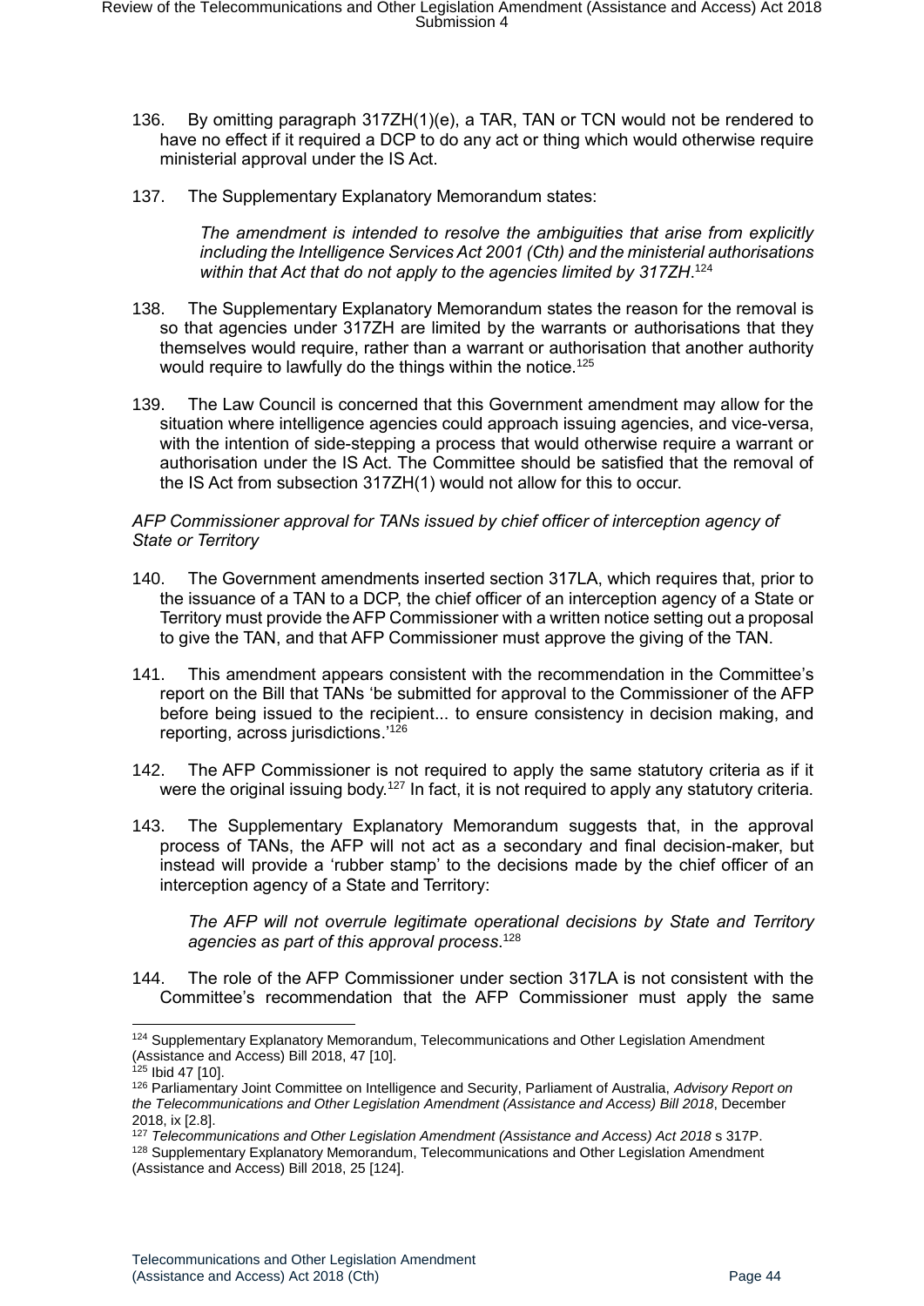136. By omitting paragraph 317ZH(1)(e), a TAR, TAN or TCN would not be rendered to have no effect if it required a DCP to do any act or thing which would otherwise require ministerial approval under the IS Act.

137. The Supplementary Explanatory Memorandum states:

> *The amendment is intended to resolve the ambiguities that arise from explicitly including the Intelligence Services Act 2001 (Cth) and the ministerial authorisations within that Act that do not apply to the agencies limited by 317ZH.*[124]

138. The Supplementary Explanatory Memorandum states the reason for the removal is so that agencies under 317ZH are limited by the warrants or authorisations that they themselves would require, rather than a warrant or authorisation that another authority would require to lawfully do the things within the notice.[125]

139. The Law Council is concerned that this Government amendment may allow for the situation where intelligence agencies could approach issuing agencies, and vice-versa, with the intention of side-stepping a process that would otherwise require a warrant or authorisation under the IS Act. The Committee should be satisfied that the removal of the IS Act from subsection 317ZH(1) would not allow for this to occur.

*AFP Commissioner approval for TANs issued by chief officer of interception agency of State or Territory*

140. The Government amendments inserted section 317LA, which requires that, prior to the issuance of a TAN to a DCP, the chief officer of an interception agency of a State or Territory must provide the AFP Commissioner with a written notice setting out a proposal to give the TAN, and that AFP Commissioner must approve the giving of the TAN.

141. This amendment appears consistent with the recommendation in the Committee's report on the Bill that TANs 'be submitted for approval to the Commissioner of the AFP before being issued to the recipient... to ensure consistency in decision making, and reporting, across jurisdictions.'[126]

142. The AFP Commissioner is not required to apply the same statutory criteria as if it were the original issuing body.[127] In fact, it is not required to apply any statutory criteria.

143. The Supplementary Explanatory Memorandum suggests that, in the approval process of TANs, the AFP will not act as a secondary and final decision-maker, but instead will provide a 'rubber stamp' to the decisions made by the chief officer of an interception agency of a State and Territory:

> *The AFP will not overrule legitimate operational decisions by State and Territory agencies as part of this approval process.*[128]

144. The role of the AFP Commissioner under section 317LA is not consistent with the Committee's recommendation that the AFP Commissioner must apply the same

---

[124] Supplementary Explanatory Memorandum, Telecommunications and Other Legislation Amendment (Assistance and Access) Bill 2018, 47 [10].

[125] Ibid 47 [10].

[126] Parliamentary Joint Committee on Intelligence and Security, Parliament of Australia, *Advisory Report on the Telecommunications and Other Legislation Amendment (Assistance and Access) Bill 2018*, December 2018, ix [2.8].

[127] *Telecommunications and Other Legislation Amendment (Assistance and Access) Act 2018* s 317P.

[128] Supplementary Explanatory Memorandum, Telecommunications and Other Legislation Amendment (Assistance and Access) Bill 2018, 25 [124].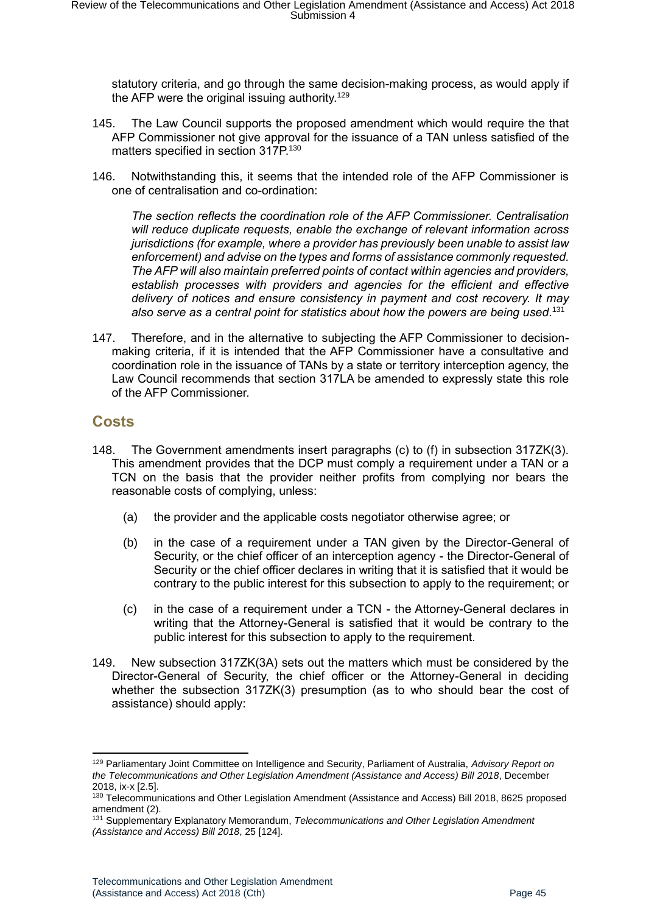statutory criteria, and go through the same decision-making process, as would apply if the AFP were the original issuing authority.[129]

145. The Law Council supports the proposed amendment which would require the that AFP Commissioner not give approval for the issuance of a TAN unless satisfied of the matters specified in section 317P.[130]

146. Notwithstanding this, it seems that the intended role of the AFP Commissioner is one of centralisation and co-ordination:

> *The section reflects the coordination role of the AFP Commissioner. Centralisation will reduce duplicate requests, enable the exchange of relevant information across jurisdictions (for example, where a provider has previously been unable to assist law enforcement) and advise on the types and forms of assistance commonly requested. The AFP will also maintain preferred points of contact within agencies and providers, establish processes with providers and agencies for the efficient and effective delivery of notices and ensure consistency in payment and cost recovery. It may also serve as a central point for statistics about how the powers are being used.*[131]

147. Therefore, and in the alternative to subjecting the AFP Commissioner to decision-making criteria, if it is intended that the AFP Commissioner have a consultative and coordination role in the issuance of TANs by a state or territory interception agency, the Law Council recommends that section 317LA be amended to expressly state this role of the AFP Commissioner.

## Costs

148. The Government amendments insert paragraphs (c) to (f) in subsection 317ZK(3). This amendment provides that the DCP must comply a requirement under a TAN or a TCN on the basis that the provider neither profits from complying nor bears the reasonable costs of complying, unless:

   (a) the provider and the applicable costs negotiator otherwise agree; or

   (b) in the case of a requirement under a TAN given by the Director-General of Security, or the chief officer of an interception agency - the Director-General of Security or the chief officer declares in writing that it is satisfied that it would be contrary to the public interest for this subsection to apply to the requirement; or

   (c) in the case of a requirement under a TCN - the Attorney-General declares in writing that the Attorney-General is satisfied that it would be contrary to the public interest for this subsection to apply to the requirement.

149. New subsection 317ZK(3A) sets out the matters which must be considered by the Director-General of Security, the chief officer or the Attorney-General in deciding whether the subsection 317ZK(3) presumption (as to who should bear the cost of assistance) should apply:

---

[129] Parliamentary Joint Committee on Intelligence and Security, Parliament of Australia, *Advisory Report on the Telecommunications and Other Legislation Amendment (Assistance and Access) Bill 2018*, December 2018, ix-x [2.5].

[130] Telecommunications and Other Legislation Amendment (Assistance and Access) Bill 2018, 8625 proposed amendment (2).

[131] Supplementary Explanatory Memorandum, *Telecommunications and Other Legislation Amendment (Assistance and Access) Bill 2018*, 25 [124].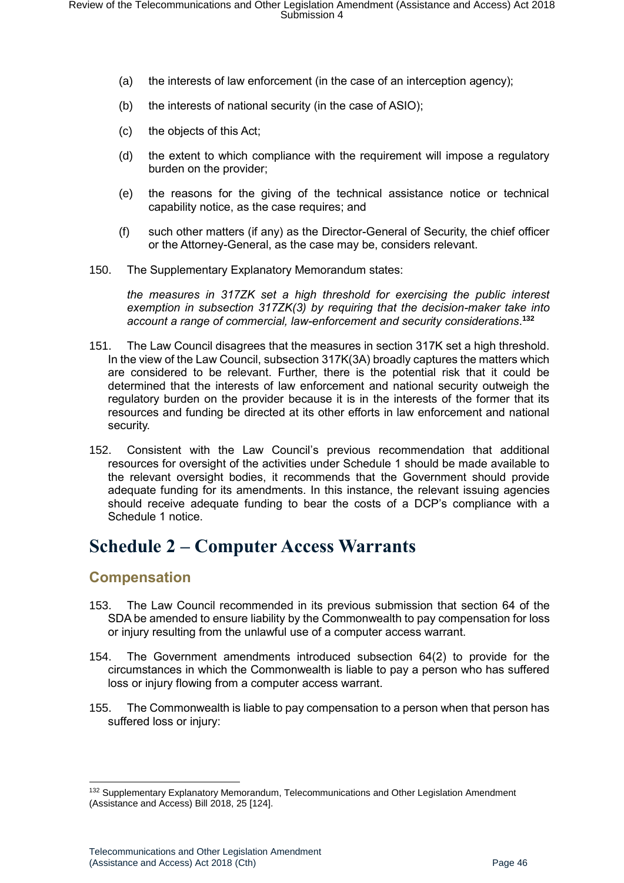(a) the interests of law enforcement (in the case of an interception agency);

(b) the interests of national security (in the case of ASIO);

(c) the objects of this Act;

(d) the extent to which compliance with the requirement will impose a regulatory burden on the provider;

(e) the reasons for the giving of the technical assistance notice or technical capability notice, as the case requires; and

(f) such other matters (if any) as the Director-General of Security, the chief officer or the Attorney-General, as the case may be, considers relevant.

150. The Supplementary Explanatory Memorandum states:

> *the measures in 317ZK set a high threshold for exercising the public interest exemption in subsection 317ZK(3) by requiring that the decision-maker take into account a range of commercial, law-enforcement and security considerations*.[132]

151. The Law Council disagrees that the measures in section 317K set a high threshold. In the view of the Law Council, subsection 317K(3A) broadly captures the matters which are considered to be relevant. Further, there is the potential risk that it could be determined that the interests of law enforcement and national security outweigh the regulatory burden on the provider because it is in the interests of the former that its resources and funding be directed at its other efforts in law enforcement and national security.

152. Consistent with the Law Council's previous recommendation that additional resources for oversight of the activities under Schedule 1 should be made available to the relevant oversight bodies, it recommends that the Government should provide adequate funding for its amendments. In this instance, the relevant issuing agencies should receive adequate funding to bear the costs of a DCP's compliance with a Schedule 1 notice.

# Schedule 2 – Computer Access Warrants

## Compensation

153. The Law Council recommended in its previous submission that section 64 of the SDA be amended to ensure liability by the Commonwealth to pay compensation for loss or injury resulting from the unlawful use of a computer access warrant.

154. The Government amendments introduced subsection 64(2) to provide for the circumstances in which the Commonwealth is liable to pay a person who has suffered loss or injury flowing from a computer access warrant.

155. The Commonwealth is liable to pay compensation to a person when that person has suffered loss or injury:

---

[132] Supplementary Explanatory Memorandum, Telecommunications and Other Legislation Amendment (Assistance and Access) Bill 2018, 25 [124].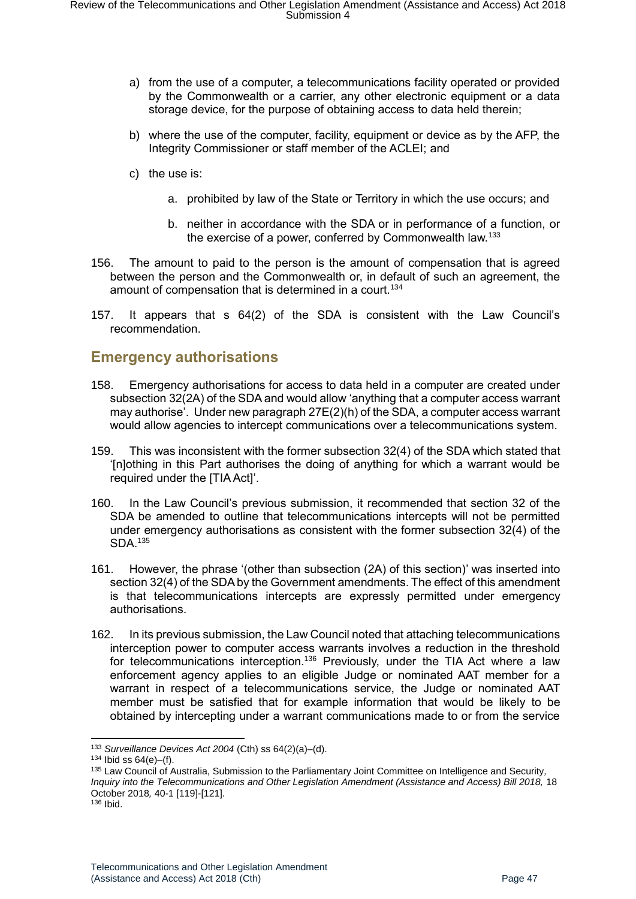a) from the use of a computer, a telecommunications facility operated or provided by the Commonwealth or a carrier, any other electronic equipment or a data storage device, for the purpose of obtaining access to data held therein;

b) where the use of the computer, facility, equipment or device as by the AFP, the Integrity Commissioner or staff member of the ACLEI; and

c) the use is:

   a. prohibited by law of the State or Territory in which the use occurs; and

   b. neither in accordance with the SDA or in performance of a function, or the exercise of a power, conferred by Commonwealth law.[133]

156. The amount to paid to the person is the amount of compensation that is agreed between the person and the Commonwealth or, in default of such an agreement, the amount of compensation that is determined in a court.[134]

157. It appears that s 64(2) of the SDA is consistent with the Law Council's recommendation.

## Emergency authorisations

158. Emergency authorisations for access to data held in a computer are created under subsection 32(2A) of the SDA and would allow 'anything that a computer access warrant may authorise'. Under new paragraph 27E(2)(h) of the SDA, a computer access warrant would allow agencies to intercept communications over a telecommunications system.

159. This was inconsistent with the former subsection 32(4) of the SDA which stated that '[n]othing in this Part authorises the doing of anything for which a warrant would be required under the [TIA Act]'.

160. In the Law Council's previous submission, it recommended that section 32 of the SDA be amended to outline that telecommunications intercepts will not be permitted under emergency authorisations as consistent with the former subsection 32(4) of the SDA.[135]

161. However, the phrase '(other than subsection (2A) of this section)' was inserted into section 32(4) of the SDA by the Government amendments. The effect of this amendment is that telecommunications intercepts are expressly permitted under emergency authorisations.

162. In its previous submission, the Law Council noted that attaching telecommunications interception power to computer access warrants involves a reduction in the threshold for telecommunications interception.[136] Previously, under the TIA Act where a law enforcement agency applies to an eligible Judge or nominated AAT member for a warrant in respect of a telecommunications service, the Judge or nominated AAT member must be satisfied that for example information that would be likely to be obtained by intercepting under a warrant communications made to or from the service

---

[133] *Surveillance Devices Act 2004* (Cth) ss 64(2)(a)–(d).

[134] Ibid ss 64(e)–(f).

[135] Law Council of Australia, Submission to the Parliamentary Joint Committee on Intelligence and Security, *Inquiry into the Telecommunications and Other Legislation Amendment (Assistance and Access) Bill 2018,* 18 October 2018*,* 40-1 [119]-[121].

[136] Ibid.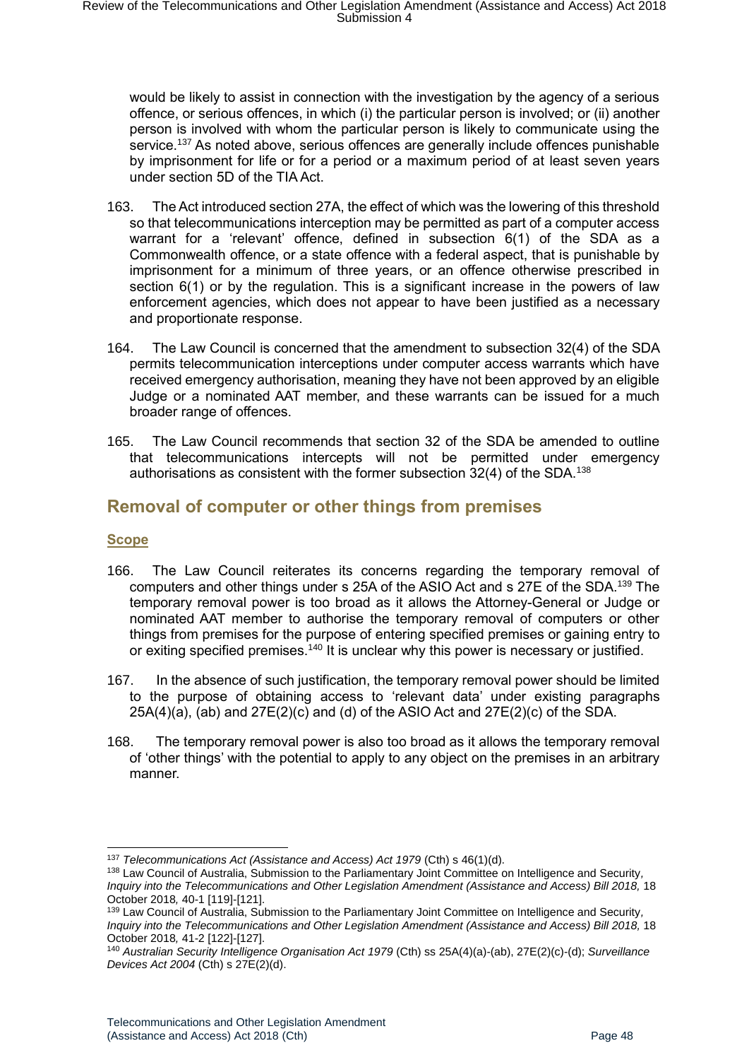would be likely to assist in connection with the investigation by the agency of a serious offence, or serious offences, in which (i) the particular person is involved; or (ii) another person is involved with whom the particular person is likely to communicate using the service.[137] As noted above, serious offences are generally include offences punishable by imprisonment for life or for a period or a maximum period of at least seven years under section 5D of the TIA Act.

163. The Act introduced section 27A, the effect of which was the lowering of this threshold so that telecommunications interception may be permitted as part of a computer access warrant for a 'relevant' offence, defined in subsection 6(1) of the SDA as a Commonwealth offence, or a state offence with a federal aspect, that is punishable by imprisonment for a minimum of three years, or an offence otherwise prescribed in section 6(1) or by the regulation. This is a significant increase in the powers of law enforcement agencies, which does not appear to have been justified as a necessary and proportionate response.

164. The Law Council is concerned that the amendment to subsection 32(4) of the SDA permits telecommunication interceptions under computer access warrants which have received emergency authorisation, meaning they have not been approved by an eligible Judge or a nominated AAT member, and these warrants can be issued for a much broader range of offences.

165. The Law Council recommends that section 32 of the SDA be amended to outline that telecommunications intercepts will not be permitted under emergency authorisations as consistent with the former subsection 32(4) of the SDA.[138]

## Removal of computer or other things from premises

### Scope

166. The Law Council reiterates its concerns regarding the temporary removal of computers and other things under s 25A of the ASIO Act and s 27E of the SDA.[139] The temporary removal power is too broad as it allows the Attorney-General or Judge or nominated AAT member to authorise the temporary removal of computers or other things from premises for the purpose of entering specified premises or gaining entry to or exiting specified premises.[140] It is unclear why this power is necessary or justified.

167. In the absence of such justification, the temporary removal power should be limited to the purpose of obtaining access to 'relevant data' under existing paragraphs 25A(4)(a), (ab) and 27E(2)(c) and (d) of the ASIO Act and 27E(2)(c) of the SDA.

168. The temporary removal power is also too broad as it allows the temporary removal of 'other things' with the potential to apply to any object on the premises in an arbitrary manner.

---

[137] *Telecommunications Act (Assistance and Access) Act 1979* (Cth) s 46(1)(d).

[138] Law Council of Australia, Submission to the Parliamentary Joint Committee on Intelligence and Security, *Inquiry into the Telecommunications and Other Legislation Amendment (Assistance and Access) Bill 2018,* 18 October 2018*,* 40-1 [119]-[121].

[139] Law Council of Australia, Submission to the Parliamentary Joint Committee on Intelligence and Security, *Inquiry into the Telecommunications and Other Legislation Amendment (Assistance and Access) Bill 2018,* 18 October 2018*,* 41-2 [122]-[127].

[140] *Australian Security Intelligence Organisation Act 1979* (Cth) ss 25A(4)(a)-(ab), 27E(2)(c)-(d); *Surveillance Devices Act 2004* (Cth) s 27E(2)(d).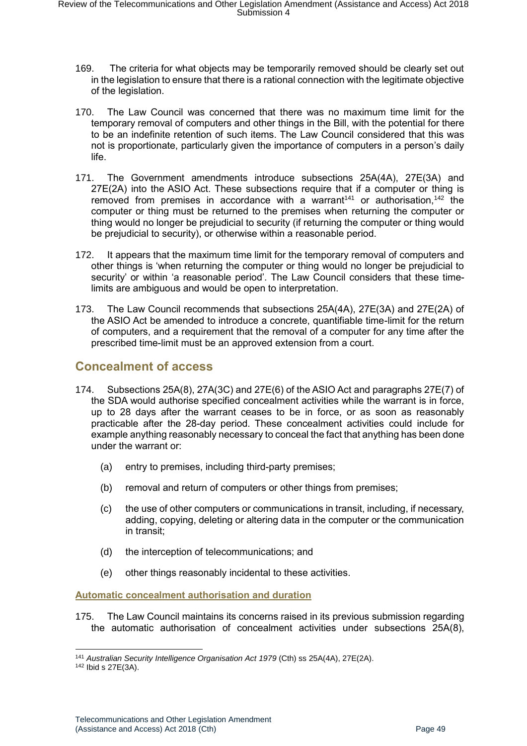169. The criteria for what objects may be temporarily removed should be clearly set out in the legislation to ensure that there is a rational connection with the legitimate objective of the legislation.

170. The Law Council was concerned that there was no maximum time limit for the temporary removal of computers and other things in the Bill, with the potential for there to be an indefinite retention of such items. The Law Council considered that this was not is proportionate, particularly given the importance of computers in a person's daily life.

171. The Government amendments introduce subsections 25A(4A), 27E(3A) and 27E(2A) into the ASIO Act. These subsections require that if a computer or thing is removed from premises in accordance with a warrant[141] or authorisation,[142] the computer or thing must be returned to the premises when returning the computer or thing would no longer be prejudicial to security (if returning the computer or thing would be prejudicial to security), or otherwise within a reasonable period.

172. It appears that the maximum time limit for the temporary removal of computers and other things is 'when returning the computer or thing would no longer be prejudicial to security' or within 'a reasonable period'. The Law Council considers that these time-limits are ambiguous and would be open to interpretation.

173. The Law Council recommends that subsections 25A(4A), 27E(3A) and 27E(2A) of the ASIO Act be amended to introduce a concrete, quantifiable time-limit for the return of computers, and a requirement that the removal of a computer for any time after the prescribed time-limit must be an approved extension from a court.

## Concealment of access

174. Subsections 25A(8), 27A(3C) and 27E(6) of the ASIO Act and paragraphs 27E(7) of the SDA would authorise specified concealment activities while the warrant is in force, up to 28 days after the warrant ceases to be in force, or as soon as reasonably practicable after the 28-day period. These concealment activities could include for example anything reasonably necessary to conceal the fact that anything has been done under the warrant or:

   (a) entry to premises, including third-party premises;

   (b) removal and return of computers or other things from premises;

   (c) the use of other computers or communications in transit, including, if necessary, adding, copying, deleting or altering data in the computer or the communication in transit;

   (d) the interception of telecommunications; and

   (e) other things reasonably incidental to these activities.

### Automatic concealment authorisation and duration

175. The Law Council maintains its concerns raised in its previous submission regarding the automatic authorisation of concealment activities under subsections 25A(8),

---

[141] *Australian Security Intelligence Organisation Act 1979* (Cth) ss 25A(4A), 27E(2A).

[142] Ibid s 27E(3A).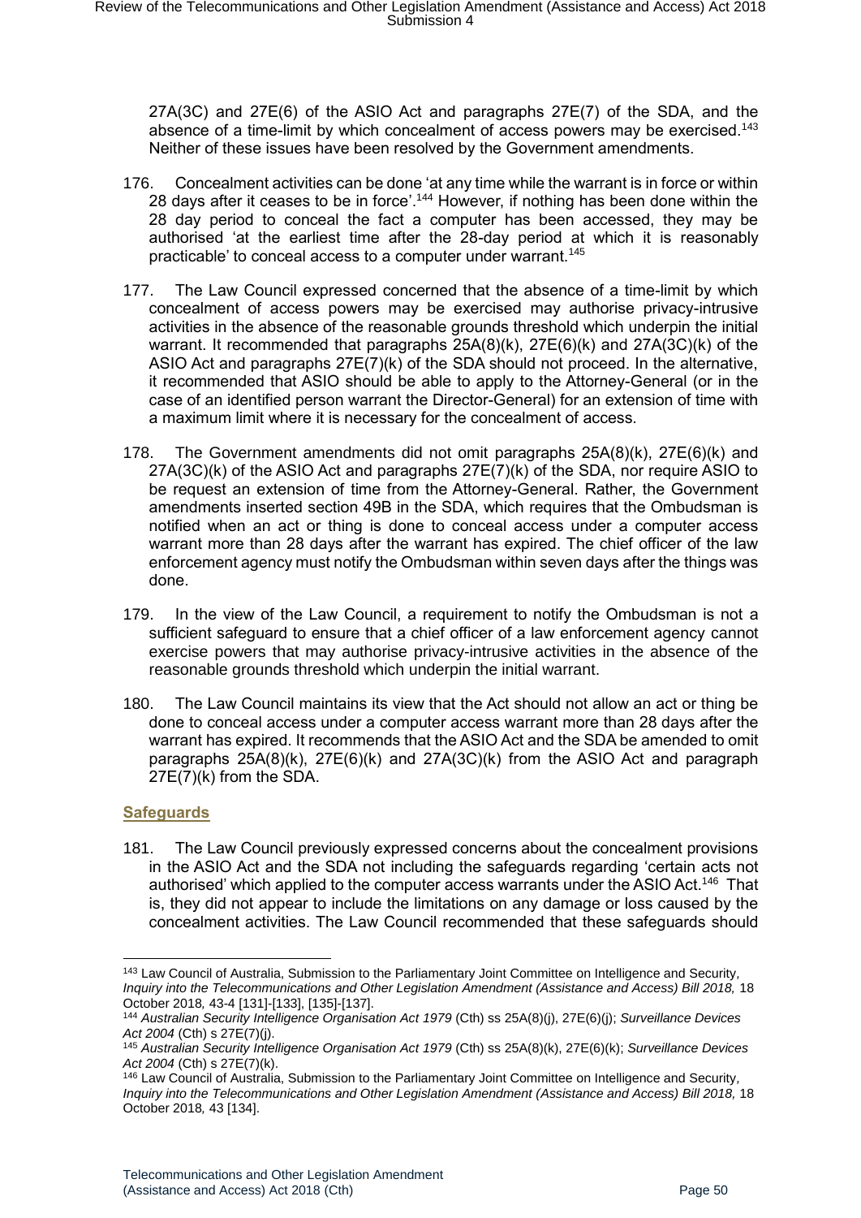27A(3C) and 27E(6) of the ASIO Act and paragraphs 27E(7) of the SDA, and the absence of a time-limit by which concealment of access powers may be exercised.[143] Neither of these issues have been resolved by the Government amendments.

176. Concealment activities can be done 'at any time while the warrant is in force or within 28 days after it ceases to be in force'.[144] However, if nothing has been done within the 28 day period to conceal the fact a computer has been accessed, they may be authorised 'at the earliest time after the 28-day period at which it is reasonably practicable' to conceal access to a computer under warrant.[145]

177. The Law Council expressed concerned that the absence of a time-limit by which concealment of access powers may be exercised may authorise privacy-intrusive activities in the absence of the reasonable grounds threshold which underpin the initial warrant. It recommended that paragraphs 25A(8)(k), 27E(6)(k) and 27A(3C)(k) of the ASIO Act and paragraphs 27E(7)(k) of the SDA should not proceed. In the alternative, it recommended that ASIO should be able to apply to the Attorney-General (or in the case of an identified person warrant the Director-General) for an extension of time with a maximum limit where it is necessary for the concealment of access.

178. The Government amendments did not omit paragraphs 25A(8)(k), 27E(6)(k) and 27A(3C)(k) of the ASIO Act and paragraphs 27E(7)(k) of the SDA, nor require ASIO to be request an extension of time from the Attorney-General. Rather, the Government amendments inserted section 49B in the SDA, which requires that the Ombudsman is notified when an act or thing is done to conceal access under a computer access warrant more than 28 days after the warrant has expired. The chief officer of the law enforcement agency must notify the Ombudsman within seven days after the things was done.

179. In the view of the Law Council, a requirement to notify the Ombudsman is not a sufficient safeguard to ensure that a chief officer of a law enforcement agency cannot exercise powers that may authorise privacy-intrusive activities in the absence of the reasonable grounds threshold which underpin the initial warrant.

180. The Law Council maintains its view that the Act should not allow an act or thing be done to conceal access under a computer access warrant more than 28 days after the warrant has expired. It recommends that the ASIO Act and the SDA be amended to omit paragraphs 25A(8)(k), 27E(6)(k) and 27A(3C)(k) from the ASIO Act and paragraph 27E(7)(k) from the SDA.

### Safeguards

181. The Law Council previously expressed concerns about the concealment provisions in the ASIO Act and the SDA not including the safeguards regarding 'certain acts not authorised' which applied to the computer access warrants under the ASIO Act.[146] That is, they did not appear to include the limitations on any damage or loss caused by the concealment activities. The Law Council recommended that these safeguards should

---

[143] Law Council of Australia, Submission to the Parliamentary Joint Committee on Intelligence and Security, *Inquiry into the Telecommunications and Other Legislation Amendment (Assistance and Access) Bill 2018,* 18 October 2018*,* 43-4 [131]-[133], [135]-[137].

[144] *Australian Security Intelligence Organisation Act 1979* (Cth) ss 25A(8)(j), 27E(6)(j); *Surveillance Devices Act 2004* (Cth) s 27E(7)(j).

[145] *Australian Security Intelligence Organisation Act 1979* (Cth) ss 25A(8)(k), 27E(6)(k); *Surveillance Devices Act 2004* (Cth) s 27E(7)(k).

[146] Law Council of Australia, Submission to the Parliamentary Joint Committee on Intelligence and Security, *Inquiry into the Telecommunications and Other Legislation Amendment (Assistance and Access) Bill 2018,* 18 October 2018*,* 43 [134].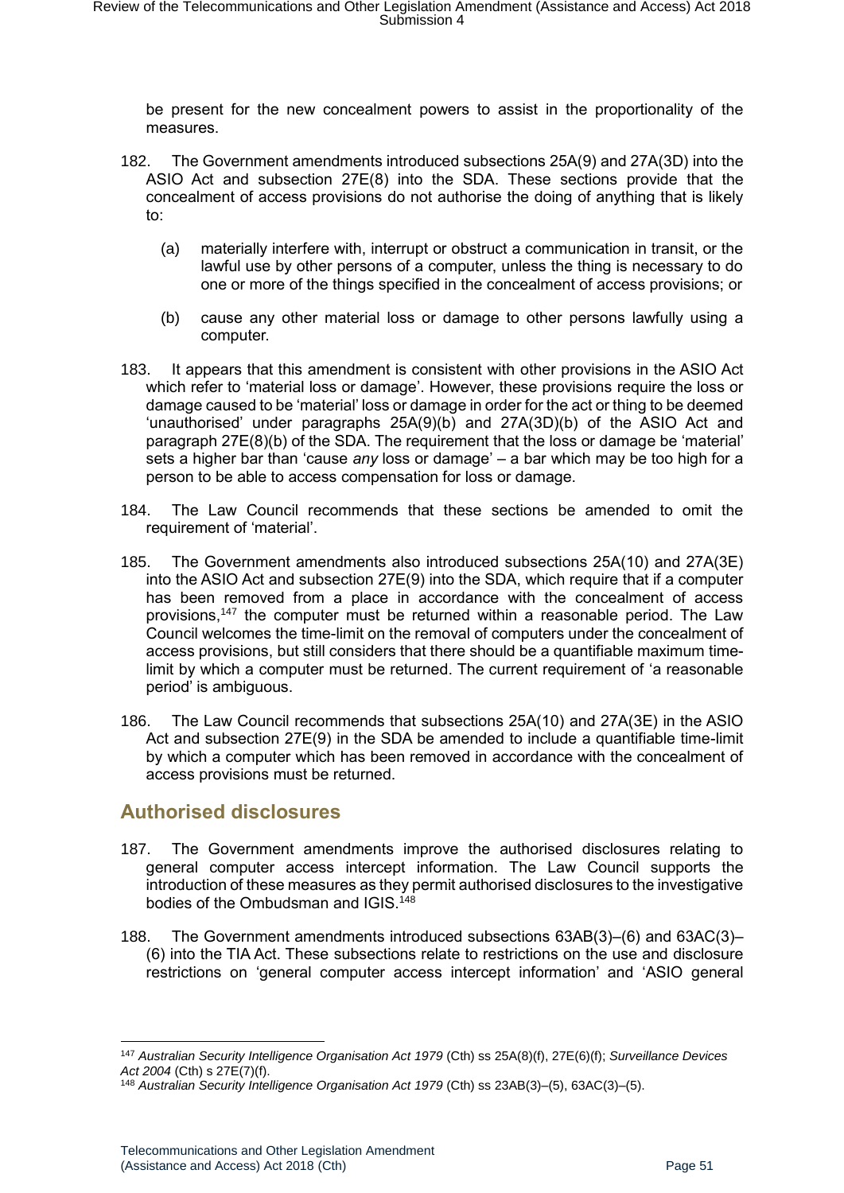be present for the new concealment powers to assist in the proportionality of the measures.

182. The Government amendments introduced subsections 25A(9) and 27A(3D) into the ASIO Act and subsection 27E(8) into the SDA. These sections provide that the concealment of access provisions do not authorise the doing of anything that is likely to:

   (a) materially interfere with, interrupt or obstruct a communication in transit, or the lawful use by other persons of a computer, unless the thing is necessary to do one or more of the things specified in the concealment of access provisions; or

   (b) cause any other material loss or damage to other persons lawfully using a computer.

183. It appears that this amendment is consistent with other provisions in the ASIO Act which refer to 'material loss or damage'. However, these provisions require the loss or damage caused to be 'material' loss or damage in order for the act or thing to be deemed 'unauthorised' under paragraphs 25A(9)(b) and 27A(3D)(b) of the ASIO Act and paragraph 27E(8)(b) of the SDA. The requirement that the loss or damage be 'material' sets a higher bar than 'cause *any* loss or damage' – a bar which may be too high for a person to be able to access compensation for loss or damage.

184. The Law Council recommends that these sections be amended to omit the requirement of 'material'.

185. The Government amendments also introduced subsections 25A(10) and 27A(3E) into the ASIO Act and subsection 27E(9) into the SDA, which require that if a computer has been removed from a place in accordance with the concealment of access provisions,[147] the computer must be returned within a reasonable period. The Law Council welcomes the time-limit on the removal of computers under the concealment of access provisions, but still considers that there should be a quantifiable maximum time-limit by which a computer must be returned. The current requirement of 'a reasonable period' is ambiguous.

186. The Law Council recommends that subsections 25A(10) and 27A(3E) in the ASIO Act and subsection 27E(9) in the SDA be amended to include a quantifiable time-limit by which a computer which has been removed in accordance with the concealment of access provisions must be returned.

## Authorised disclosures

187. The Government amendments improve the authorised disclosures relating to general computer access intercept information. The Law Council supports the introduction of these measures as they permit authorised disclosures to the investigative bodies of the Ombudsman and IGIS.[148]

188. The Government amendments introduced subsections 63AB(3)–(6) and 63AC(3)–(6) into the TIA Act. These subsections relate to restrictions on the use and disclosure restrictions on 'general computer access intercept information' and 'ASIO general

---

[147] *Australian Security Intelligence Organisation Act 1979* (Cth) ss 25A(8)(f), 27E(6)(f); *Surveillance Devices Act 2004* (Cth) s 27E(7)(f).

[148] *Australian Security Intelligence Organisation Act 1979* (Cth) ss 23AB(3)–(5), 63AC(3)–(5).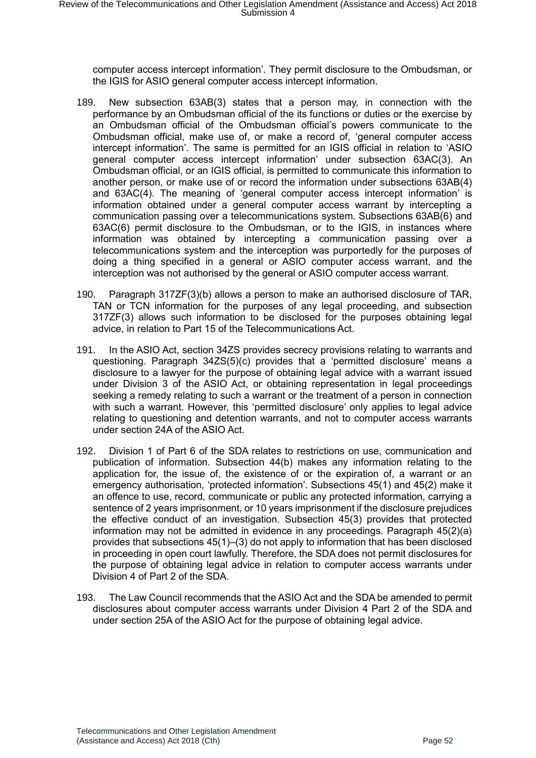computer access intercept information'. They permit disclosure to the Ombudsman, or the IGIS for ASIO general computer access intercept information.

189. New subsection 63AB(3) states that a person may, in connection with the performance by an Ombudsman official of the its functions or duties or the exercise by an Ombudsman official of the Ombudsman official's powers communicate to the Ombudsman official, make use of, or make a record of, 'general computer access intercept information'. The same is permitted for an IGIS official in relation to 'ASIO general computer access intercept information' under subsection 63AC(3). An Ombudsman official, or an IGIS official, is permitted to communicate this information to another person, or make use of or record the information under subsections 63AB(4) and 63AC(4). The meaning of 'general computer access intercept information' is information obtained under a general computer access warrant by intercepting a communication passing over a telecommunications system. Subsections 63AB(6) and 63AC(6) permit disclosure to the Ombudsman, or to the IGIS, in instances where information was obtained by intercepting a communication passing over a telecommunications system and the interception was purportedly for the purposes of doing a thing specified in a general or ASIO computer access warrant, and the interception was not authorised by the general or ASIO computer access warrant.

190. Paragraph 317ZF(3)(b) allows a person to make an authorised disclosure of TAR, TAN or TCN information for the purposes of any legal proceeding, and subsection 317ZF(3) allows such information to be disclosed for the purposes obtaining legal advice, in relation to Part 15 of the Telecommunications Act.

191. In the ASIO Act, section 34ZS provides secrecy provisions relating to warrants and questioning. Paragraph 34ZS(5)(c) provides that a 'permitted disclosure' means a disclosure to a lawyer for the purpose of obtaining legal advice with a warrant issued under Division 3 of the ASIO Act, or obtaining representation in legal proceedings seeking a remedy relating to such a warrant or the treatment of a person in connection with such a warrant. However, this 'permitted disclosure' only applies to legal advice relating to questioning and detention warrants, and not to computer access warrants under section 24A of the ASIO Act.

192. Division 1 of Part 6 of the SDA relates to restrictions on use, communication and publication of information. Subsection 44(b) makes any information relating to the application for, the issue of, the existence of or the expiration of, a warrant or an emergency authorisation, 'protected information'. Subsections 45(1) and 45(2) make it an offence to use, record, communicate or public any protected information, carrying a sentence of 2 years imprisonment, or 10 years imprisonment if the disclosure prejudices the effective conduct of an investigation. Subsection 45(3) provides that protected information may not be admitted in evidence in any proceedings. Paragraph 45(2)(a) provides that subsections 45(1)–(3) do not apply to information that has been disclosed in proceeding in open court lawfully. Therefore, the SDA does not permit disclosures for the purpose of obtaining legal advice in relation to computer access warrants under Division 4 of Part 2 of the SDA.

193. The Law Council recommends that the ASIO Act and the SDA be amended to permit disclosures about computer access warrants under Division 4 Part 2 of the SDA and under section 25A of the ASIO Act for the purpose of obtaining legal advice.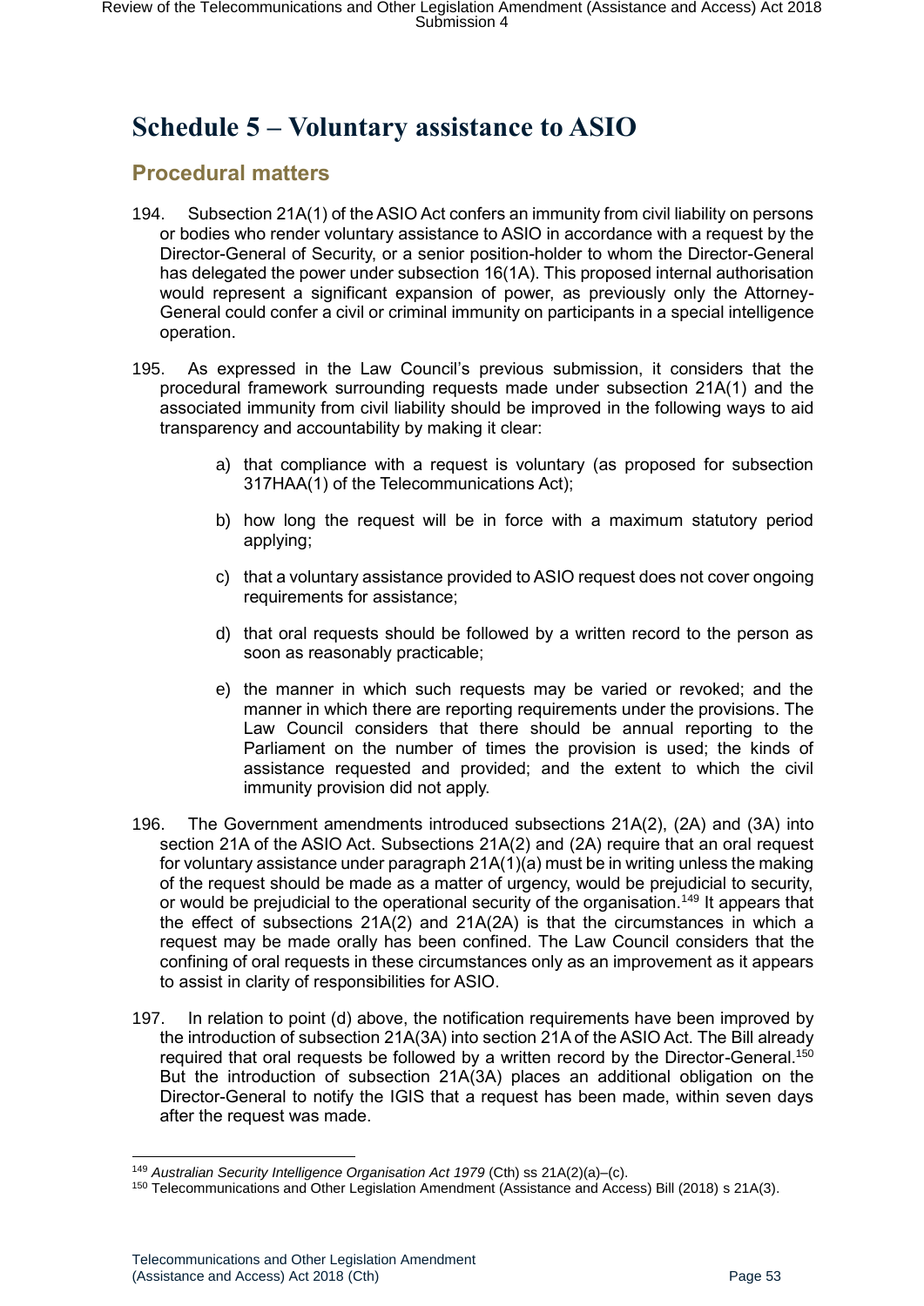# Schedule 5 – Voluntary assistance to ASIO

## Procedural matters

194. Subsection 21A(1) of the ASIO Act confers an immunity from civil liability on persons or bodies who render voluntary assistance to ASIO in accordance with a request by the Director-General of Security, or a senior position-holder to whom the Director-General has delegated the power under subsection 16(1A). This proposed internal authorisation would represent a significant expansion of power, as previously only the Attorney-General could confer a civil or criminal immunity on participants in a special intelligence operation.

195. As expressed in the Law Council's previous submission, it considers that the procedural framework surrounding requests made under subsection 21A(1) and the associated immunity from civil liability should be improved in the following ways to aid transparency and accountability by making it clear:

a) that compliance with a request is voluntary (as proposed for subsection 317HAA(1) of the Telecommunications Act);

b) how long the request will be in force with a maximum statutory period applying;

c) that a voluntary assistance provided to ASIO request does not cover ongoing requirements for assistance;

d) that oral requests should be followed by a written record to the person as soon as reasonably practicable;

e) the manner in which such requests may be varied or revoked; and the manner in which there are reporting requirements under the provisions. The Law Council considers that there should be annual reporting to the Parliament on the number of times the provision is used; the kinds of assistance requested and provided; and the extent to which the civil immunity provision did not apply.

196. The Government amendments introduced subsections 21A(2), (2A) and (3A) into section 21A of the ASIO Act. Subsections 21A(2) and (2A) require that an oral request for voluntary assistance under paragraph 21A(1)(a) must be in writing unless the making of the request should be made as a matter of urgency, would be prejudicial to security, or would be prejudicial to the operational security of the organisation.[149] It appears that the effect of subsections 21A(2) and 21A(2A) is that the circumstances in which a request may be made orally has been confined. The Law Council considers that the confining of oral requests in these circumstances only as an improvement as it appears to assist in clarity of responsibilities for ASIO.

197. In relation to point (d) above, the notification requirements have been improved by the introduction of subsection 21A(3A) into section 21A of the ASIO Act. The Bill already required that oral requests be followed by a written record by the Director-General.[150] But the introduction of subsection 21A(3A) places an additional obligation on the Director-General to notify the IGIS that a request has been made, within seven days after the request was made.

---

[149] *Australian Security Intelligence Organisation Act 1979* (Cth) ss 21A(2)(a)–(c).

[150] Telecommunications and Other Legislation Amendment (Assistance and Access) Bill (2018) s 21A(3).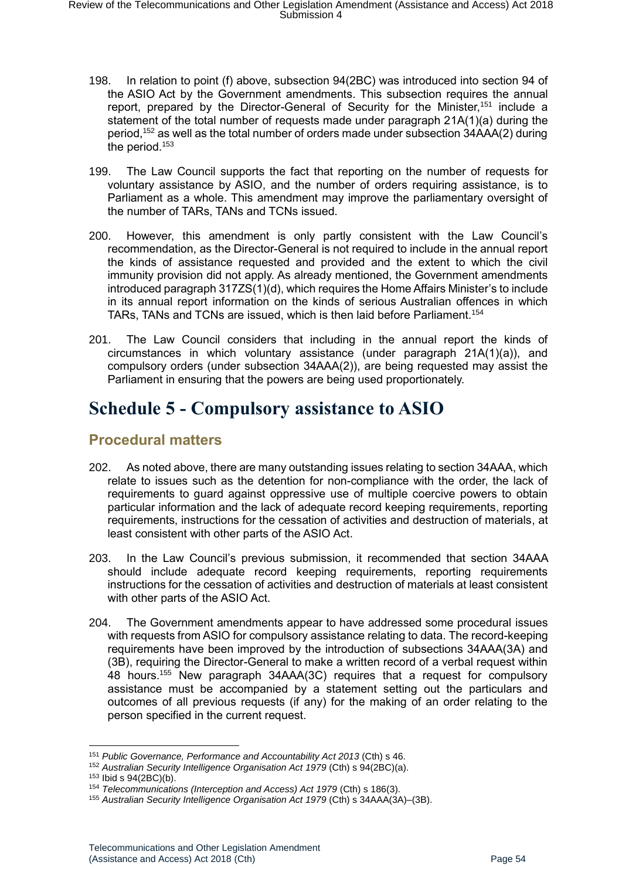198. In relation to point (f) above, subsection 94(2BC) was introduced into section 94 of the ASIO Act by the Government amendments. This subsection requires the annual report, prepared by the Director-General of Security for the Minister,[151] include a statement of the total number of requests made under paragraph 21A(1)(a) during the period,[152] as well as the total number of orders made under subsection 34AAA(2) during the period.[153]

199. The Law Council supports the fact that reporting on the number of requests for voluntary assistance by ASIO, and the number of orders requiring assistance, is to Parliament as a whole. This amendment may improve the parliamentary oversight of the number of TARs, TANs and TCNs issued.

200. However, this amendment is only partly consistent with the Law Council's recommendation, as the Director-General is not required to include in the annual report the kinds of assistance requested and provided and the extent to which the civil immunity provision did not apply. As already mentioned, the Government amendments introduced paragraph 317ZS(1)(d), which requires the Home Affairs Minister's to include in its annual report information on the kinds of serious Australian offences in which TARs, TANs and TCNs are issued, which is then laid before Parliament.[154]

201. The Law Council considers that including in the annual report the kinds of circumstances in which voluntary assistance (under paragraph 21A(1)(a)), and compulsory orders (under subsection 34AAA(2)), are being requested may assist the Parliament in ensuring that the powers are being used proportionately.

# Schedule 5 - Compulsory assistance to ASIO

## Procedural matters

202. As noted above, there are many outstanding issues relating to section 34AAA, which relate to issues such as the detention for non-compliance with the order, the lack of requirements to guard against oppressive use of multiple coercive powers to obtain particular information and the lack of adequate record keeping requirements, reporting requirements, instructions for the cessation of activities and destruction of materials, at least consistent with other parts of the ASIO Act.

203. In the Law Council's previous submission, it recommended that section 34AAA should include adequate record keeping requirements, reporting requirements instructions for the cessation of activities and destruction of materials at least consistent with other parts of the ASIO Act.

204. The Government amendments appear to have addressed some procedural issues with requests from ASIO for compulsory assistance relating to data. The record-keeping requirements have been improved by the introduction of subsections 34AAA(3A) and (3B), requiring the Director-General to make a written record of a verbal request within 48 hours.[155] New paragraph 34AAA(3C) requires that a request for compulsory assistance must be accompanied by a statement setting out the particulars and outcomes of all previous requests (if any) for the making of an order relating to the person specified in the current request.

---

[151] *Public Governance, Performance and Accountability Act 2013* (Cth) s 46.

[152] *Australian Security Intelligence Organisation Act 1979* (Cth) s 94(2BC)(a).

[153] Ibid s 94(2BC)(b).

[154] *Telecommunications (Interception and Access) Act 1979* (Cth) s 186(3).

[155] *Australian Security Intelligence Organisation Act 1979* (Cth) s 34AAA(3A)–(3B).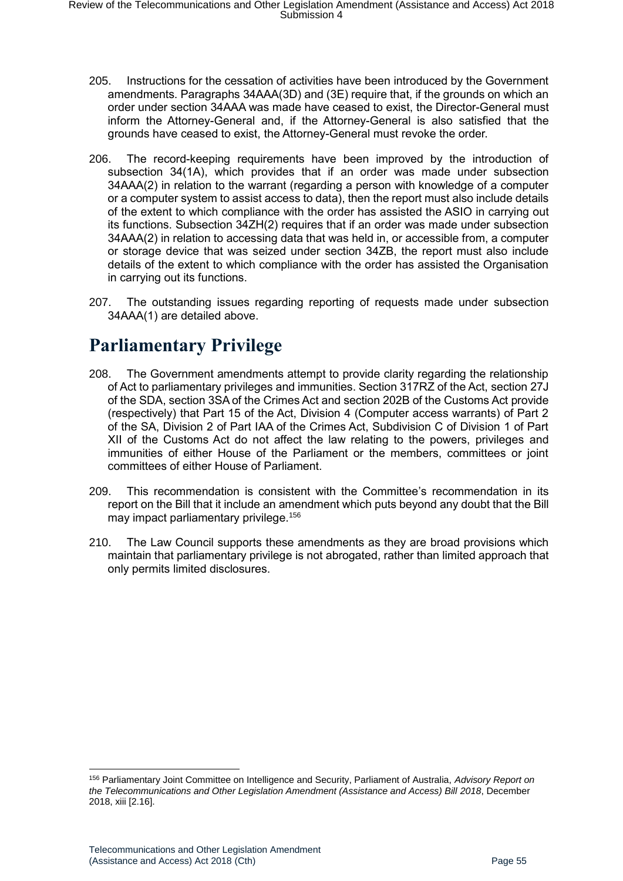205. Instructions for the cessation of activities have been introduced by the Government amendments. Paragraphs 34AAA(3D) and (3E) require that, if the grounds on which an order under section 34AAA was made have ceased to exist, the Director-General must inform the Attorney-General and, if the Attorney-General is also satisfied that the grounds have ceased to exist, the Attorney-General must revoke the order.

206. The record-keeping requirements have been improved by the introduction of subsection 34(1A), which provides that if an order was made under subsection 34AAA(2) in relation to the warrant (regarding a person with knowledge of a computer or a computer system to assist access to data), then the report must also include details of the extent to which compliance with the order has assisted the ASIO in carrying out its functions. Subsection 34ZH(2) requires that if an order was made under subsection 34AAA(2) in relation to accessing data that was held in, or accessible from, a computer or storage device that was seized under section 34ZB, the report must also include details of the extent to which compliance with the order has assisted the Organisation in carrying out its functions.

207. The outstanding issues regarding reporting of requests made under subsection 34AAA(1) are detailed above.

## Parliamentary Privilege

208. The Government amendments attempt to provide clarity regarding the relationship of Act to parliamentary privileges and immunities. Section 317RZ of the Act, section 27J of the SDA, section 3SA of the Crimes Act and section 202B of the Customs Act provide (respectively) that Part 15 of the Act, Division 4 (Computer access warrants) of Part 2 of the SA, Division 2 of Part IAA of the Crimes Act, Subdivision C of Division 1 of Part XII of the Customs Act do not affect the law relating to the powers, privileges and immunities of either House of the Parliament or the members, committees or joint committees of either House of Parliament.

209. This recommendation is consistent with the Committee's recommendation in its report on the Bill that it include an amendment which puts beyond any doubt that the Bill may impact parliamentary privilege.[156]

210. The Law Council supports these amendments as they are broad provisions which maintain that parliamentary privilege is not abrogated, rather than limited approach that only permits limited disclosures.

[156] Parliamentary Joint Committee on Intelligence and Security, Parliament of Australia, *Advisory Report on the Telecommunications and Other Legislation Amendment (Assistance and Access) Bill 2018*, December 2018, xiii [2.16].